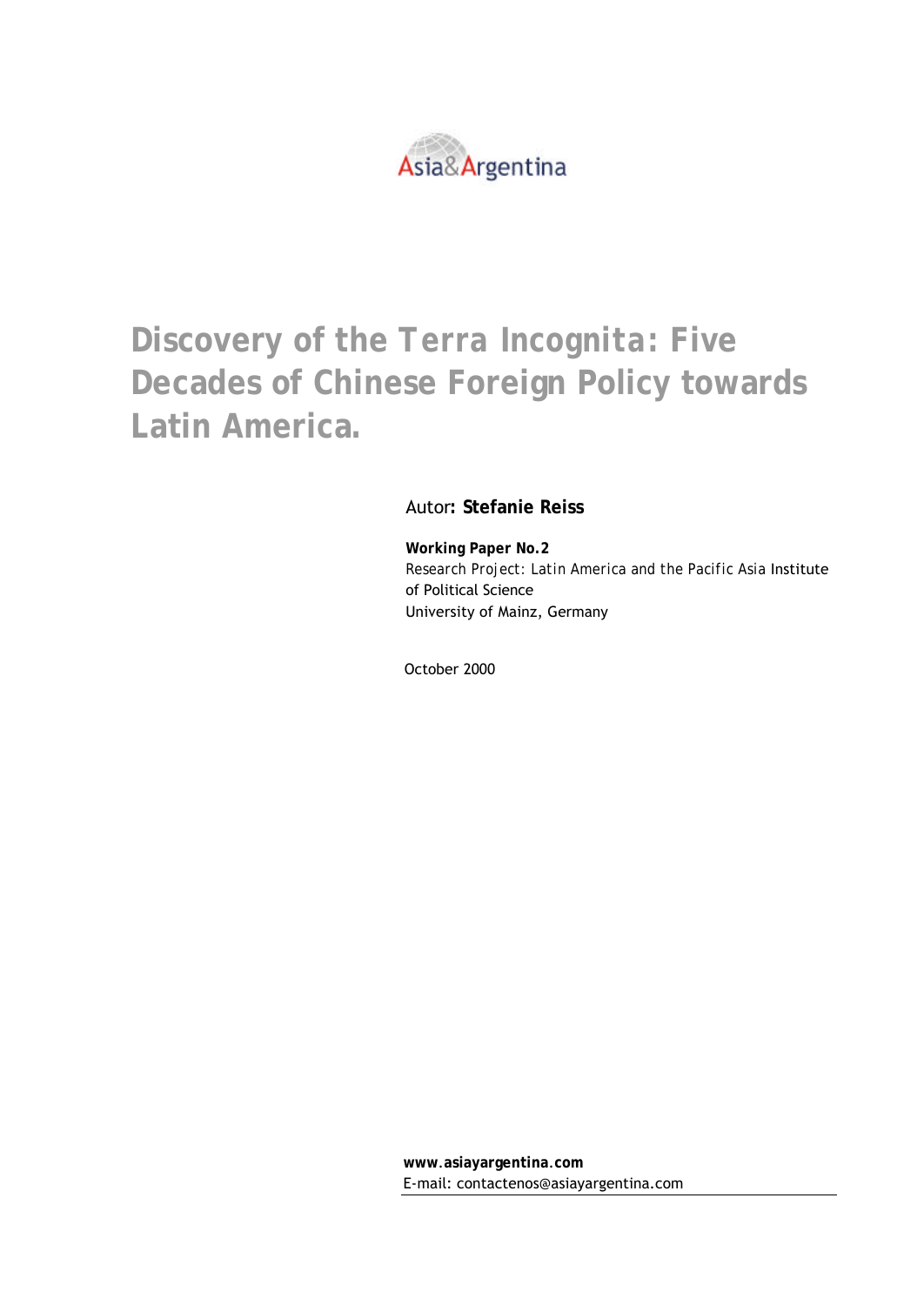Asia&Argentina

# Discovery of the Terra Incognita: Five Decades of Chinese Foreign Policy towards Latin America.

Autor**: Stefanie Reiss**

**Working Paper No.2**
Research Project: Latin America and the Pacific Asia Institute of Political Science
University of Mainz, Germany

October 2000

**www.asiayargentina.com**
E-mail: contactenos@asiayargentina.com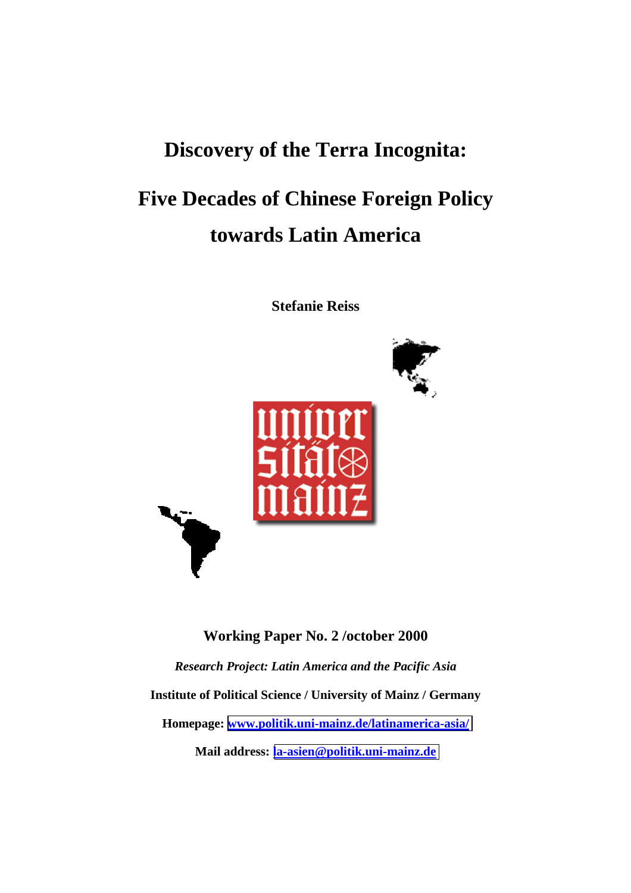# Discovery of the Terra Incognita:

# Five Decades of Chinese Foreign Policy towards Latin America

**Stefanie Reiss**

**Working Paper No. 2 /october 2000**

***Research Project: Latin America and the Pacific Asia***

**Institute of Political Science / University of Mainz / Germany**

**Homepage: [www.politik.uni-mainz.de/latinamerica-asia/](www.politik.uni-mainz.de/latinamerica-asia/)**

**Mail address: [la-asien@politik.uni-mainz.de](mailto:la-asien@politik.uni-mainz.de)**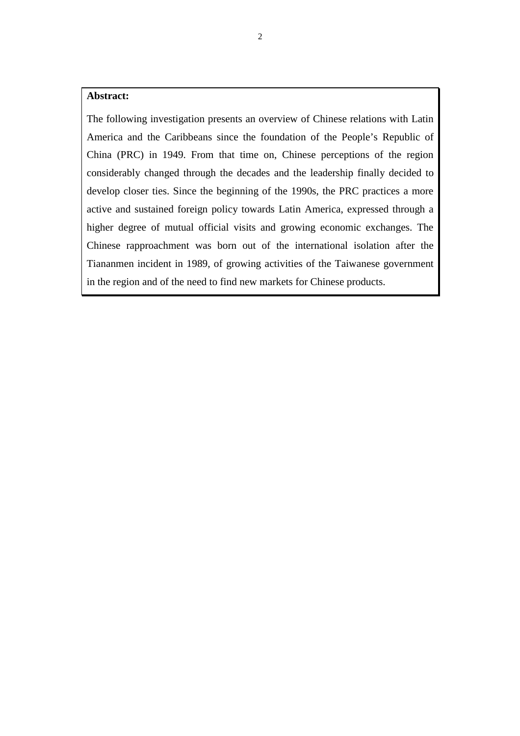**Abstract:**

The following investigation presents an overview of Chinese relations with Latin America and the Caribbeans since the foundation of the People's Republic of China (PRC) in 1949. From that time on, Chinese perceptions of the region considerably changed through the decades and the leadership finally decided to develop closer ties. Since the beginning of the 1990s, the PRC practices a more active and sustained foreign policy towards Latin America, expressed through a higher degree of mutual official visits and growing economic exchanges. The Chinese rapproachment was born out of the international isolation after the Tiananmen incident in 1989, of growing activities of the Taiwanese government in the region and of the need to find new markets for Chinese products.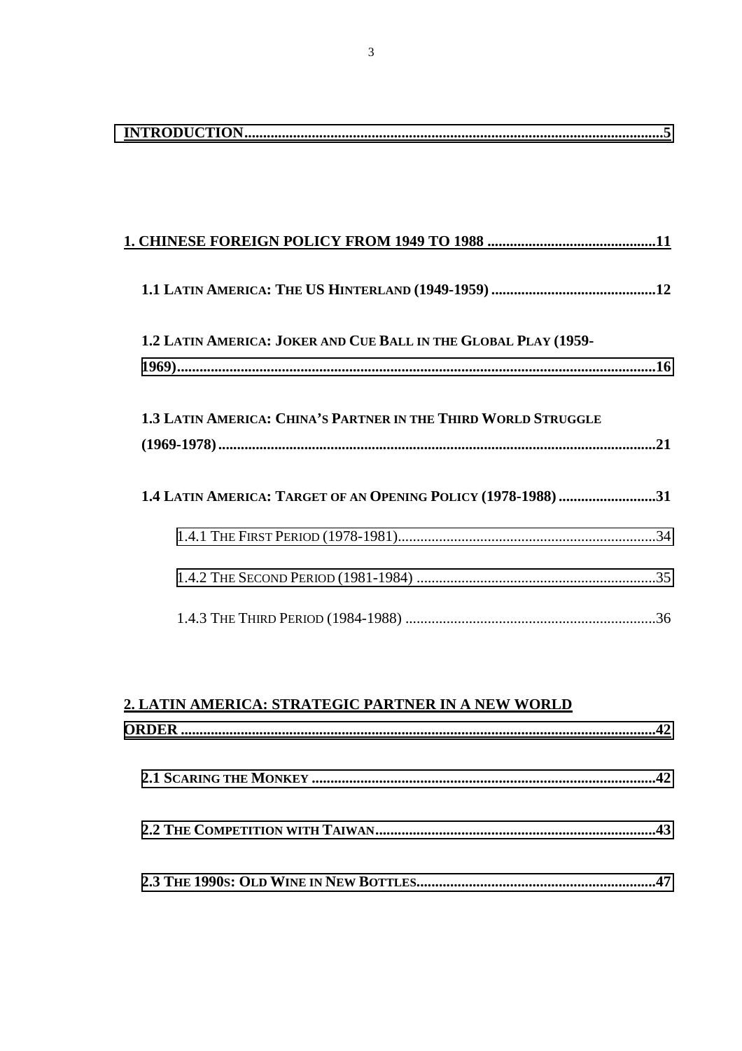**INTRODUCTION..................................................................................................................5**

**1. CHINESE FOREIGN POLICY FROM 1949 TO 1988 ..............................................11**

**1.1 LATIN AMERICA: THE US HINTERLAND (1949-1959) ............................................12**

**1.2 LATIN AMERICA: JOKER AND CUE BALL IN THE GLOBAL PLAY (1959-1969).................................................................................................................................16**

**1.3 LATIN AMERICA: CHINA'S PARTNER IN THE THIRD WORLD STRUGGLE (1969-1978)......................................................................................................................21**

**1.4 LATIN AMERICA: TARGET OF AN OPENING POLICY (1978-1988)..........................31**

1.4.1 THE FIRST PERIOD (1978-1981).....................................................................34

1.4.2 THE SECOND PERIOD (1981-1984) ................................................................35

1.4.3 THE THIRD PERIOD (1984-1988) ...................................................................36

**2. LATIN AMERICA: STRATEGIC PARTNER IN A NEW WORLD ORDER ..............................................................................................................................42**

**2.1 SCARING THE MONKEY ............................................................................................42**

**2.2 THE COMPETITION WITH TAIWAN...........................................................................43**

**2.3 THE 1990S: OLD WINE IN NEW BOTTLES................................................................47**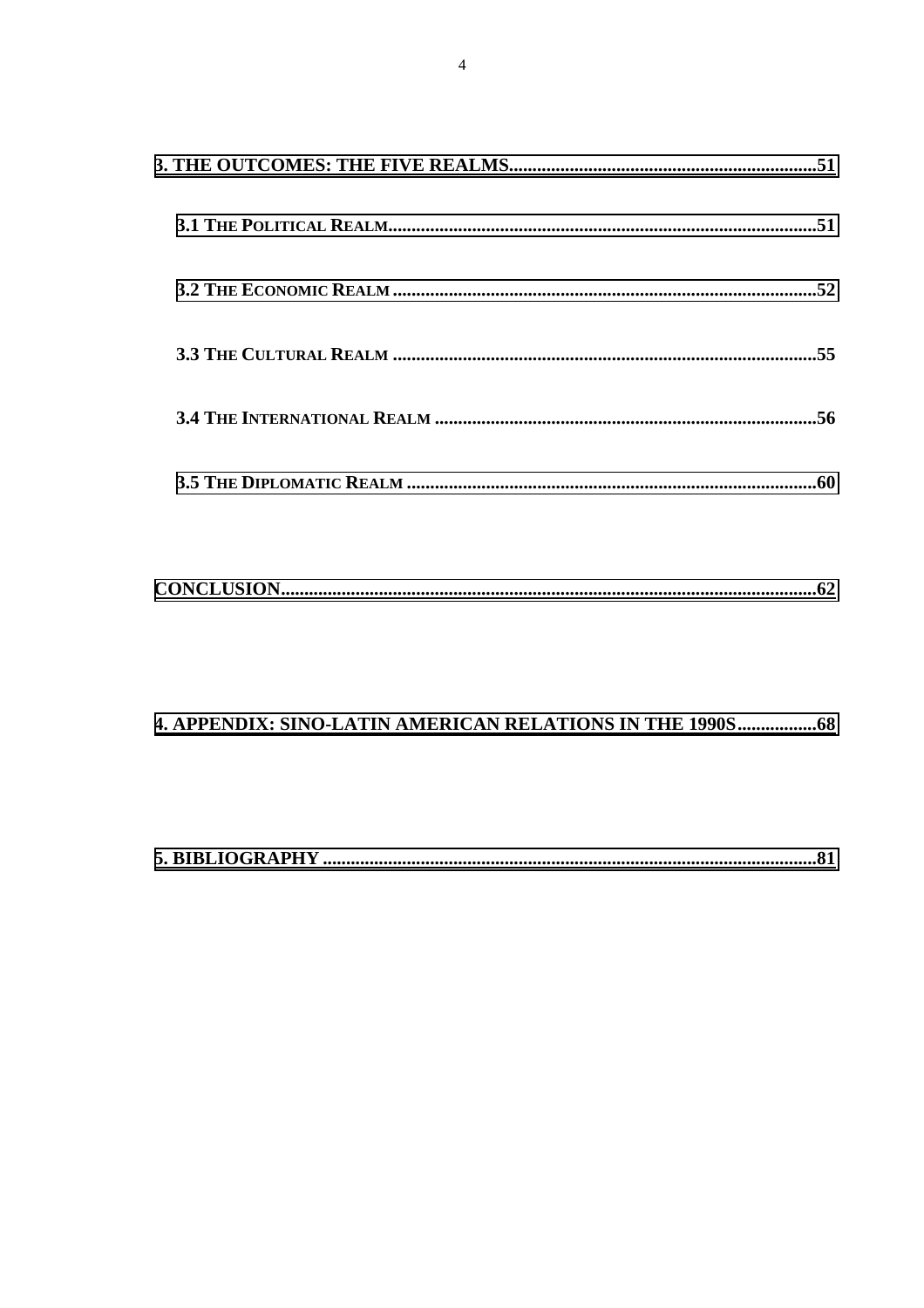**3. THE OUTCOMES: THE FIVE REALMS..................................................................51**

**3.1 THE POLITICAL REALM............................................................................................51**

**3.2 THE ECONOMIC REALM............................................................................................52**

**3.3 THE CULTURAL REALM ............................................................................................55**

**3.4 THE INTERNATIONAL REALM ..................................................................................56**

**3.5 THE DIPLOMATIC REALM ........................................................................................60**

**CONCLUSION...................................................................................................................62**

**4. APPENDIX: SINO-LATIN AMERICAN RELATIONS IN THE 1990S.................68**

**5. BIBLIOGRAPHY ..........................................................................................................81**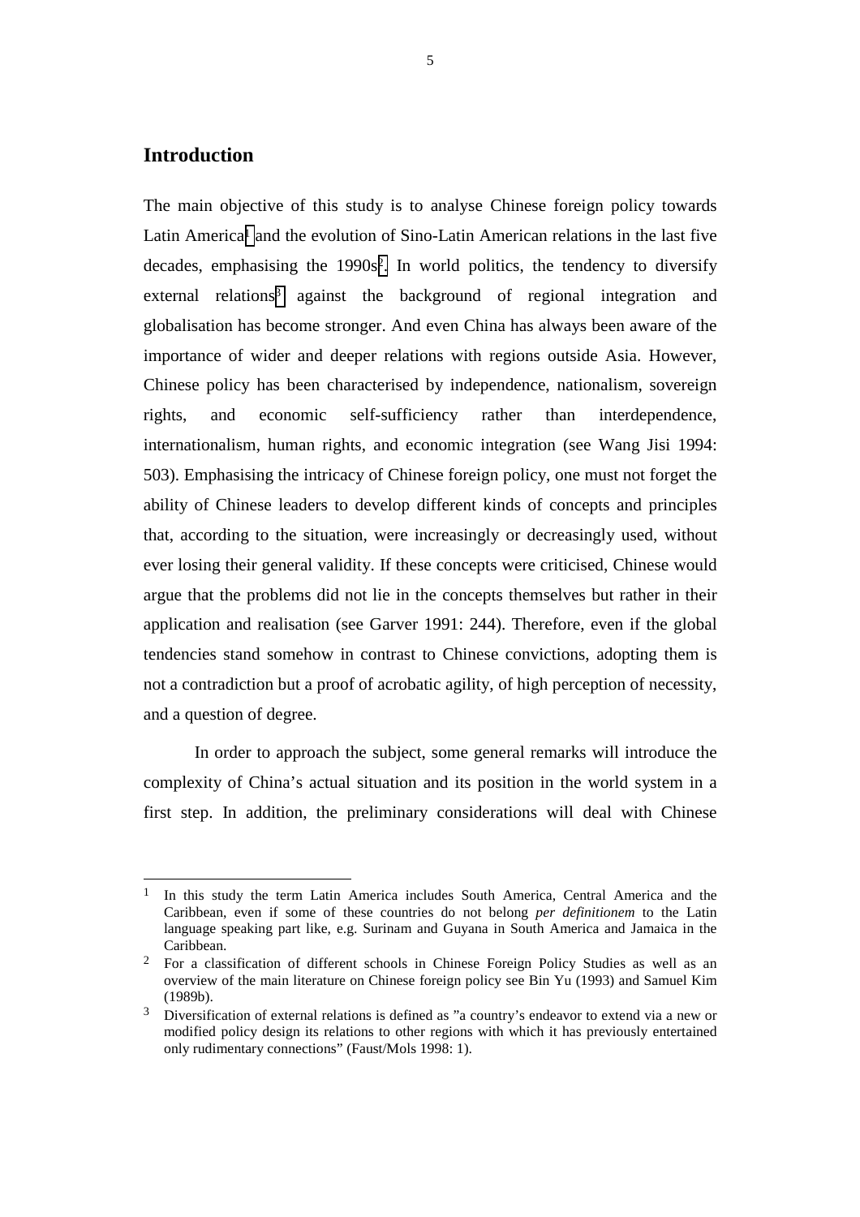## Introduction

The main objective of this study is to analyse Chinese foreign policy towards Latin America[1] and the evolution of Sino-Latin American relations in the last five decades, emphasising the 1990s[2]. In world politics, the tendency to diversify external relations[3] against the background of regional integration and globalisation has become stronger. And even China has always been aware of the importance of wider and deeper relations with regions outside Asia. However, Chinese policy has been characterised by independence, nationalism, sovereign rights, and economic self-sufficiency rather than interdependence, internationalism, human rights, and economic integration (see Wang Jisi 1994: 503). Emphasising the intricacy of Chinese foreign policy, one must not forget the ability of Chinese leaders to develop different kinds of concepts and principles that, according to the situation, were increasingly or decreasingly used, without ever losing their general validity. If these concepts were criticised, Chinese would argue that the problems did not lie in the concepts themselves but rather in their application and realisation (see Garver 1991: 244). Therefore, even if the global tendencies stand somehow in contrast to Chinese convictions, adopting them is not a contradiction but a proof of acrobatic agility, of high perception of necessity, and a question of degree.

In order to approach the subject, some general remarks will introduce the complexity of China's actual situation and its position in the world system in a first step. In addition, the preliminary considerations will deal with Chinese

---

[1] In this study the term Latin America includes South America, Central America and the Caribbean, even if some of these countries do not belong *per definitionem* to the Latin language speaking part like, e.g. Surinam and Guyana in South America and Jamaica in the Caribbean.

[2] For a classification of different schools in Chinese Foreign Policy Studies as well as an overview of the main literature on Chinese foreign policy see Bin Yu (1993) and Samuel Kim (1989b).

[3] Diversification of external relations is defined as "a country's endeavor to extend via a new or modified policy design its relations to other regions with which it has previously entertained only rudimentary connections" (Faust/Mols 1998: 1).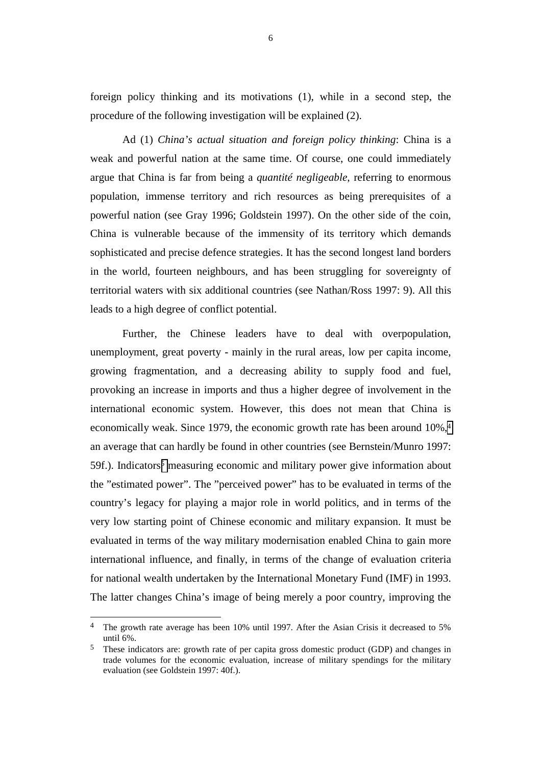foreign policy thinking and its motivations (1), while in a second step, the procedure of the following investigation will be explained (2).

Ad (1) *China's actual situation and foreign policy thinking*: China is a weak and powerful nation at the same time. Of course, one could immediately argue that China is far from being a *quantité negligeable*, referring to enormous population, immense territory and rich resources as being prerequisites of a powerful nation (see Gray 1996; Goldstein 1997). On the other side of the coin, China is vulnerable because of the immensity of its territory which demands sophisticated and precise defence strategies. It has the second longest land borders in the world, fourteen neighbours, and has been struggling for sovereignty of territorial waters with six additional countries (see Nathan/Ross 1997: 9). All this leads to a high degree of conflict potential.

Further, the Chinese leaders have to deal with overpopulation, unemployment, great poverty - mainly in the rural areas, low per capita income, growing fragmentation, and a decreasing ability to supply food and fuel, provoking an increase in imports and thus a higher degree of involvement in the international economic system. However, this does not mean that China is economically weak. Since 1979, the economic growth rate has been around 10%,[4] an average that can hardly be found in other countries (see Bernstein/Munro 1997: 59f.). Indicators[5] measuring economic and military power give information about the "estimated power". The "perceived power" has to be evaluated in terms of the country's legacy for playing a major role in world politics, and in terms of the very low starting point of Chinese economic and military expansion. It must be evaluated in terms of the way military modernisation enabled China to gain more international influence, and finally, in terms of the change of evaluation criteria for national wealth undertaken by the International Monetary Fund (IMF) in 1993. The latter changes China's image of being merely a poor country, improving the

---

[4] The growth rate average has been 10% until 1997. After the Asian Crisis it decreased to 5% until 6%.

[5] These indicators are: growth rate of per capita gross domestic product (GDP) and changes in trade volumes for the economic evaluation, increase of military spendings for the military evaluation (see Goldstein 1997: 40f.).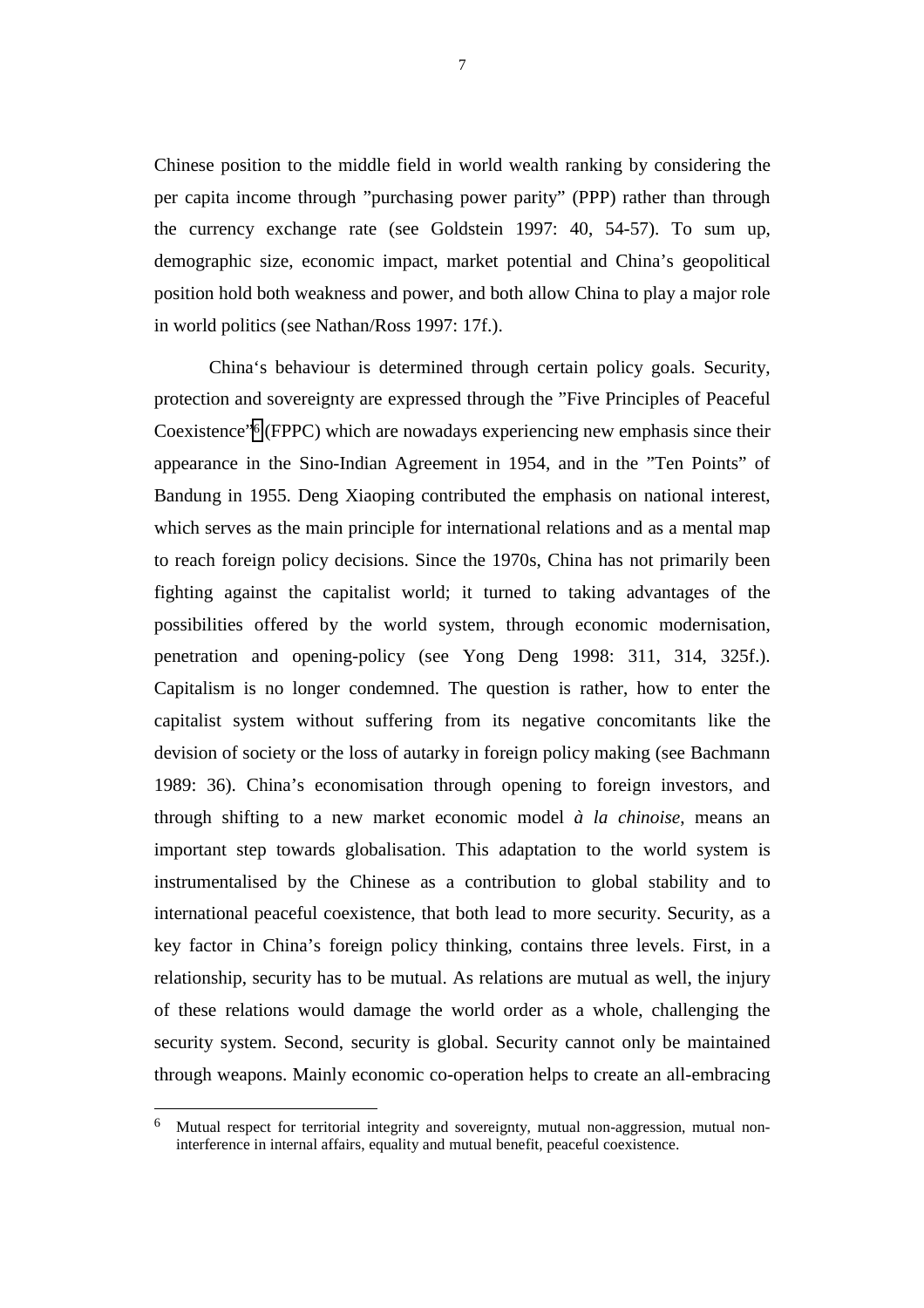Chinese position to the middle field in world wealth ranking by considering the per capita income through ”purchasing power parity” (PPP) rather than through the currency exchange rate (see Goldstein 1997: 40, 54-57). To sum up, demographic size, economic impact, market potential and China’s geopolitical position hold both weakness and power, and both allow China to play a major role in world politics (see Nathan/Ross 1997: 17f.).

China‘s behaviour is determined through certain policy goals. Security, protection and sovereignty are expressed through the ”Five Principles of Peaceful Coexistence”[6] (FPPC) which are nowadays experiencing new emphasis since their appearance in the Sino-Indian Agreement in 1954, and in the ”Ten Points” of Bandung in 1955. Deng Xiaoping contributed the emphasis on national interest, which serves as the main principle for international relations and as a mental map to reach foreign policy decisions. Since the 1970s, China has not primarily been fighting against the capitalist world; it turned to taking advantages of the possibilities offered by the world system, through economic modernisation, penetration and opening-policy (see Yong Deng 1998: 311, 314, 325f.). Capitalism is no longer condemned. The question is rather, how to enter the capitalist system without suffering from its negative concomitants like the devision of society or the loss of autarky in foreign policy making (see Bachmann 1989: 36). China’s economisation through opening to foreign investors, and through shifting to a new market economic model *à la chinoise*, means an important step towards globalisation. This adaptation to the world system is instrumentalised by the Chinese as a contribution to global stability and to international peaceful coexistence, that both lead to more security. Security, as a key factor in China’s foreign policy thinking, contains three levels. First, in a relationship, security has to be mutual. As relations are mutual as well, the injury of these relations would damage the world order as a whole, challenging the security system. Second, security is global. Security cannot only be maintained through weapons. Mainly economic co-operation helps to create an all-embracing

[6] Mutual respect for territorial integrity and sovereignty, mutual non-aggression, mutual non-interference in internal affairs, equality and mutual benefit, peaceful coexistence.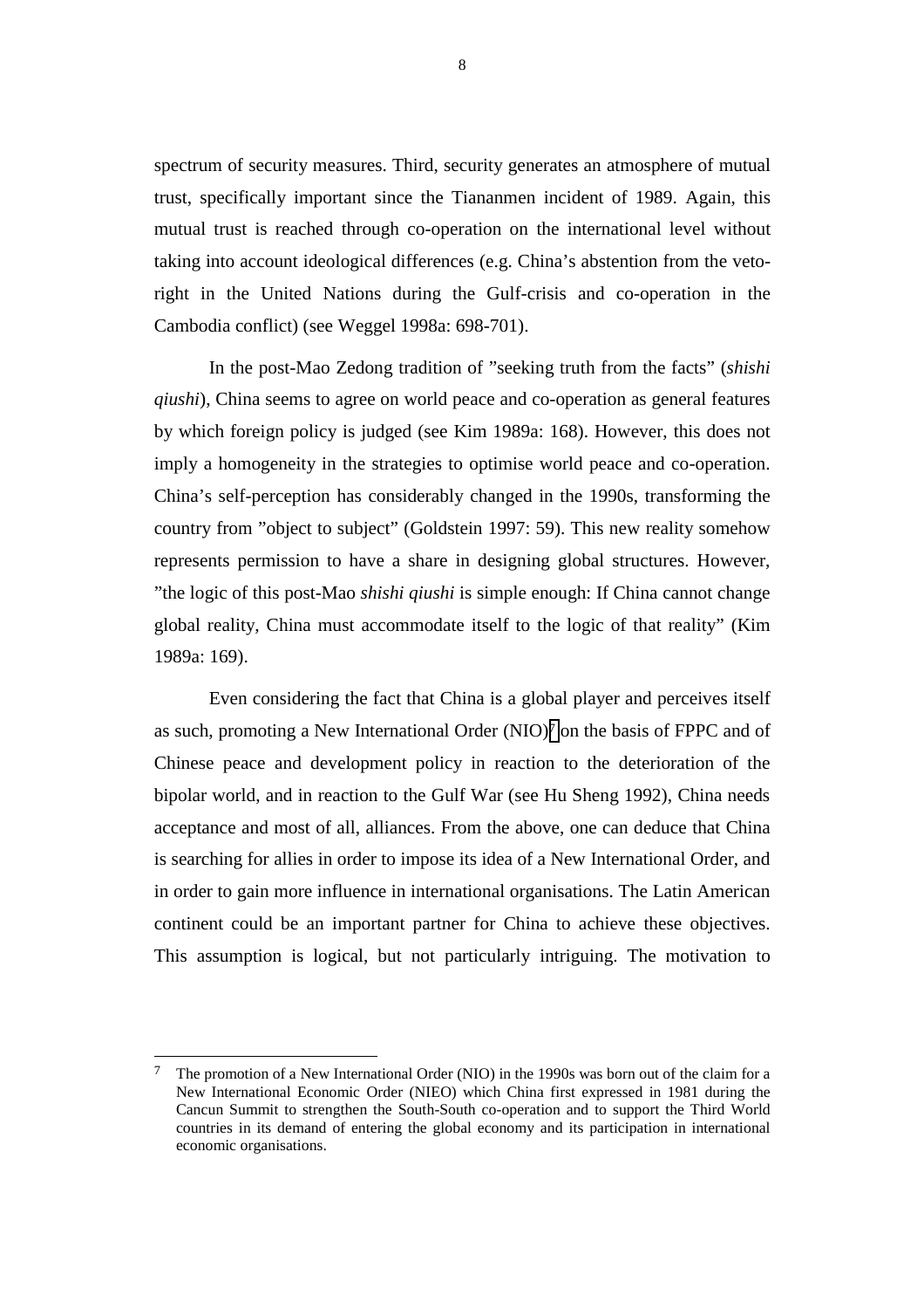spectrum of security measures. Third, security generates an atmosphere of mutual trust, specifically important since the Tiananmen incident of 1989. Again, this mutual trust is reached through co-operation on the international level without taking into account ideological differences (e.g. China's abstention from the veto-right in the United Nations during the Gulf-crisis and co-operation in the Cambodia conflict) (see Weggel 1998a: 698-701).

In the post-Mao Zedong tradition of "seeking truth from the facts" (*shishi qiushi*), China seems to agree on world peace and co-operation as general features by which foreign policy is judged (see Kim 1989a: 168). However, this does not imply a homogeneity in the strategies to optimise world peace and co-operation. China's self-perception has considerably changed in the 1990s, transforming the country from "object to subject" (Goldstein 1997: 59). This new reality somehow represents permission to have a share in designing global structures. However, "the logic of this post-Mao *shishi qiushi* is simple enough: If China cannot change global reality, China must accommodate itself to the logic of that reality" (Kim 1989a: 169).

Even considering the fact that China is a global player and perceives itself as such, promoting a New International Order (NIO)[7] on the basis of FPPC and of Chinese peace and development policy in reaction to the deterioration of the bipolar world, and in reaction to the Gulf War (see Hu Sheng 1992), China needs acceptance and most of all, alliances. From the above, one can deduce that China is searching for allies in order to impose its idea of a New International Order, and in order to gain more influence in international organisations. The Latin American continent could be an important partner for China to achieve these objectives. This assumption is logical, but not particularly intriguing. The motivation to

---

[7] The promotion of a New International Order (NIO) in the 1990s was born out of the claim for a New International Economic Order (NIEO) which China first expressed in 1981 during the Cancun Summit to strengthen the South-South co-operation and to support the Third World countries in its demand of entering the global economy and its participation in international economic organisations.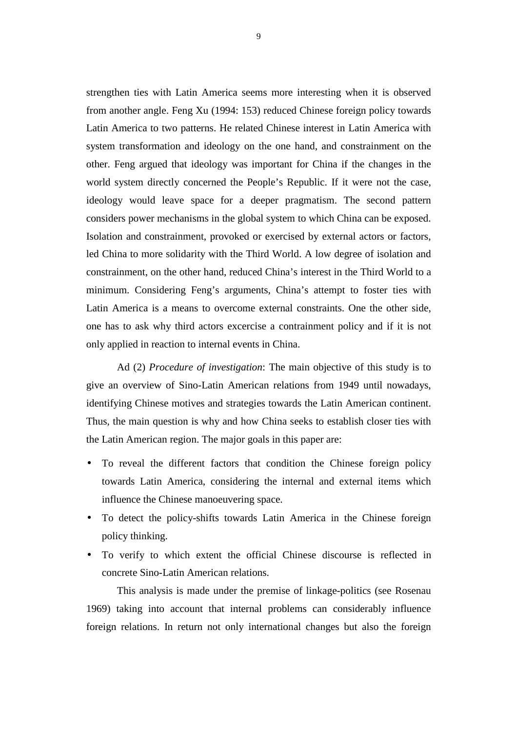strengthen ties with Latin America seems more interesting when it is observed from another angle. Feng Xu (1994: 153) reduced Chinese foreign policy towards Latin America to two patterns. He related Chinese interest in Latin America with system transformation and ideology on the one hand, and constrainment on the other. Feng argued that ideology was important for China if the changes in the world system directly concerned the People's Republic. If it were not the case, ideology would leave space for a deeper pragmatism. The second pattern considers power mechanisms in the global system to which China can be exposed. Isolation and constrainment, provoked or exercised by external actors or factors, led China to more solidarity with the Third World. A low degree of isolation and constrainment, on the other hand, reduced China's interest in the Third World to a minimum. Considering Feng's arguments, China's attempt to foster ties with Latin America is a means to overcome external constraints. One the other side, one has to ask why third actors excercise a contrainment policy and if it is not only applied in reaction to internal events in China.

Ad (2) *Procedure of investigation*: The main objective of this study is to give an overview of Sino-Latin American relations from 1949 until nowadays, identifying Chinese motives and strategies towards the Latin American continent. Thus, the main question is why and how China seeks to establish closer ties with the Latin American region. The major goals in this paper are:

- To reveal the different factors that condition the Chinese foreign policy towards Latin America, considering the internal and external items which influence the Chinese manoeuvering space.
- To detect the policy-shifts towards Latin America in the Chinese foreign policy thinking.
- To verify to which extent the official Chinese discourse is reflected in concrete Sino-Latin American relations.

This analysis is made under the premise of linkage-politics (see Rosenau 1969) taking into account that internal problems can considerably influence foreign relations. In return not only international changes but also the foreign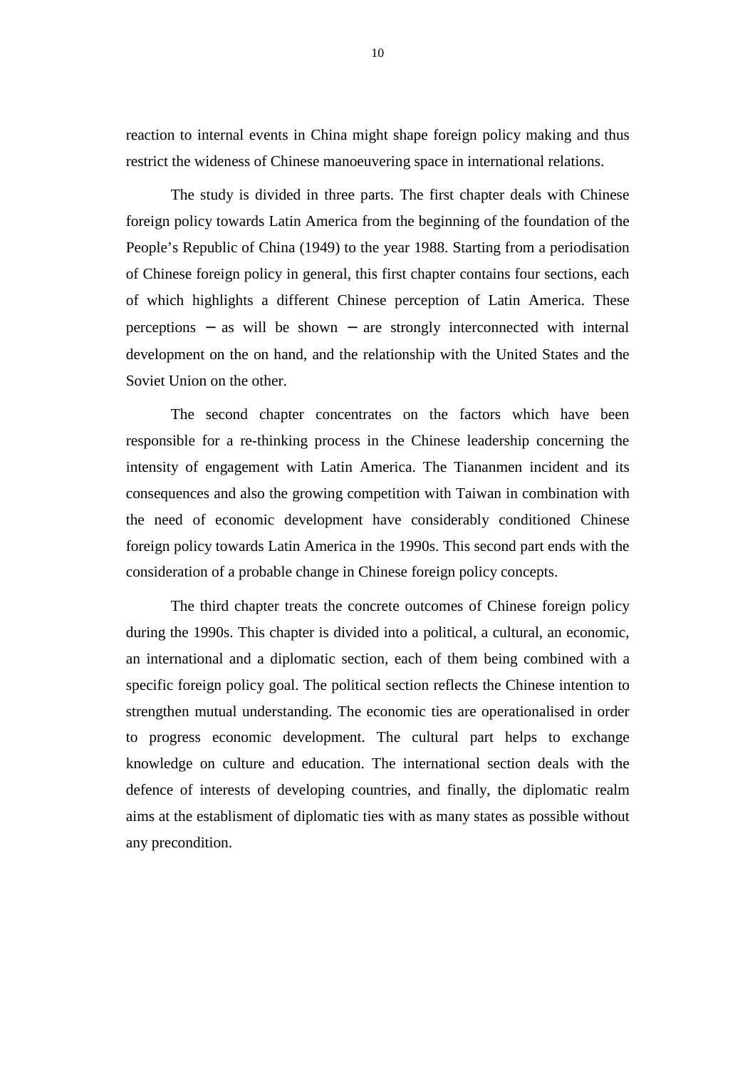reaction to internal events in China might shape foreign policy making and thus restrict the wideness of Chinese manoeuvering space in international relations.

The study is divided in three parts. The first chapter deals with Chinese foreign policy towards Latin America from the beginning of the foundation of the People's Republic of China (1949) to the year 1988. Starting from a periodisation of Chinese foreign policy in general, this first chapter contains four sections, each of which highlights a different Chinese perception of Latin America. These perceptions – as will be shown – are strongly interconnected with internal development on the on hand, and the relationship with the United States and the Soviet Union on the other.

The second chapter concentrates on the factors which have been responsible for a re-thinking process in the Chinese leadership concerning the intensity of engagement with Latin America. The Tiananmen incident and its consequences and also the growing competition with Taiwan in combination with the need of economic development have considerably conditioned Chinese foreign policy towards Latin America in the 1990s. This second part ends with the consideration of a probable change in Chinese foreign policy concepts.

The third chapter treats the concrete outcomes of Chinese foreign policy during the 1990s. This chapter is divided into a political, a cultural, an economic, an international and a diplomatic section, each of them being combined with a specific foreign policy goal. The political section reflects the Chinese intention to strengthen mutual understanding. The economic ties are operationalised in order to progress economic development. The cultural part helps to exchange knowledge on culture and education. The international section deals with the defence of interests of developing countries, and finally, the diplomatic realm aims at the establisment of diplomatic ties with as many states as possible without any precondition.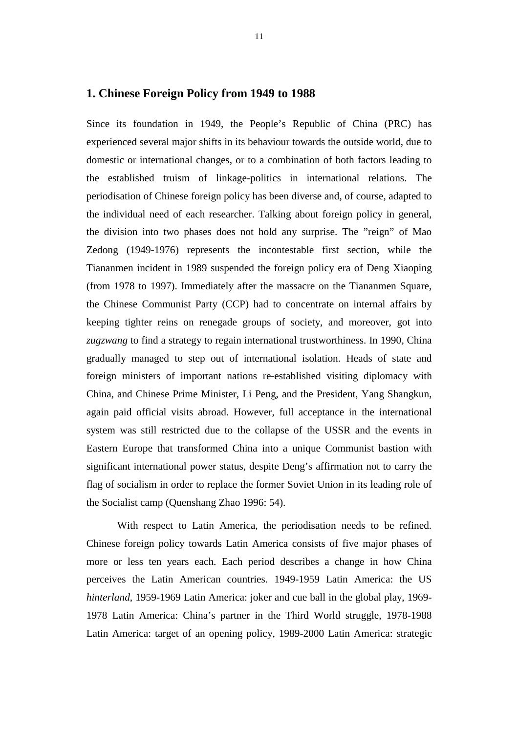## 1. Chinese Foreign Policy from 1949 to 1988

Since its foundation in 1949, the People's Republic of China (PRC) has experienced several major shifts in its behaviour towards the outside world, due to domestic or international changes, or to a combination of both factors leading to the established truism of linkage-politics in international relations. The periodisation of Chinese foreign policy has been diverse and, of course, adapted to the individual need of each researcher. Talking about foreign policy in general, the division into two phases does not hold any surprise. The "reign" of Mao Zedong (1949-1976) represents the incontestable first section, while the Tiananmen incident in 1989 suspended the foreign policy era of Deng Xiaoping (from 1978 to 1997). Immediately after the massacre on the Tiananmen Square, the Chinese Communist Party (CCP) had to concentrate on internal affairs by keeping tighter reins on renegade groups of society, and moreover, got into *zugzwang* to find a strategy to regain international trustworthiness. In 1990, China gradually managed to step out of international isolation. Heads of state and foreign ministers of important nations re-established visiting diplomacy with China, and Chinese Prime Minister, Li Peng, and the President, Yang Shangkun, again paid official visits abroad. However, full acceptance in the international system was still restricted due to the collapse of the USSR and the events in Eastern Europe that transformed China into a unique Communist bastion with significant international power status, despite Deng's affirmation not to carry the flag of socialism in order to replace the former Soviet Union in its leading role of the Socialist camp (Quenshang Zhao 1996: 54).

With respect to Latin America, the periodisation needs to be refined. Chinese foreign policy towards Latin America consists of five major phases of more or less ten years each. Each period describes a change in how China perceives the Latin American countries. 1949-1959 Latin America: the US *hinterland*, 1959-1969 Latin America: joker and cue ball in the global play, 1969-1978 Latin America: China's partner in the Third World struggle, 1978-1988 Latin America: target of an opening policy, 1989-2000 Latin America: strategic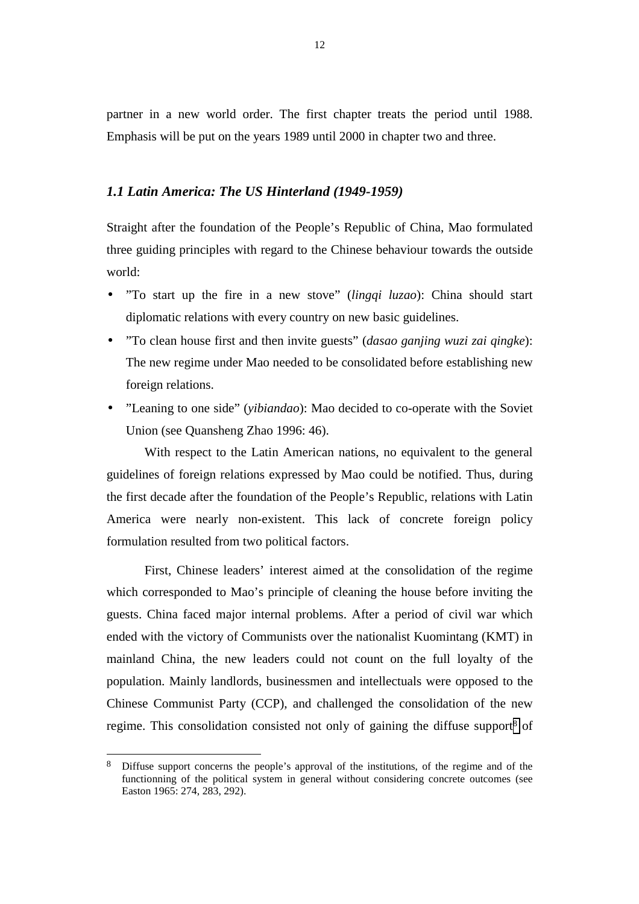partner in a new world order. The first chapter treats the period until 1988. Emphasis will be put on the years 1989 until 2000 in chapter two and three.

### *1.1 Latin America: The US Hinterland (1949-1959)*

Straight after the foundation of the People's Republic of China, Mao formulated three guiding principles with regard to the Chinese behaviour towards the outside world:

- "To start up the fire in a new stove" (*lingqi luzao*): China should start diplomatic relations with every country on new basic guidelines.
- "To clean house first and then invite guests" (*dasao ganjing wuzi zai qingke*): The new regime under Mao needed to be consolidated before establishing new foreign relations.
- "Leaning to one side" (*yibiandao*): Mao decided to co-operate with the Soviet Union (see Quansheng Zhao 1996: 46).

With respect to the Latin American nations, no equivalent to the general guidelines of foreign relations expressed by Mao could be notified. Thus, during the first decade after the foundation of the People's Republic, relations with Latin America were nearly non-existent. This lack of concrete foreign policy formulation resulted from two political factors.

First, Chinese leaders' interest aimed at the consolidation of the regime which corresponded to Mao's principle of cleaning the house before inviting the guests. China faced major internal problems. After a period of civil war which ended with the victory of Communists over the nationalist Kuomintang (KMT) in mainland China, the new leaders could not count on the full loyalty of the population. Mainly landlords, businessmen and intellectuals were opposed to the Chinese Communist Party (CCP), and challenged the consolidation of the new regime. This consolidation consisted not only of gaining the diffuse support[8] of

---

[8] Diffuse support concerns the people's approval of the institutions, of the regime and of the functionning of the political system in general without considering concrete outcomes (see Easton 1965: 274, 283, 292).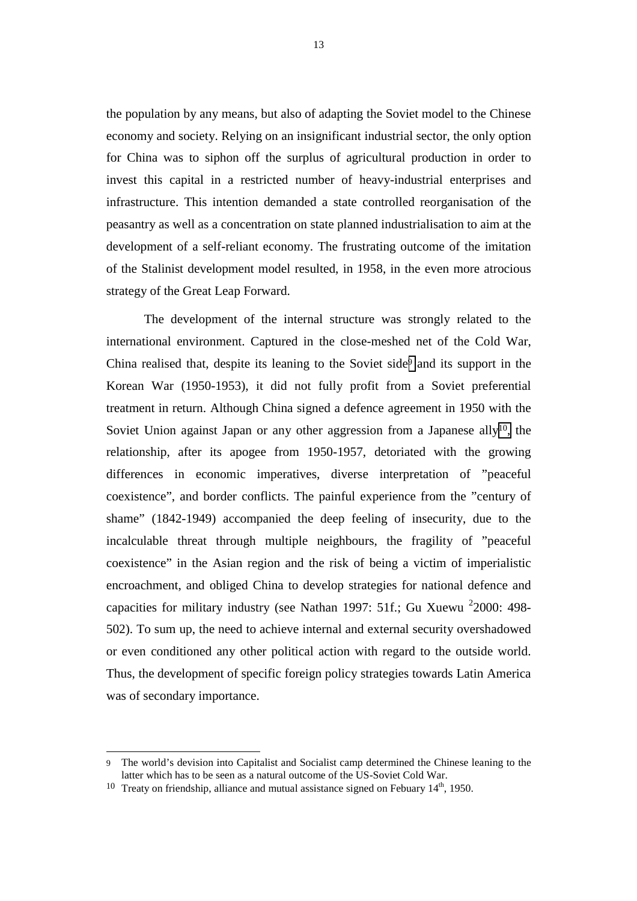the population by any means, but also of adapting the Soviet model to the Chinese economy and society. Relying on an insignificant industrial sector, the only option for China was to siphon off the surplus of agricultural production in order to invest this capital in a restricted number of heavy-industrial enterprises and infrastructure. This intention demanded a state controlled reorganisation of the peasantry as well as a concentration on state planned industrialisation to aim at the development of a self-reliant economy. The frustrating outcome of the imitation of the Stalinist development model resulted, in 1958, in the even more atrocious strategy of the Great Leap Forward.

The development of the internal structure was strongly related to the international environment. Captured in the close-meshed net of the Cold War, China realised that, despite its leaning to the Soviet side[9] and its support in the Korean War (1950-1953), it did not fully profit from a Soviet preferential treatment in return. Although China signed a defence agreement in 1950 with the Soviet Union against Japan or any other aggression from a Japanese ally[10], the relationship, after its apogee from 1950-1957, detoriated with the growing differences in economic imperatives, diverse interpretation of "peaceful coexistence", and border conflicts. The painful experience from the "century of shame" (1842-1949) accompanied the deep feeling of insecurity, due to the incalculable threat through multiple neighbours, the fragility of "peaceful coexistence" in the Asian region and the risk of being a victim of imperialistic encroachment, and obliged China to develop strategies for national defence and capacities for military industry (see Nathan 1997: 51f.; Gu Xuewu [2]2000: 498-502). To sum up, the need to achieve internal and external security overshadowed or even conditioned any other political action with regard to the outside world. Thus, the development of specific foreign policy strategies towards Latin America was of secondary importance.

---

9 The world's devision into Capitalist and Socialist camp determined the Chinese leaning to the latter which has to be seen as a natural outcome of the US-Soviet Cold War.

10 Treaty on friendship, alliance and mutual assistance signed on Febuary 14th, 1950.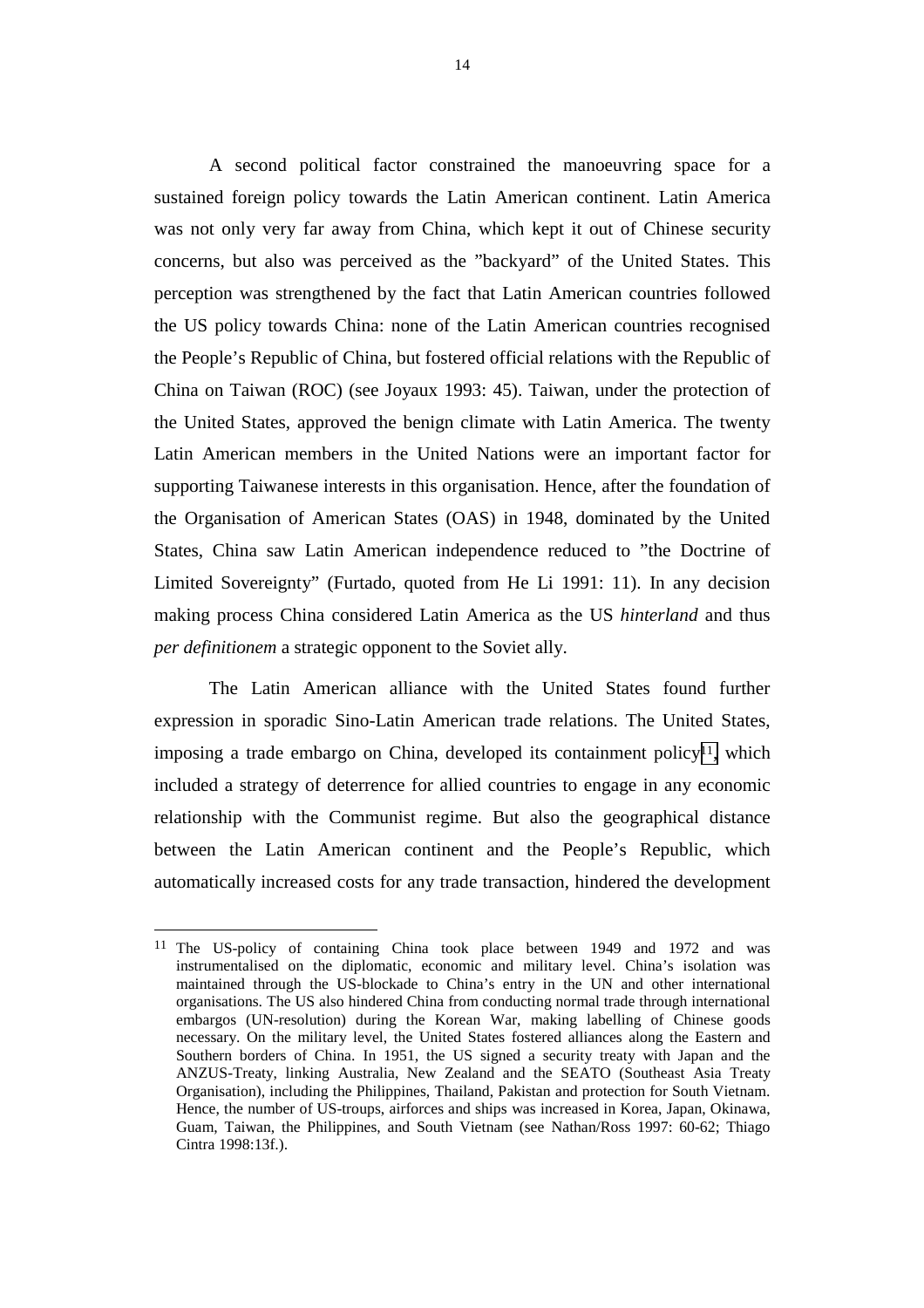A second political factor constrained the manoeuvring space for a sustained foreign policy towards the Latin American continent. Latin America was not only very far away from China, which kept it out of Chinese security concerns, but also was perceived as the ”backyard” of the United States. This perception was strengthened by the fact that Latin American countries followed the US policy towards China: none of the Latin American countries recognised the People’s Republic of China, but fostered official relations with the Republic of China on Taiwan (ROC) (see Joyaux 1993: 45). Taiwan, under the protection of the United States, approved the benign climate with Latin America. The twenty Latin American members in the United Nations were an important factor for supporting Taiwanese interests in this organisation. Hence, after the foundation of the Organisation of American States (OAS) in 1948, dominated by the United States, China saw Latin American independence reduced to ”the Doctrine of Limited Sovereignty” (Furtado, quoted from He Li 1991: 11). In any decision making process China considered Latin America as the US *hinterland* and thus *per definitionem* a strategic opponent to the Soviet ally.

The Latin American alliance with the United States found further expression in sporadic Sino-Latin American trade relations. The United States, imposing a trade embargo on China, developed its containment policy[11], which included a strategy of deterrence for allied countries to engage in any economic relationship with the Communist regime. But also the geographical distance between the Latin American continent and the People’s Republic, which automatically increased costs for any trade transaction, hindered the development

[11] The US-policy of containing China took place between 1949 and 1972 and was instrumentalised on the diplomatic, economic and military level. China’s isolation was maintained through the US-blockade to China’s entry in the UN and other international organisations. The US also hindered China from conducting normal trade through international embargos (UN-resolution) during the Korean War, making labelling of Chinese goods necessary. On the military level, the United States fostered alliances along the Eastern and Southern borders of China. In 1951, the US signed a security treaty with Japan and the ANZUS-Treaty, linking Australia, New Zealand and the SEATO (Southeast Asia Treaty Organisation), including the Philippines, Thailand, Pakistan and protection for South Vietnam. Hence, the number of US-troups, airforces and ships was increased in Korea, Japan, Okinawa, Guam, Taiwan, the Philippines, and South Vietnam (see Nathan/Ross 1997: 60-62; Thiago Cintra 1998:13f.).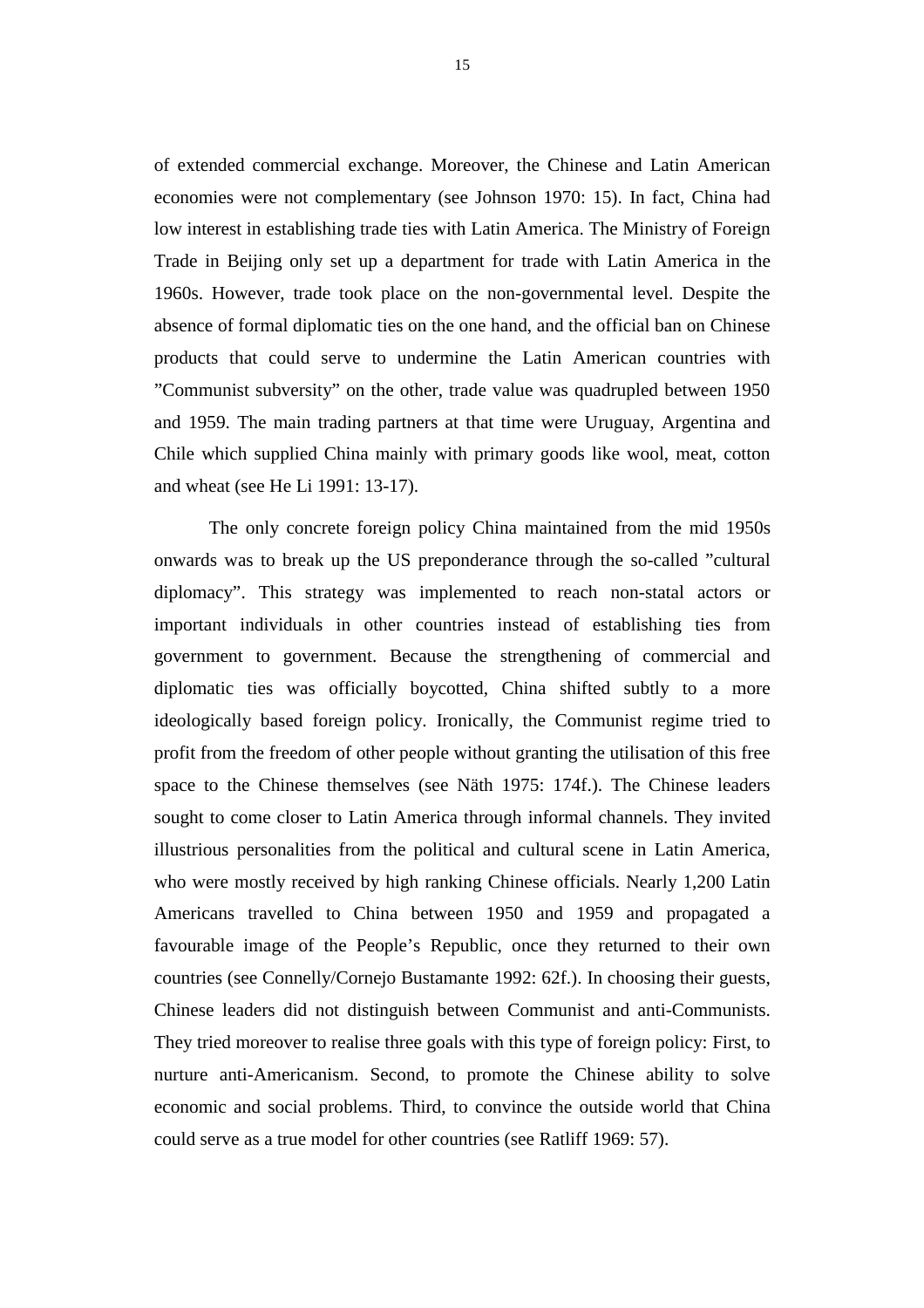of extended commercial exchange. Moreover, the Chinese and Latin American economies were not complementary (see Johnson 1970: 15). In fact, China had low interest in establishing trade ties with Latin America. The Ministry of Foreign Trade in Beijing only set up a department for trade with Latin America in the 1960s. However, trade took place on the non-governmental level. Despite the absence of formal diplomatic ties on the one hand, and the official ban on Chinese products that could serve to undermine the Latin American countries with "Communist subversity" on the other, trade value was quadrupled between 1950 and 1959. The main trading partners at that time were Uruguay, Argentina and Chile which supplied China mainly with primary goods like wool, meat, cotton and wheat (see He Li 1991: 13-17).

The only concrete foreign policy China maintained from the mid 1950s onwards was to break up the US preponderance through the so-called "cultural diplomacy". This strategy was implemented to reach non-statal actors or important individuals in other countries instead of establishing ties from government to government. Because the strengthening of commercial and diplomatic ties was officially boycotted, China shifted subtly to a more ideologically based foreign policy. Ironically, the Communist regime tried to profit from the freedom of other people without granting the utilisation of this free space to the Chinese themselves (see Näth 1975: 174f.). The Chinese leaders sought to come closer to Latin America through informal channels. They invited illustrious personalities from the political and cultural scene in Latin America, who were mostly received by high ranking Chinese officials. Nearly 1,200 Latin Americans travelled to China between 1950 and 1959 and propagated a favourable image of the People's Republic, once they returned to their own countries (see Connelly/Cornejo Bustamante 1992: 62f.). In choosing their guests, Chinese leaders did not distinguish between Communist and anti-Communists. They tried moreover to realise three goals with this type of foreign policy: First, to nurture anti-Americanism. Second, to promote the Chinese ability to solve economic and social problems. Third, to convince the outside world that China could serve as a true model for other countries (see Ratliff 1969: 57).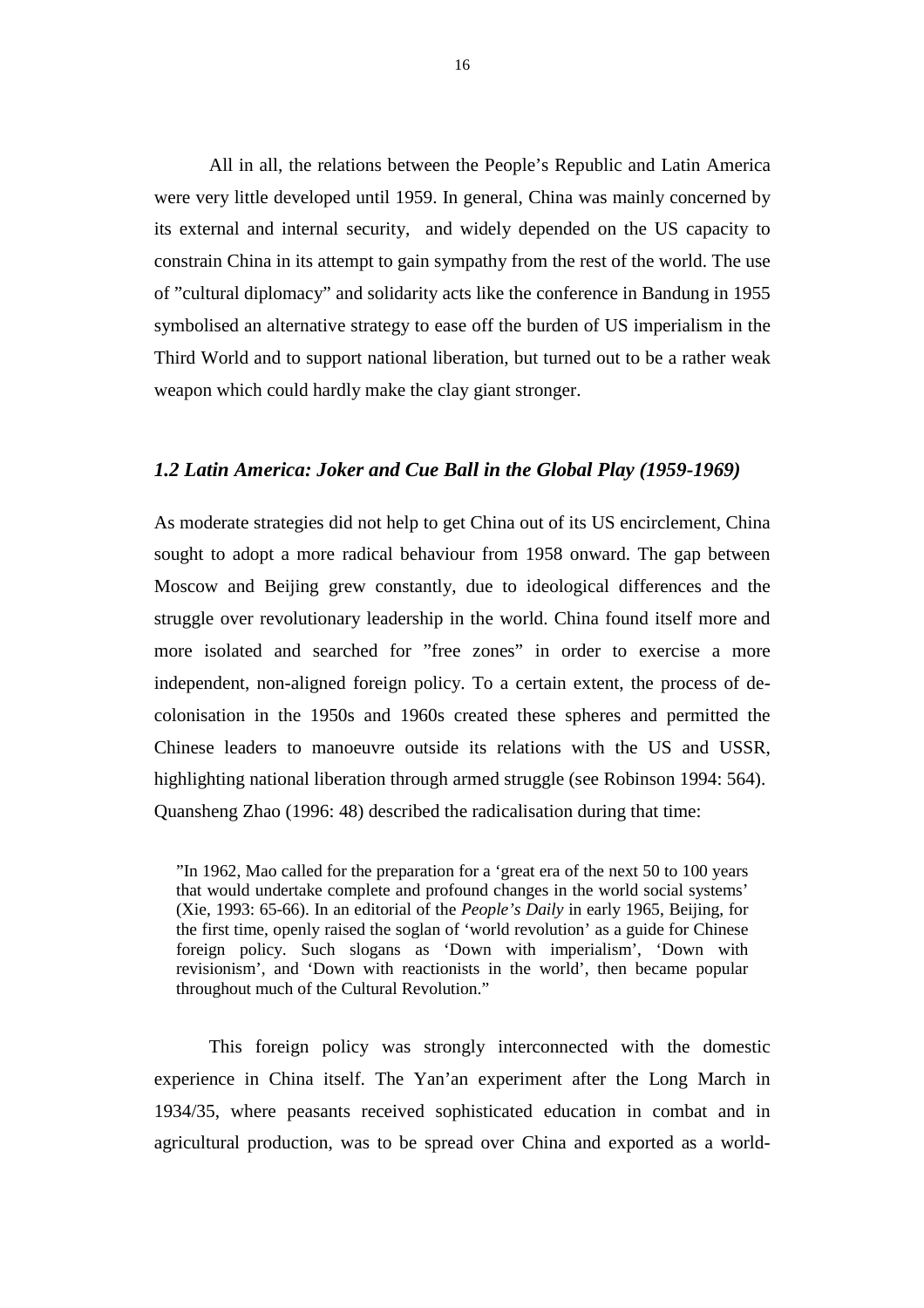All in all, the relations between the People's Republic and Latin America were very little developed until 1959. In general, China was mainly concerned by its external and internal security, and widely depended on the US capacity to constrain China in its attempt to gain sympathy from the rest of the world. The use of "cultural diplomacy" and solidarity acts like the conference in Bandung in 1955 symbolised an alternative strategy to ease off the burden of US imperialism in the Third World and to support national liberation, but turned out to be a rather weak weapon which could hardly make the clay giant stronger.

### *1.2 Latin America: Joker and Cue Ball in the Global Play (1959-1969)*

As moderate strategies did not help to get China out of its US encirclement, China sought to adopt a more radical behaviour from 1958 onward. The gap between Moscow and Beijing grew constantly, due to ideological differences and the struggle over revolutionary leadership in the world. China found itself more and more isolated and searched for "free zones" in order to exercise a more independent, non-aligned foreign policy. To a certain extent, the process of de-colonisation in the 1950s and 1960s created these spheres and permitted the Chinese leaders to manoeuvre outside its relations with the US and USSR, highlighting national liberation through armed struggle (see Robinson 1994: 564). Quansheng Zhao (1996: 48) described the radicalisation during that time:

> "In 1962, Mao called for the preparation for a 'great era of the next 50 to 100 years that would undertake complete and profound changes in the world social systems' (Xie, 1993: 65-66). In an editorial of the *People's Daily* in early 1965, Beijing, for the first time, openly raised the soglan of 'world revolution' as a guide for Chinese foreign policy. Such slogans as 'Down with imperialism', 'Down with revisionism', and 'Down with reactionists in the world', then became popular throughout much of the Cultural Revolution."

This foreign policy was strongly interconnected with the domestic experience in China itself. The Yan'an experiment after the Long March in 1934/35, where peasants received sophisticated education in combat and in agricultural production, was to be spread over China and exported as a world-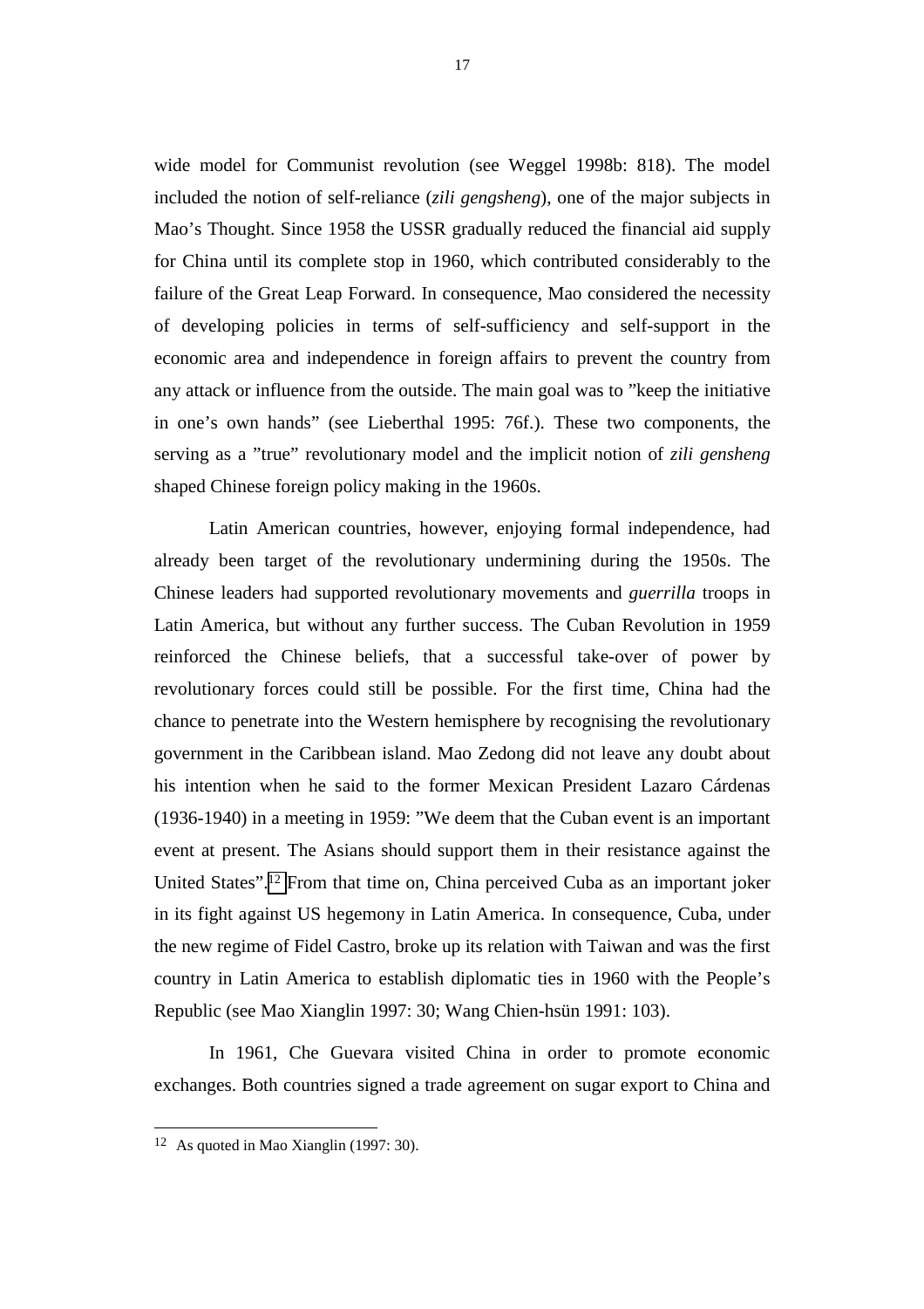wide model for Communist revolution (see Weggel 1998b: 818). The model included the notion of self-reliance (*zili gengsheng*), one of the major subjects in Mao's Thought. Since 1958 the USSR gradually reduced the financial aid supply for China until its complete stop in 1960, which contributed considerably to the failure of the Great Leap Forward. In consequence, Mao considered the necessity of developing policies in terms of self-sufficiency and self-support in the economic area and independence in foreign affairs to prevent the country from any attack or influence from the outside. The main goal was to "keep the initiative in one's own hands" (see Lieberthal 1995: 76f.). These two components, the serving as a "true" revolutionary model and the implicit notion of *zili gensheng* shaped Chinese foreign policy making in the 1960s.

Latin American countries, however, enjoying formal independence, had already been target of the revolutionary undermining during the 1950s. The Chinese leaders had supported revolutionary movements and *guerrilla* troops in Latin America, but without any further success. The Cuban Revolution in 1959 reinforced the Chinese beliefs, that a successful take-over of power by revolutionary forces could still be possible. For the first time, China had the chance to penetrate into the Western hemisphere by recognising the revolutionary government in the Caribbean island. Mao Zedong did not leave any doubt about his intention when he said to the former Mexican President Lazaro Cárdenas (1936-1940) in a meeting in 1959: "We deem that the Cuban event is an important event at present. The Asians should support them in their resistance against the United States".[12] From that time on, China perceived Cuba as an important joker in its fight against US hegemony in Latin America. In consequence, Cuba, under the new regime of Fidel Castro, broke up its relation with Taiwan and was the first country in Latin America to establish diplomatic ties in 1960 with the People's Republic (see Mao Xianglin 1997: 30; Wang Chien-hsün 1991: 103).

In 1961, Che Guevara visited China in order to promote economic exchanges. Both countries signed a trade agreement on sugar export to China and

---

[12] As quoted in Mao Xianglin (1997: 30).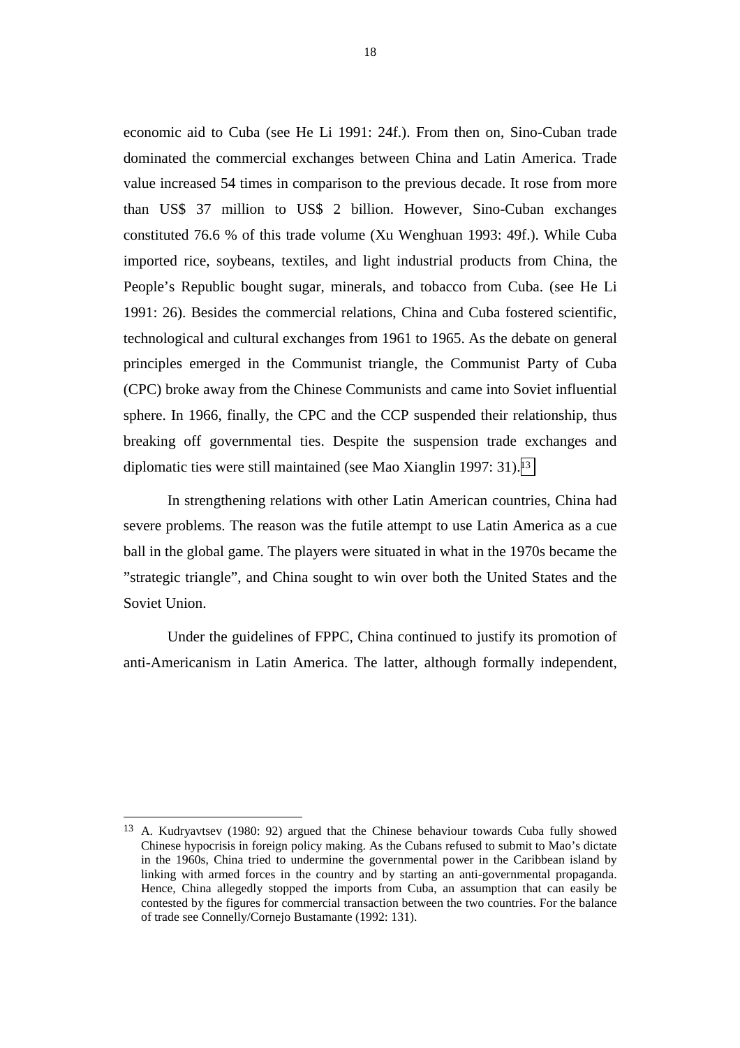economic aid to Cuba (see He Li 1991: 24f.). From then on, Sino-Cuban trade dominated the commercial exchanges between China and Latin America. Trade value increased 54 times in comparison to the previous decade. It rose from more than US$ 37 million to US$ 2 billion. However, Sino-Cuban exchanges constituted 76.6 % of this trade volume (Xu Wenghuan 1993: 49f.). While Cuba imported rice, soybeans, textiles, and light industrial products from China, the People's Republic bought sugar, minerals, and tobacco from Cuba. (see He Li 1991: 26). Besides the commercial relations, China and Cuba fostered scientific, technological and cultural exchanges from 1961 to 1965. As the debate on general principles emerged in the Communist triangle, the Communist Party of Cuba (CPC) broke away from the Chinese Communists and came into Soviet influential sphere. In 1966, finally, the CPC and the CCP suspended their relationship, thus breaking off governmental ties. Despite the suspension trade exchanges and diplomatic ties were still maintained (see Mao Xianglin 1997: 31).[13]

In strengthening relations with other Latin American countries, China had severe problems. The reason was the futile attempt to use Latin America as a cue ball in the global game. The players were situated in what in the 1970s became the "strategic triangle", and China sought to win over both the United States and the Soviet Union.

Under the guidelines of FPPC, China continued to justify its promotion of anti-Americanism in Latin America. The latter, although formally independent,

---

[13] A. Kudryavtsev (1980: 92) argued that the Chinese behaviour towards Cuba fully showed Chinese hypocrisis in foreign policy making. As the Cubans refused to submit to Mao's dictate in the 1960s, China tried to undermine the governmental power in the Caribbean island by linking with armed forces in the country and by starting an anti-governmental propaganda. Hence, China allegedly stopped the imports from Cuba, an assumption that can easily be contested by the figures for commercial transaction between the two countries. For the balance of trade see Connelly/Cornejo Bustamante (1992: 131).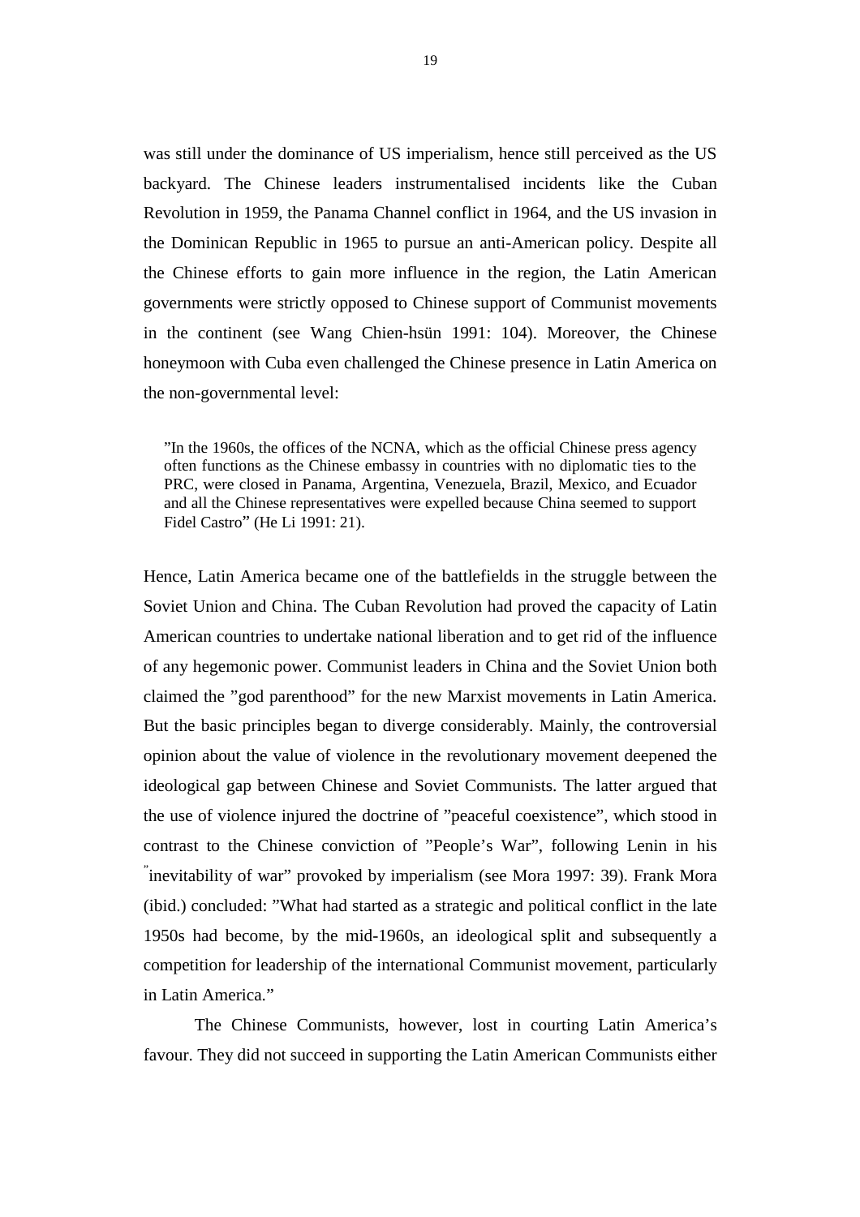was still under the dominance of US imperialism, hence still perceived as the US backyard. The Chinese leaders instrumentalised incidents like the Cuban Revolution in 1959, the Panama Channel conflict in 1964, and the US invasion in the Dominican Republic in 1965 to pursue an anti-American policy. Despite all the Chinese efforts to gain more influence in the region, the Latin American governments were strictly opposed to Chinese support of Communist movements in the continent (see Wang Chien-hsün 1991: 104). Moreover, the Chinese honeymoon with Cuba even challenged the Chinese presence in Latin America on the non-governmental level:

> ”In the 1960s, the offices of the NCNA, which as the official Chinese press agency often functions as the Chinese embassy in countries with no diplomatic ties to the PRC, were closed in Panama, Argentina, Venezuela, Brazil, Mexico, and Ecuador and all the Chinese representatives were expelled because China seemed to support Fidel Castro” (He Li 1991: 21).

Hence, Latin America became one of the battlefields in the struggle between the Soviet Union and China. The Cuban Revolution had proved the capacity of Latin American countries to undertake national liberation and to get rid of the influence of any hegemonic power. Communist leaders in China and the Soviet Union both claimed the ”god parenthood” for the new Marxist movements in Latin America. But the basic principles began to diverge considerably. Mainly, the controversial opinion about the value of violence in the revolutionary movement deepened the ideological gap between Chinese and Soviet Communists. The latter argued that the use of violence injured the doctrine of ”peaceful coexistence”, which stood in contrast to the Chinese conviction of ”People’s War”, following Lenin in his ”inevitability of war” provoked by imperialism (see Mora 1997: 39). Frank Mora (ibid.) concluded: ”What had started as a strategic and political conflict in the late 1950s had become, by the mid-1960s, an ideological split and subsequently a competition for leadership of the international Communist movement, particularly in Latin America.”

The Chinese Communists, however, lost in courting Latin America’s favour. They did not succeed in supporting the Latin American Communists either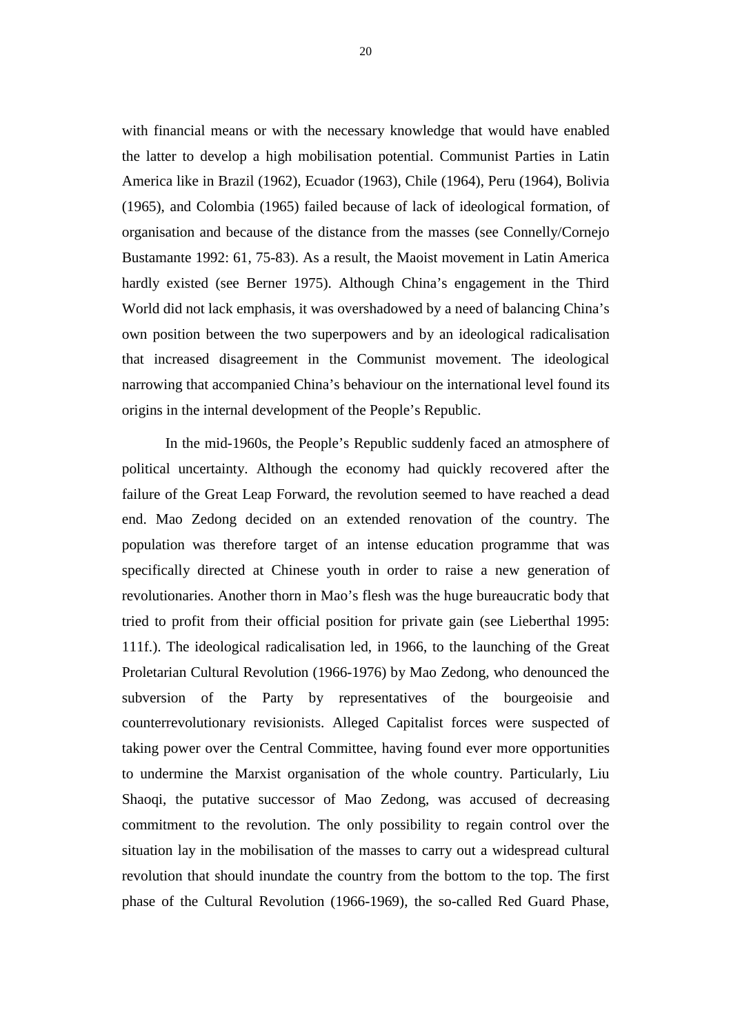with financial means or with the necessary knowledge that would have enabled the latter to develop a high mobilisation potential. Communist Parties in Latin America like in Brazil (1962), Ecuador (1963), Chile (1964), Peru (1964), Bolivia (1965), and Colombia (1965) failed because of lack of ideological formation, of organisation and because of the distance from the masses (see Connelly/Cornejo Bustamante 1992: 61, 75-83). As a result, the Maoist movement in Latin America hardly existed (see Berner 1975). Although China's engagement in the Third World did not lack emphasis, it was overshadowed by a need of balancing China's own position between the two superpowers and by an ideological radicalisation that increased disagreement in the Communist movement. The ideological narrowing that accompanied China's behaviour on the international level found its origins in the internal development of the People's Republic.

In the mid-1960s, the People's Republic suddenly faced an atmosphere of political uncertainty. Although the economy had quickly recovered after the failure of the Great Leap Forward, the revolution seemed to have reached a dead end. Mao Zedong decided on an extended renovation of the country. The population was therefore target of an intense education programme that was specifically directed at Chinese youth in order to raise a new generation of revolutionaries. Another thorn in Mao's flesh was the huge bureaucratic body that tried to profit from their official position for private gain (see Lieberthal 1995: 111f.). The ideological radicalisation led, in 1966, to the launching of the Great Proletarian Cultural Revolution (1966-1976) by Mao Zedong, who denounced the subversion of the Party by representatives of the bourgeoisie and counterrevolutionary revisionists. Alleged Capitalist forces were suspected of taking power over the Central Committee, having found ever more opportunities to undermine the Marxist organisation of the whole country. Particularly, Liu Shaoqi, the putative successor of Mao Zedong, was accused of decreasing commitment to the revolution. The only possibility to regain control over the situation lay in the mobilisation of the masses to carry out a widespread cultural revolution that should inundate the country from the bottom to the top. The first phase of the Cultural Revolution (1966-1969), the so-called Red Guard Phase,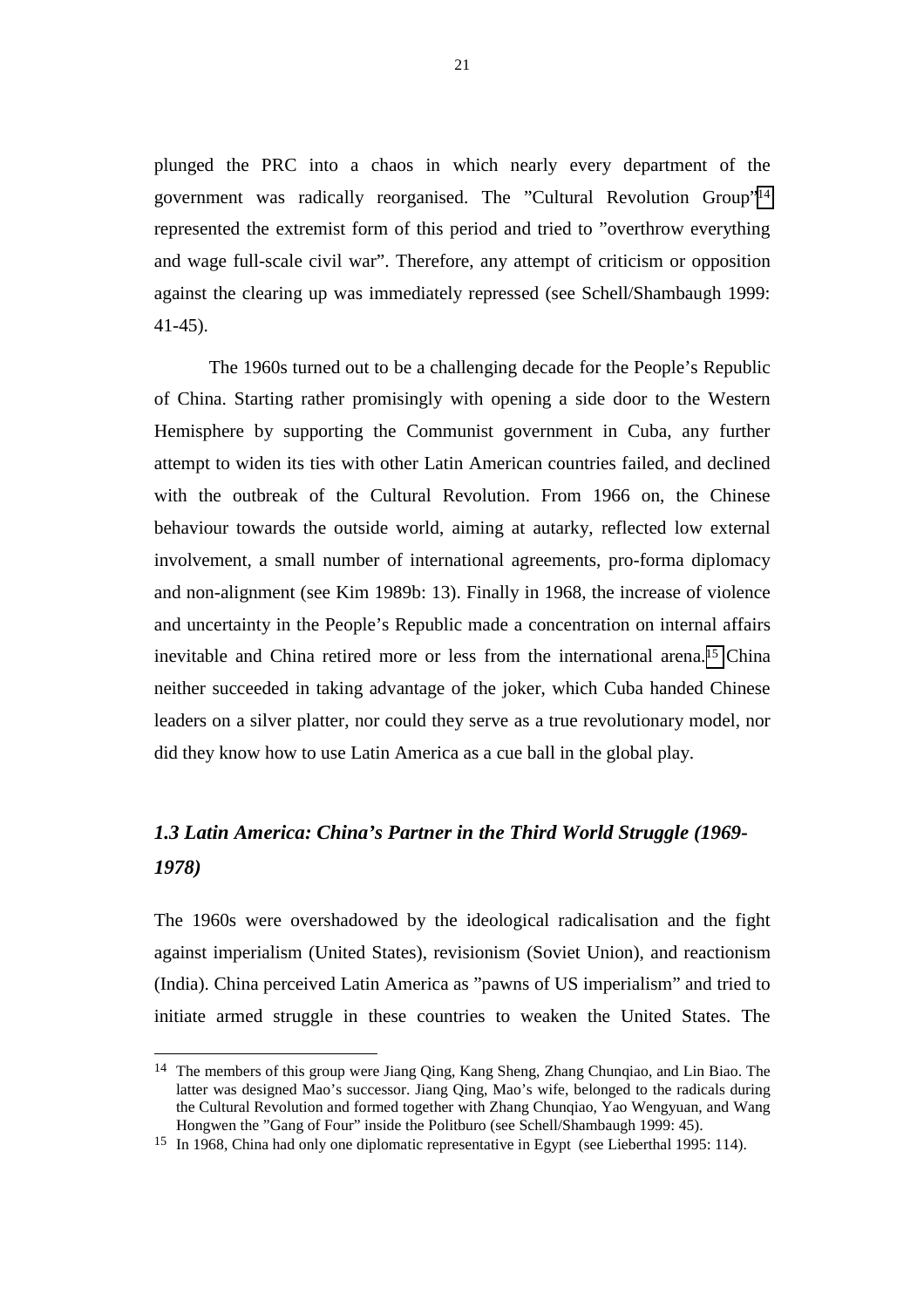plunged the PRC into a chaos in which nearly every department of the government was radically reorganised. The ”Cultural Revolution Group”[14] represented the extremist form of this period and tried to ”overthrow everything and wage full-scale civil war”. Therefore, any attempt of criticism or opposition against the clearing up was immediately repressed (see Schell/Shambaugh 1999: 41-45).

The 1960s turned out to be a challenging decade for the People’s Republic of China. Starting rather promisingly with opening a side door to the Western Hemisphere by supporting the Communist government in Cuba, any further attempt to widen its ties with other Latin American countries failed, and declined with the outbreak of the Cultural Revolution. From 1966 on, the Chinese behaviour towards the outside world, aiming at autarky, reflected low external involvement, a small number of international agreements, pro-forma diplomacy and non-alignment (see Kim 1989b: 13). Finally in 1968, the increase of violence and uncertainty in the People’s Republic made a concentration on internal affairs inevitable and China retired more or less from the international arena.[15] China neither succeeded in taking advantage of the joker, which Cuba handed Chinese leaders on a silver platter, nor could they serve as a true revolutionary model, nor did they know how to use Latin America as a cue ball in the global play.

### *1.3 Latin America: China’s Partner in the Third World Struggle (1969-1978)*

The 1960s were overshadowed by the ideological radicalisation and the fight against imperialism (United States), revisionism (Soviet Union), and reactionism (India). China perceived Latin America as ”pawns of US imperialism” and tried to initiate armed struggle in these countries to weaken the United States. The

[14] The members of this group were Jiang Qing, Kang Sheng, Zhang Chunqiao, and Lin Biao. The latter was designed Mao’s successor. Jiang Qing, Mao’s wife, belonged to the radicals during the Cultural Revolution and formed together with Zhang Chunqiao, Yao Wengyuan, and Wang Hongwen the ”Gang of Four” inside the Politburo (see Schell/Shambaugh 1999: 45).

[15] In 1968, China had only one diplomatic representative in Egypt (see Lieberthal 1995: 114).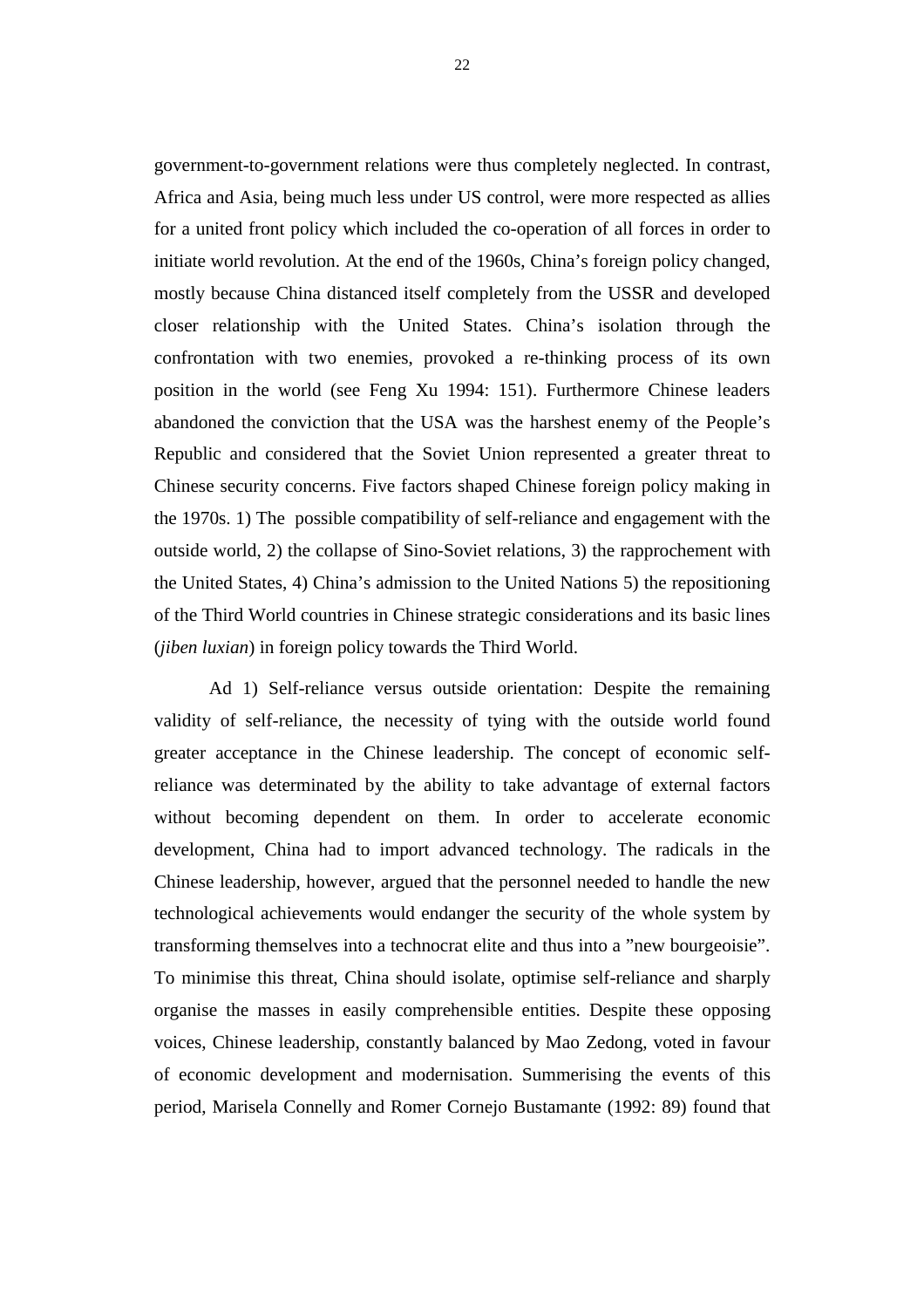government-to-government relations were thus completely neglected. In contrast, Africa and Asia, being much less under US control, were more respected as allies for a united front policy which included the co-operation of all forces in order to initiate world revolution. At the end of the 1960s, China's foreign policy changed, mostly because China distanced itself completely from the USSR and developed closer relationship with the United States. China's isolation through the confrontation with two enemies, provoked a re-thinking process of its own position in the world (see Feng Xu 1994: 151). Furthermore Chinese leaders abandoned the conviction that the USA was the harshest enemy of the People's Republic and considered that the Soviet Union represented a greater threat to Chinese security concerns. Five factors shaped Chinese foreign policy making in the 1970s. 1) The possible compatibility of self-reliance and engagement with the outside world, 2) the collapse of Sino-Soviet relations, 3) the rapprochement with the United States, 4) China's admission to the United Nations 5) the repositioning of the Third World countries in Chinese strategic considerations and its basic lines (*jiben luxian*) in foreign policy towards the Third World.

Ad 1) Self-reliance versus outside orientation: Despite the remaining validity of self-reliance, the necessity of tying with the outside world found greater acceptance in the Chinese leadership. The concept of economic self-reliance was determinated by the ability to take advantage of external factors without becoming dependent on them. In order to accelerate economic development, China had to import advanced technology. The radicals in the Chinese leadership, however, argued that the personnel needed to handle the new technological achievements would endanger the security of the whole system by transforming themselves into a technocrat elite and thus into a "new bourgeoisie". To minimise this threat, China should isolate, optimise self-reliance and sharply organise the masses in easily comprehensible entities. Despite these opposing voices, Chinese leadership, constantly balanced by Mao Zedong, voted in favour of economic development and modernisation. Summerising the events of this period, Marisela Connelly and Romer Cornejo Bustamante (1992: 89) found that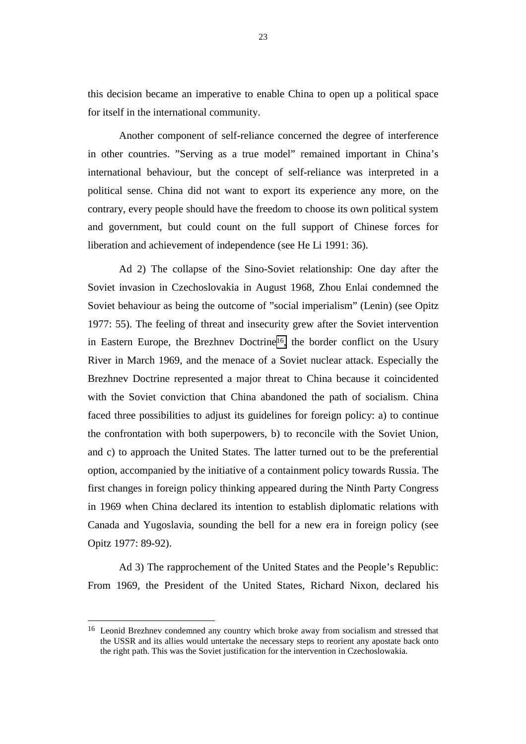this decision became an imperative to enable China to open up a political space for itself in the international community.

Another component of self-reliance concerned the degree of interference in other countries. ”Serving as a true model” remained important in China’s international behaviour, but the concept of self-reliance was interpreted in a political sense. China did not want to export its experience any more, on the contrary, every people should have the freedom to choose its own political system and government, but could count on the full support of Chinese forces for liberation and achievement of independence (see He Li 1991: 36).

Ad 2) The collapse of the Sino-Soviet relationship: One day after the Soviet invasion in Czechoslovakia in August 1968, Zhou Enlai condemned the Soviet behaviour as being the outcome of ”social imperialism” (Lenin) (see Opitz 1977: 55). The feeling of threat and insecurity grew after the Soviet intervention in Eastern Europe, the Brezhnev Doctrine[16], the border conflict on the Usury River in March 1969, and the menace of a Soviet nuclear attack. Especially the Brezhnev Doctrine represented a major threat to China because it coincidented with the Soviet conviction that China abandoned the path of socialism. China faced three possibilities to adjust its guidelines for foreign policy: a) to continue the confrontation with both superpowers, b) to reconcile with the Soviet Union, and c) to approach the United States. The latter turned out to be the preferential option, accompanied by the initiative of a containment policy towards Russia. The first changes in foreign policy thinking appeared during the Ninth Party Congress in 1969 when China declared its intention to establish diplomatic relations with Canada and Yugoslavia, sounding the bell for a new era in foreign policy (see Opitz 1977: 89-92).

Ad 3) The rapprochement of the United States and the People’s Republic: From 1969, the President of the United States, Richard Nixon, declared his

---

[16] Leonid Brezhnev condemned any country which broke away from socialism and stressed that the USSR and its allies would untertake the necessary steps to reorient any apostate back onto the right path. This was the Soviet justification for the intervention in Czechoslowakia.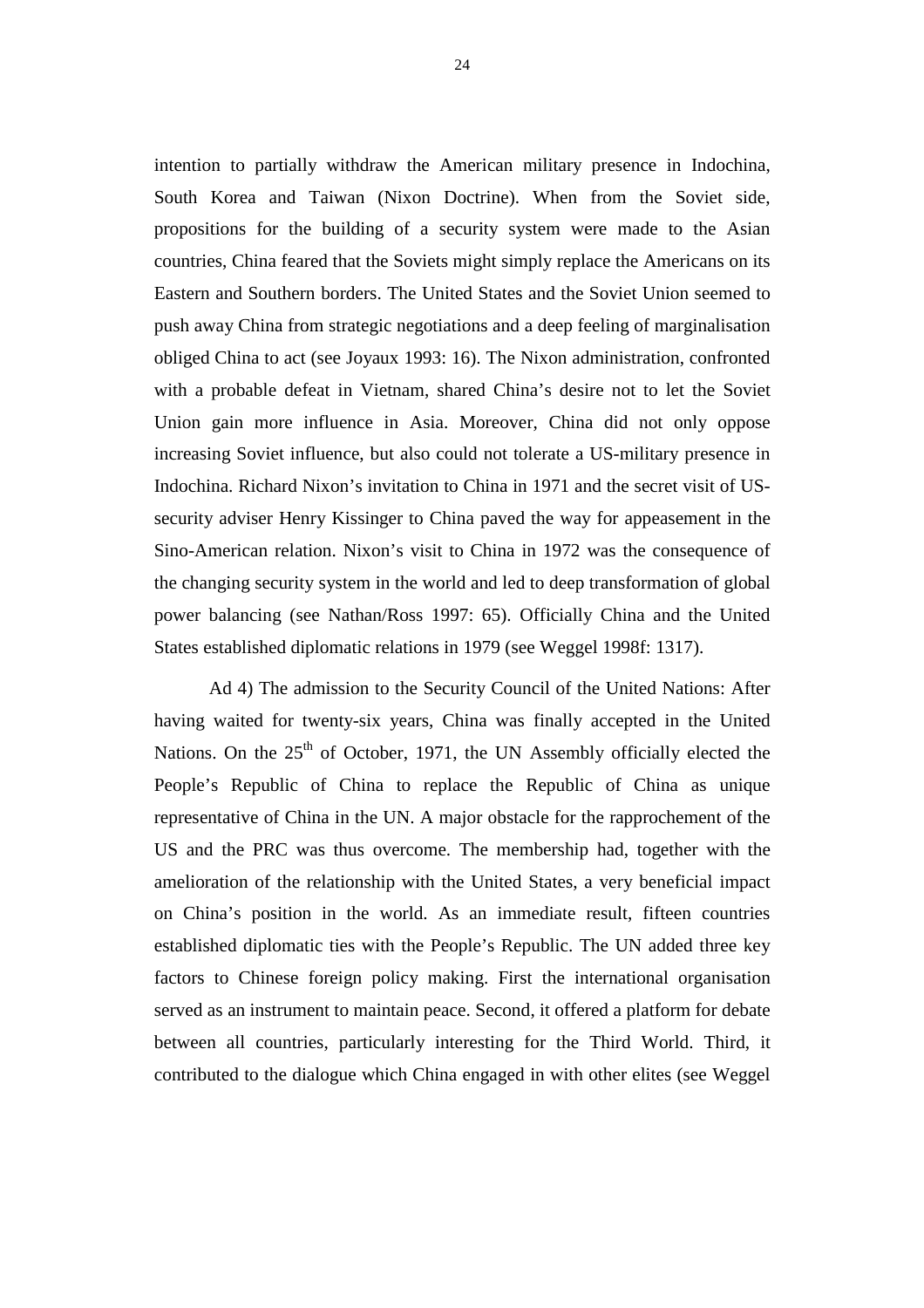intention to partially withdraw the American military presence in Indochina, South Korea and Taiwan (Nixon Doctrine). When from the Soviet side, propositions for the building of a security system were made to the Asian countries, China feared that the Soviets might simply replace the Americans on its Eastern and Southern borders. The United States and the Soviet Union seemed to push away China from strategic negotiations and a deep feeling of marginalisation obliged China to act (see Joyaux 1993: 16). The Nixon administration, confronted with a probable defeat in Vietnam, shared China's desire not to let the Soviet Union gain more influence in Asia. Moreover, China did not only oppose increasing Soviet influence, but also could not tolerate a US-military presence in Indochina. Richard Nixon's invitation to China in 1971 and the secret visit of US-security adviser Henry Kissinger to China paved the way for appeasement in the Sino-American relation. Nixon's visit to China in 1972 was the consequence of the changing security system in the world and led to deep transformation of global power balancing (see Nathan/Ross 1997: 65). Officially China and the United States established diplomatic relations in 1979 (see Weggel 1998f: 1317).

Ad 4) The admission to the Security Council of the United Nations: After having waited for twenty-six years, China was finally accepted in the United Nations. On the 25th of October, 1971, the UN Assembly officially elected the People's Republic of China to replace the Republic of China as unique representative of China in the UN. A major obstacle for the rapprochement of the US and the PRC was thus overcome. The membership had, together with the amelioration of the relationship with the United States, a very beneficial impact on China's position in the world. As an immediate result, fifteen countries established diplomatic ties with the People's Republic. The UN added three key factors to Chinese foreign policy making. First the international organisation served as an instrument to maintain peace. Second, it offered a platform for debate between all countries, particularly interesting for the Third World. Third, it contributed to the dialogue which China engaged in with other elites (see Weggel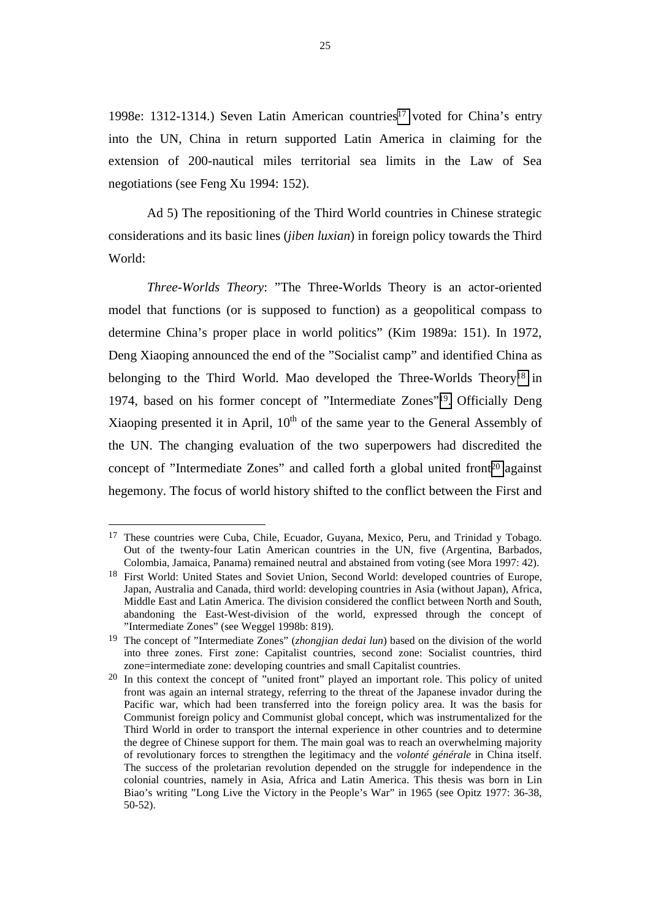1998e: 1312-1314.) Seven Latin American countries[17] voted for China's entry into the UN, China in return supported Latin America in claiming for the extension of 200-nautical miles territorial sea limits in the Law of Sea negotiations (see Feng Xu 1994: 152).

Ad 5) The repositioning of the Third World countries in Chinese strategic considerations and its basic lines (*jiben luxian*) in foreign policy towards the Third World:

*Three-Worlds Theory*: "The Three-Worlds Theory is an actor-oriented model that functions (or is supposed to function) as a geopolitical compass to determine China's proper place in world politics" (Kim 1989a: 151). In 1972, Deng Xiaoping announced the end of the "Socialist camp" and identified China as belonging to the Third World. Mao developed the Three-Worlds Theory[18] in 1974, based on his former concept of "Intermediate Zones"[19]. Officially Deng Xiaoping presented it in April, 10th of the same year to the General Assembly of the UN. The changing evaluation of the two superpowers had discredited the concept of "Intermediate Zones" and called forth a global united front[20] against hegemony. The focus of world history shifted to the conflict between the First and

---

[17] These countries were Cuba, Chile, Ecuador, Guyana, Mexico, Peru, and Trinidad y Tobago. Out of the twenty-four Latin American countries in the UN, five (Argentina, Barbados, Colombia, Jamaica, Panama) remained neutral and abstained from voting (see Mora 1997: 42).

[18] First World: United States and Soviet Union, Second World: developed countries of Europe, Japan, Australia and Canada, third world: developing countries in Asia (without Japan), Africa, Middle East and Latin America. The division considered the conflict between North and South, abandoning the East-West-division of the world, expressed through the concept of "Intermediate Zones" (see Weggel 1998b: 819).

[19] The concept of "Intermediate Zones" (*zhongjian dedai lun*) based on the division of the world into three zones. First zone: Capitalist countries, second zone: Socialist countries, third zone=intermediate zone: developing countries and small Capitalist countries.

[20] In this context the concept of "united front" played an important role. This policy of united front was again an internal strategy, referring to the threat of the Japanese invador during the Pacific war, which had been transferred into the foreign policy area. It was the basis for Communist foreign policy and Communist global concept, which was instrumentalized for the Third World in order to transport the internal experience in other countries and to determine the degree of Chinese support for them. The main goal was to reach an overwhelming majority of revolutionary forces to strengthen the legitimacy and the *volonté générale* in China itself. The success of the proletarian revolution depended on the struggle for independence in the colonial countries, namely in Asia, Africa and Latin America. This thesis was born in Lin Biao's writing "Long Live the Victory in the People's War" in 1965 (see Opitz 1977: 36-38, 50-52).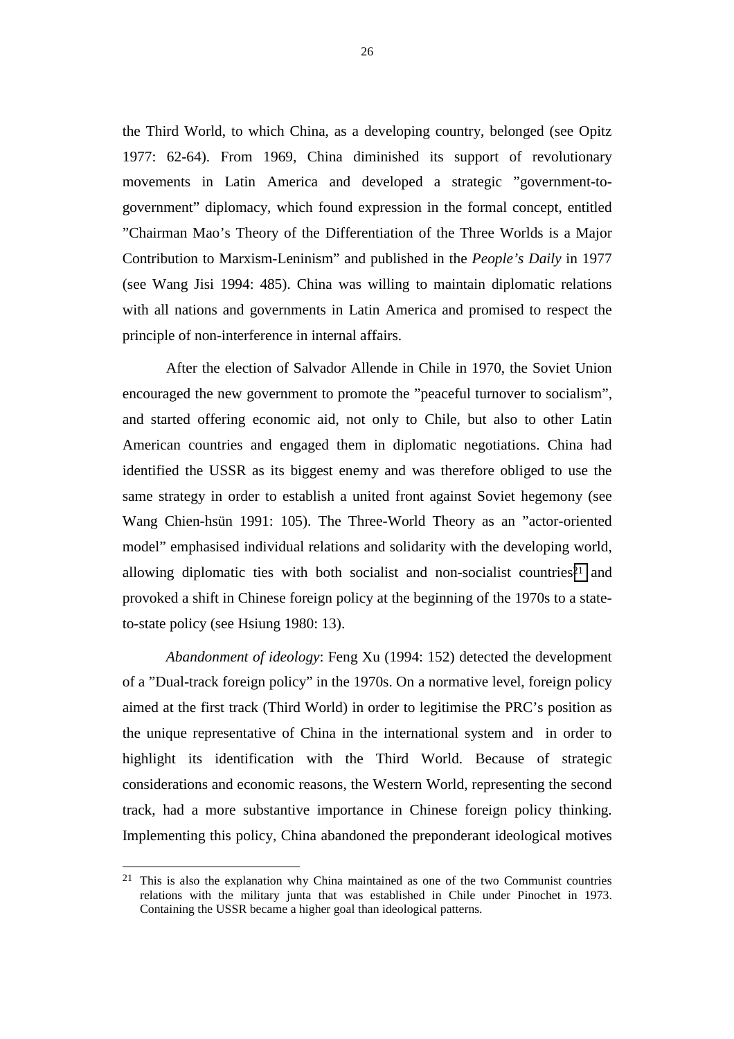the Third World, to which China, as a developing country, belonged (see Opitz 1977: 62-64). From 1969, China diminished its support of revolutionary movements in Latin America and developed a strategic "government-to-government" diplomacy, which found expression in the formal concept, entitled "Chairman Mao's Theory of the Differentiation of the Three Worlds is a Major Contribution to Marxism-Leninism" and published in the *People's Daily* in 1977 (see Wang Jisi 1994: 485). China was willing to maintain diplomatic relations with all nations and governments in Latin America and promised to respect the principle of non-interference in internal affairs.

After the election of Salvador Allende in Chile in 1970, the Soviet Union encouraged the new government to promote the "peaceful turnover to socialism", and started offering economic aid, not only to Chile, but also to other Latin American countries and engaged them in diplomatic negotiations. China had identified the USSR as its biggest enemy and was therefore obliged to use the same strategy in order to establish a united front against Soviet hegemony (see Wang Chien-hsün 1991: 105). The Three-World Theory as an "actor-oriented model" emphasised individual relations and solidarity with the developing world, allowing diplomatic ties with both socialist and non-socialist countries[21] and provoked a shift in Chinese foreign policy at the beginning of the 1970s to a state-to-state policy (see Hsiung 1980: 13).

*Abandonment of ideology*: Feng Xu (1994: 152) detected the development of a "Dual-track foreign policy" in the 1970s. On a normative level, foreign policy aimed at the first track (Third World) in order to legitimise the PRC's position as the unique representative of China in the international system and in order to highlight its identification with the Third World. Because of strategic considerations and economic reasons, the Western World, representing the second track, had a more substantive importance in Chinese foreign policy thinking. Implementing this policy, China abandoned the preponderant ideological motives

---

[21] This is also the explanation why China maintained as one of the two Communist countries relations with the military junta that was established in Chile under Pinochet in 1973. Containing the USSR became a higher goal than ideological patterns.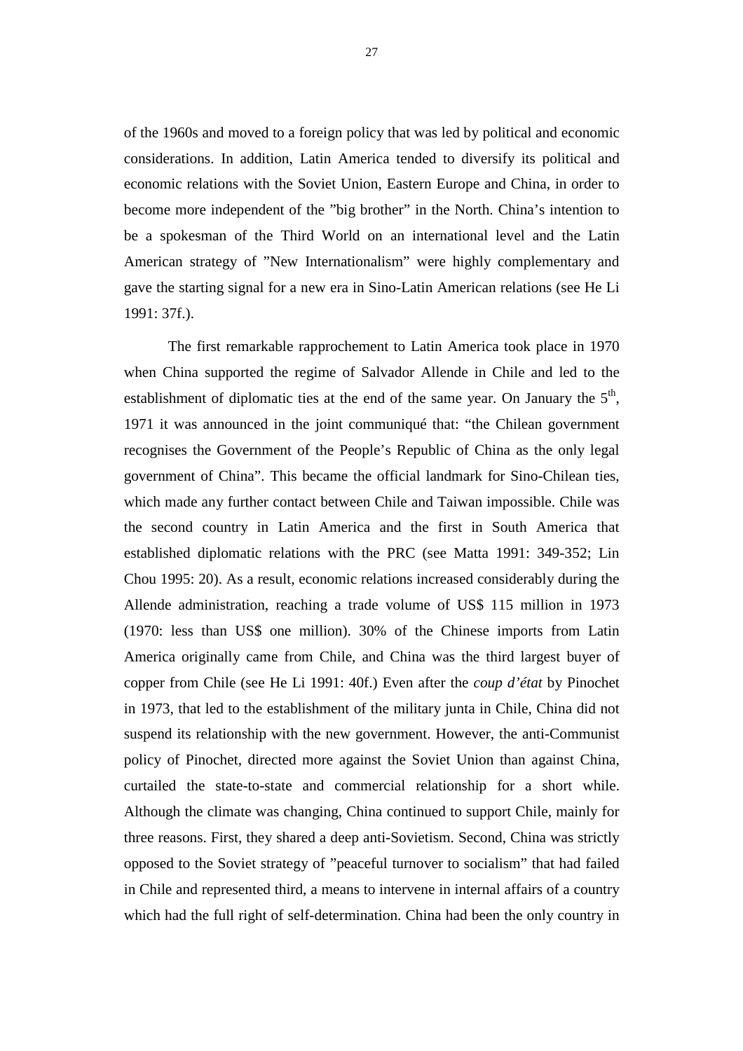of the 1960s and moved to a foreign policy that was led by political and economic considerations. In addition, Latin America tended to diversify its political and economic relations with the Soviet Union, Eastern Europe and China, in order to become more independent of the ”big brother” in the North. China’s intention to be a spokesman of the Third World on an international level and the Latin American strategy of ”New Internationalism” were highly complementary and gave the starting signal for a new era in Sino-Latin American relations (see He Li 1991: 37f.).

The first remarkable rapprochement to Latin America took place in 1970 when China supported the regime of Salvador Allende in Chile and led to the establishment of diplomatic ties at the end of the same year. On January the 5th, 1971 it was announced in the joint communiqué that: “the Chilean government recognises the Government of the People’s Republic of China as the only legal government of China”. This became the official landmark for Sino-Chilean ties, which made any further contact between Chile and Taiwan impossible. Chile was the second country in Latin America and the first in South America that established diplomatic relations with the PRC (see Matta 1991: 349-352; Lin Chou 1995: 20). As a result, economic relations increased considerably during the Allende administration, reaching a trade volume of US$ 115 million in 1973 (1970: less than US$ one million). 30% of the Chinese imports from Latin America originally came from Chile, and China was the third largest buyer of copper from Chile (see He Li 1991: 40f.) Even after the *coup d’état* by Pinochet in 1973, that led to the establishment of the military junta in Chile, China did not suspend its relationship with the new government. However, the anti-Communist policy of Pinochet, directed more against the Soviet Union than against China, curtailed the state-to-state and commercial relationship for a short while. Although the climate was changing, China continued to support Chile, mainly for three reasons. First, they shared a deep anti-Sovietism. Second, China was strictly opposed to the Soviet strategy of ”peaceful turnover to socialism” that had failed in Chile and represented third, a means to intervene in internal affairs of a country which had the full right of self-determination. China had been the only country in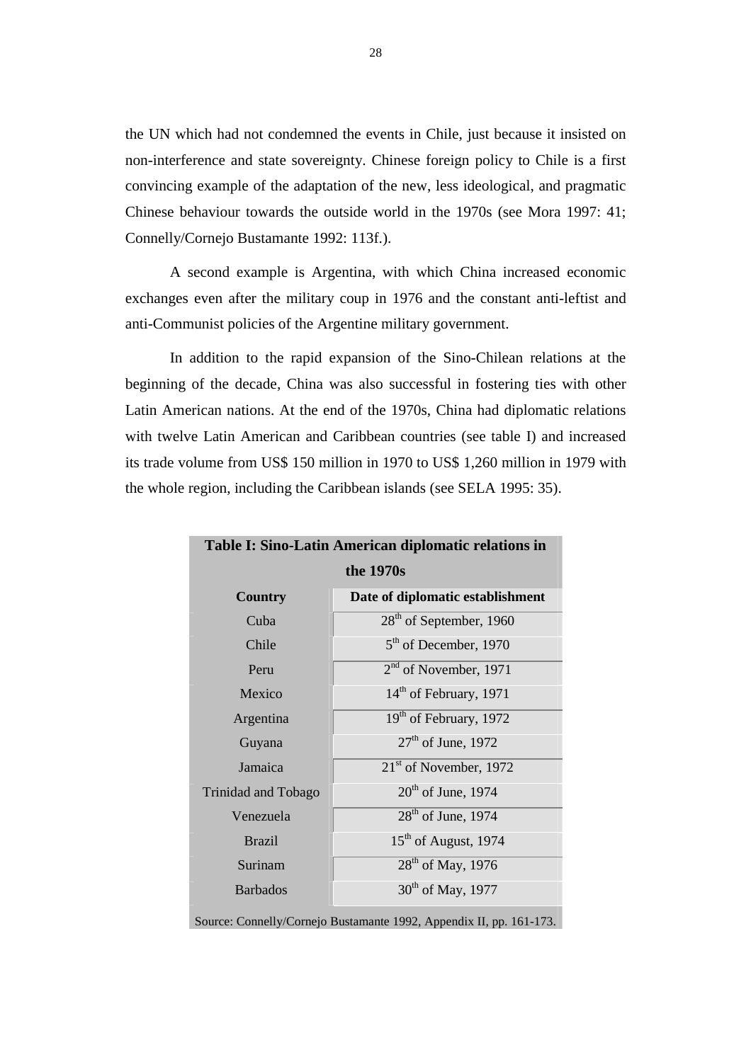the UN which had not condemned the events in Chile, just because it insisted on non-interference and state sovereignty. Chinese foreign policy to Chile is a first convincing example of the adaptation of the new, less ideological, and pragmatic Chinese behaviour towards the outside world in the 1970s (see Mora 1997: 41; Connelly/Cornejo Bustamante 1992: 113f.).

A second example is Argentina, with which China increased economic exchanges even after the military coup in 1976 and the constant anti-leftist and anti-Communist policies of the Argentine military government.

In addition to the rapid expansion of the Sino-Chilean relations at the beginning of the decade, China was also successful in fostering ties with other Latin American nations. At the end of the 1970s, China had diplomatic relations with twelve Latin American and Caribbean countries (see table I) and increased its trade volume from US$ 150 million in 1970 to US$ 1,260 million in 1979 with the whole region, including the Caribbean islands (see SELA 1995: 35).

**Table I: Sino-Latin American diplomatic relations in the 1970s**

| Country | Date of diplomatic establishment |
|---|---|
| Cuba | 28th of September, 1960 |
| Chile | 5th of December, 1970 |
| Peru | 2nd of November, 1971 |
| Mexico | 14th of February, 1971 |
| Argentina | 19th of February, 1972 |
| Guyana | 27th of June, 1972 |
| Jamaica | 21st of November, 1972 |
| Trinidad and Tobago | 20th of June, 1974 |
| Venezuela | 28th of June, 1974 |
| Brazil | 15th of August, 1974 |
| Surinam | 28th of May, 1976 |
| Barbados | 30th of May, 1977 |

Source: Connelly/Cornejo Bustamante 1992, Appendix II, pp. 161-173.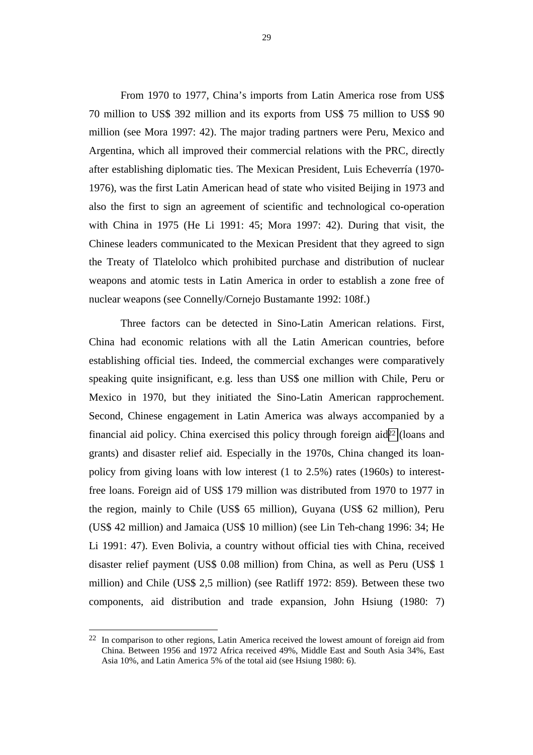From 1970 to 1977, China's imports from Latin America rose from US$ 70 million to US$ 392 million and its exports from US$ 75 million to US$ 90 million (see Mora 1997: 42). The major trading partners were Peru, Mexico and Argentina, which all improved their commercial relations with the PRC, directly after establishing diplomatic ties. The Mexican President, Luis Echeverría (1970-1976), was the first Latin American head of state who visited Beijing in 1973 and also the first to sign an agreement of scientific and technological co-operation with China in 1975 (He Li 1991: 45; Mora 1997: 42). During that visit, the Chinese leaders communicated to the Mexican President that they agreed to sign the Treaty of Tlatelolco which prohibited purchase and distribution of nuclear weapons and atomic tests in Latin America in order to establish a zone free of nuclear weapons (see Connelly/Cornejo Bustamante 1992: 108f.)

Three factors can be detected in Sino-Latin American relations. First, China had economic relations with all the Latin American countries, before establishing official ties. Indeed, the commercial exchanges were comparatively speaking quite insignificant, e.g. less than US$ one million with Chile, Peru or Mexico in 1970, but they initiated the Sino-Latin American rapprochement. Second, Chinese engagement in Latin America was always accompanied by a financial aid policy. China exercised this policy through foreign aid[22] (loans and grants) and disaster relief aid. Especially in the 1970s, China changed its loan-policy from giving loans with low interest (1 to 2.5%) rates (1960s) to interest-free loans. Foreign aid of US$ 179 million was distributed from 1970 to 1977 in the region, mainly to Chile (US$ 65 million), Guyana (US$ 62 million), Peru (US$ 42 million) and Jamaica (US$ 10 million) (see Lin Teh-chang 1996: 34; He Li 1991: 47). Even Bolivia, a country without official ties with China, received disaster relief payment (US$ 0.08 million) from China, as well as Peru (US$ 1 million) and Chile (US$ 2,5 million) (see Ratliff 1972: 859). Between these two components, aid distribution and trade expansion, John Hsiung (1980: 7)

[22] In comparison to other regions, Latin America received the lowest amount of foreign aid from China. Between 1956 and 1972 Africa received 49%, Middle East and South Asia 34%, East Asia 10%, and Latin America 5% of the total aid (see Hsiung 1980: 6).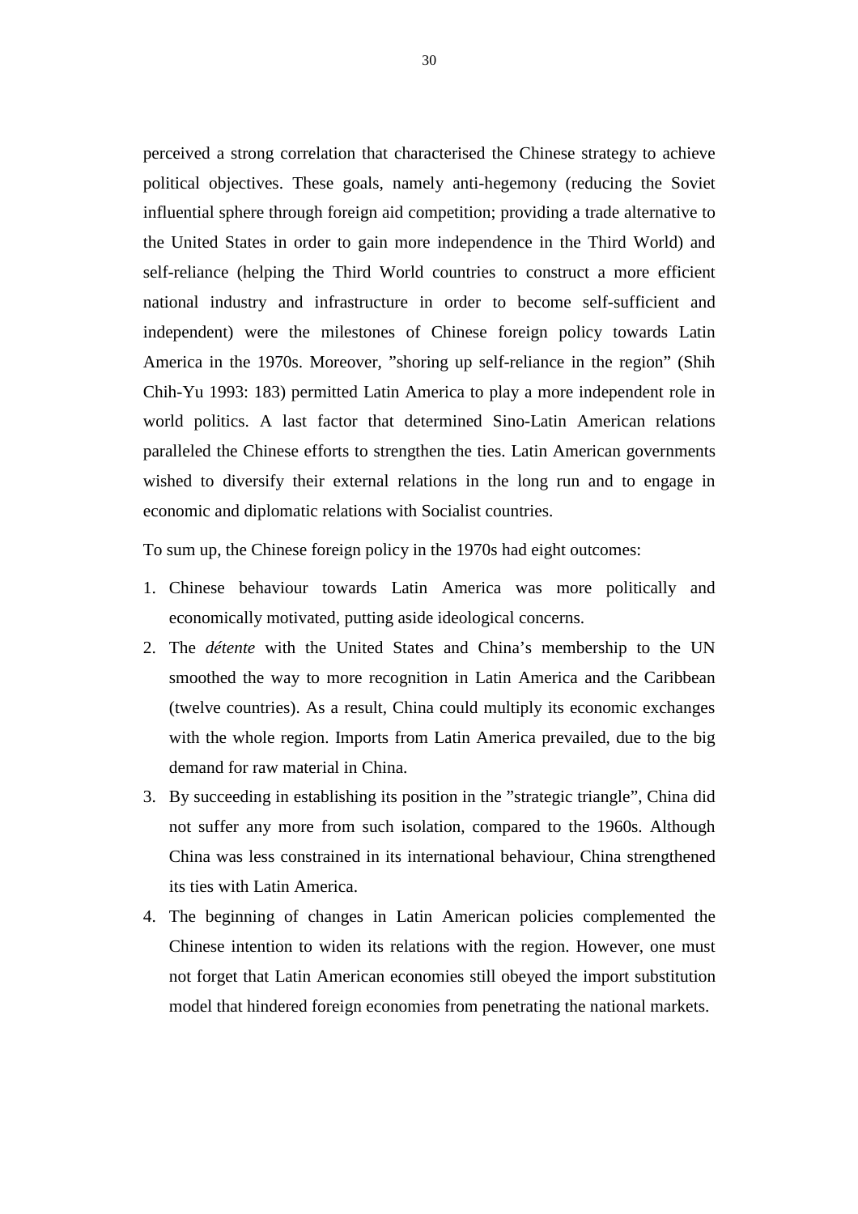perceived a strong correlation that characterised the Chinese strategy to achieve political objectives. These goals, namely anti-hegemony (reducing the Soviet influential sphere through foreign aid competition; providing a trade alternative to the United States in order to gain more independence in the Third World) and self-reliance (helping the Third World countries to construct a more efficient national industry and infrastructure in order to become self-sufficient and independent) were the milestones of Chinese foreign policy towards Latin America in the 1970s. Moreover, ”shoring up self-reliance in the region” (Shih Chih-Yu 1993: 183) permitted Latin America to play a more independent role in world politics. A last factor that determined Sino-Latin American relations paralleled the Chinese efforts to strengthen the ties. Latin American governments wished to diversify their external relations in the long run and to engage in economic and diplomatic relations with Socialist countries.

To sum up, the Chinese foreign policy in the 1970s had eight outcomes:

1. Chinese behaviour towards Latin America was more politically and economically motivated, putting aside ideological concerns.
2. The *détente* with the United States and China's membership to the UN smoothed the way to more recognition in Latin America and the Caribbean (twelve countries). As a result, China could multiply its economic exchanges with the whole region. Imports from Latin America prevailed, due to the big demand for raw material in China.
3. By succeeding in establishing its position in the ”strategic triangle”, China did not suffer any more from such isolation, compared to the 1960s. Although China was less constrained in its international behaviour, China strengthened its ties with Latin America.
4. The beginning of changes in Latin American policies complemented the Chinese intention to widen its relations with the region. However, one must not forget that Latin American economies still obeyed the import substitution model that hindered foreign economies from penetrating the national markets.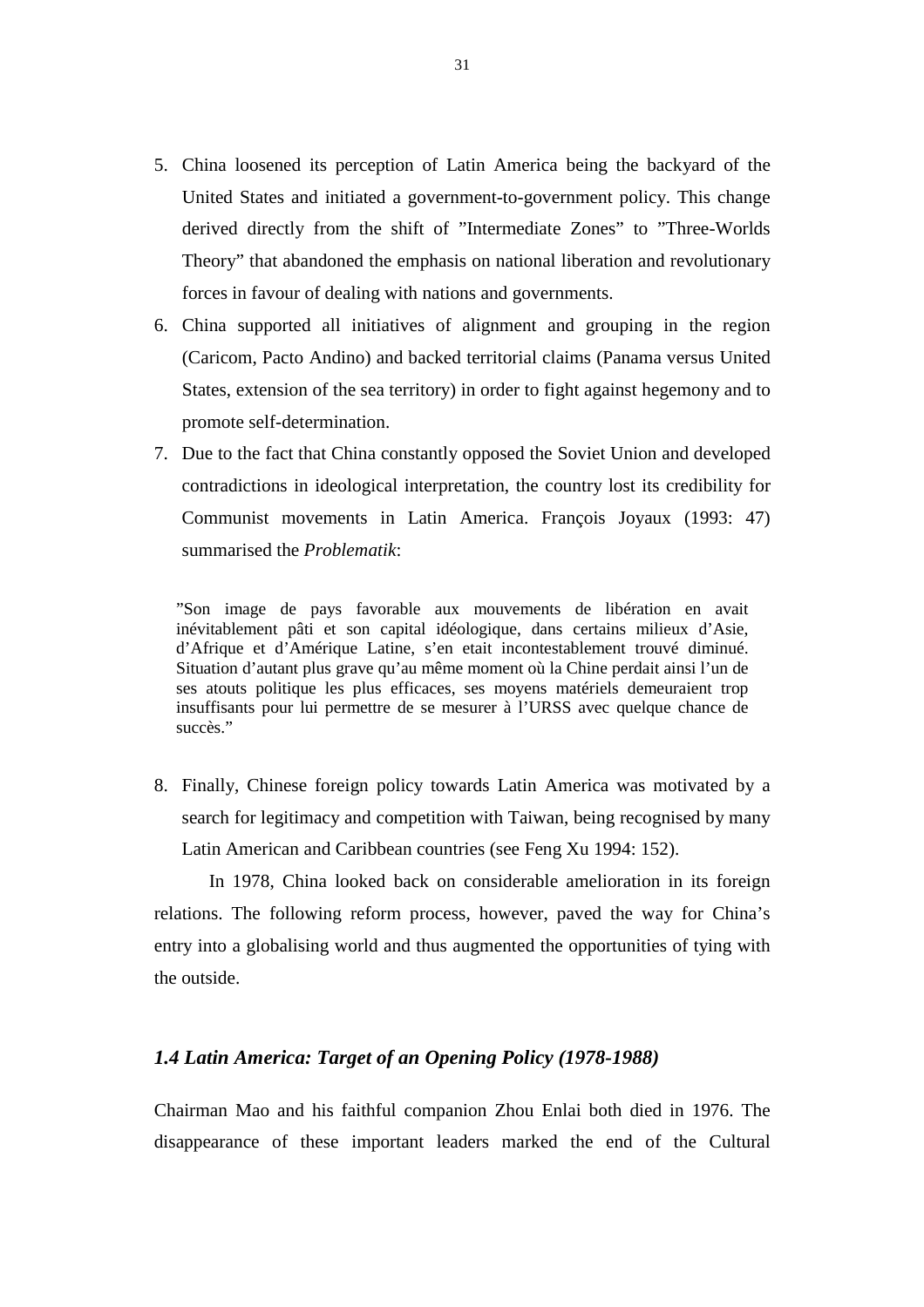5. China loosened its perception of Latin America being the backyard of the United States and initiated a government-to-government policy. This change derived directly from the shift of ”Intermediate Zones” to ”Three-Worlds Theory” that abandoned the emphasis on national liberation and revolutionary forces in favour of dealing with nations and governments.
6. China supported all initiatives of alignment and grouping in the region (Caricom, Pacto Andino) and backed territorial claims (Panama versus United States, extension of the sea territory) in order to fight against hegemony and to promote self-determination.
7. Due to the fact that China constantly opposed the Soviet Union and developed contradictions in ideological interpretation, the country lost its credibility for Communist movements in Latin America. François Joyaux (1993: 47) summarised the *Problematik*:

> ”Son image de pays favorable aux mouvements de libération en avait inévitablement pâti et son capital idéologique, dans certains milieux d’Asie, d’Afrique et d’Amérique Latine, s’en etait incontestablement trouvé diminué. Situation d’autant plus grave qu’au même moment où la Chine perdait ainsi l’un de ses atouts politique les plus efficaces, ses moyens matériels demeuraient trop insuffisants pour lui permettre de se mesurer à l’URSS avec quelque chance de succès.”

8. Finally, Chinese foreign policy towards Latin America was motivated by a search for legitimacy and competition with Taiwan, being recognised by many Latin American and Caribbean countries (see Feng Xu 1994: 152).

In 1978, China looked back on considerable amelioration in its foreign relations. The following reform process, however, paved the way for China’s entry into a globalising world and thus augmented the opportunities of tying with the outside.

### *1.4 Latin America: Target of an Opening Policy (1978-1988)*

Chairman Mao and his faithful companion Zhou Enlai both died in 1976. The disappearance of these important leaders marked the end of the Cultural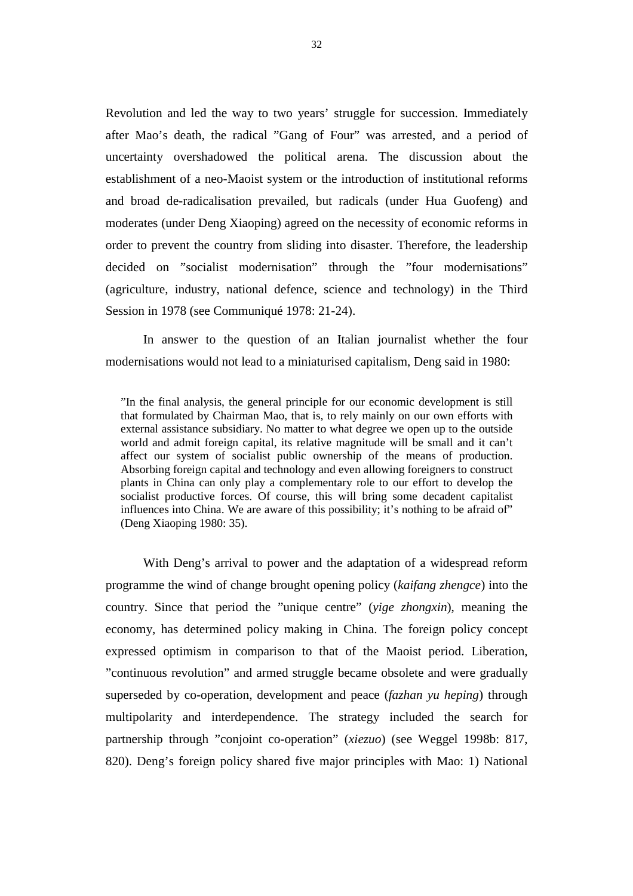Revolution and led the way to two years' struggle for succession. Immediately after Mao's death, the radical "Gang of Four" was arrested, and a period of uncertainty overshadowed the political arena. The discussion about the establishment of a neo-Maoist system or the introduction of institutional reforms and broad de-radicalisation prevailed, but radicals (under Hua Guofeng) and moderates (under Deng Xiaoping) agreed on the necessity of economic reforms in order to prevent the country from sliding into disaster. Therefore, the leadership decided on "socialist modernisation" through the "four modernisations" (agriculture, industry, national defence, science and technology) in the Third Session in 1978 (see Communiqué 1978: 21-24).

In answer to the question of an Italian journalist whether the four modernisations would not lead to a miniaturised capitalism, Deng said in 1980:

> "In the final analysis, the general principle for our economic development is still that formulated by Chairman Mao, that is, to rely mainly on our own efforts with external assistance subsidiary. No matter to what degree we open up to the outside world and admit foreign capital, its relative magnitude will be small and it can't affect our system of socialist public ownership of the means of production. Absorbing foreign capital and technology and even allowing foreigners to construct plants in China can only play a complementary role to our effort to develop the socialist productive forces. Of course, this will bring some decadent capitalist influences into China. We are aware of this possibility; it's nothing to be afraid of" (Deng Xiaoping 1980: 35).

With Deng's arrival to power and the adaptation of a widespread reform programme the wind of change brought opening policy (*kaifang zhengce*) into the country. Since that period the "unique centre" (*yige zhongxin*), meaning the economy, has determined policy making in China. The foreign policy concept expressed optimism in comparison to that of the Maoist period. Liberation, "continuous revolution" and armed struggle became obsolete and were gradually superseded by co-operation, development and peace (*fazhan yu heping*) through multipolarity and interdependence. The strategy included the search for partnership through "conjoint co-operation" (*xiezuo*) (see Weggel 1998b: 817, 820). Deng's foreign policy shared five major principles with Mao: 1) National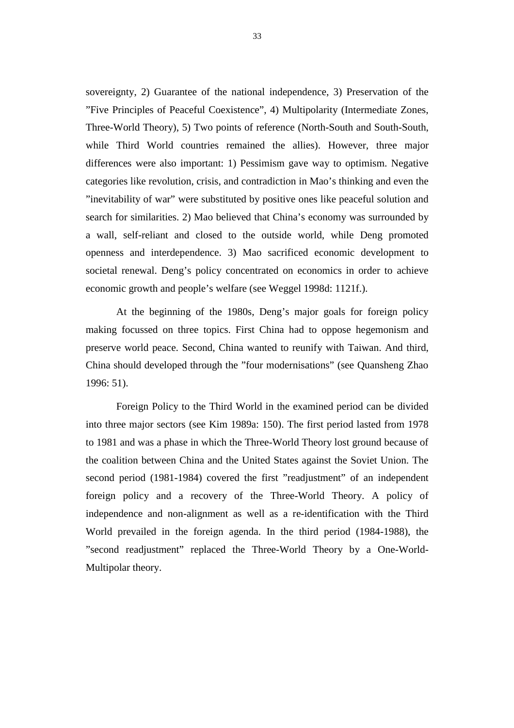sovereignty, 2) Guarantee of the national independence, 3) Preservation of the ”Five Principles of Peaceful Coexistence”, 4) Multipolarity (Intermediate Zones, Three-World Theory), 5) Two points of reference (North-South and South-South, while Third World countries remained the allies). However, three major differences were also important: 1) Pessimism gave way to optimism. Negative categories like revolution, crisis, and contradiction in Mao’s thinking and even the ”inevitability of war” were substituted by positive ones like peaceful solution and search for similarities. 2) Mao believed that China’s economy was surrounded by a wall, self-reliant and closed to the outside world, while Deng promoted openness and interdependence. 3) Mao sacrificed economic development to societal renewal. Deng’s policy concentrated on economics in order to achieve economic growth and people’s welfare (see Weggel 1998d: 1121f.).

At the beginning of the 1980s, Deng’s major goals for foreign policy making focussed on three topics. First China had to oppose hegemonism and preserve world peace. Second, China wanted to reunify with Taiwan. And third, China should developed through the ”four modernisations” (see Quansheng Zhao 1996: 51).

Foreign Policy to the Third World in the examined period can be divided into three major sectors (see Kim 1989a: 150). The first period lasted from 1978 to 1981 and was a phase in which the Three-World Theory lost ground because of the coalition between China and the United States against the Soviet Union. The second period (1981-1984) covered the first ”readjustment” of an independent foreign policy and a recovery of the Three-World Theory. A policy of independence and non-alignment as well as a re-identification with the Third World prevailed in the foreign agenda. In the third period (1984-1988), the ”second readjustment” replaced the Three-World Theory by a One-World-Multipolar theory.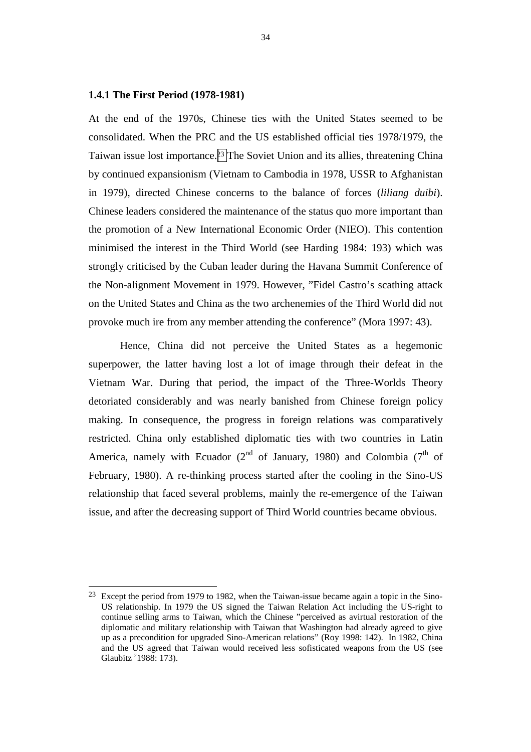### 1.4.1 The First Period (1978-1981)

At the end of the 1970s, Chinese ties with the United States seemed to be consolidated. When the PRC and the US established official ties 1978/1979, the Taiwan issue lost importance.[23] The Soviet Union and its allies, threatening China by continued expansionism (Vietnam to Cambodia in 1978, USSR to Afghanistan in 1979), directed Chinese concerns to the balance of forces (*liliang duibi*). Chinese leaders considered the maintenance of the status quo more important than the promotion of a New International Economic Order (NIEO). This contention minimised the interest in the Third World (see Harding 1984: 193) which was strongly criticised by the Cuban leader during the Havana Summit Conference of the Non-alignment Movement in 1979. However, "Fidel Castro's scathing attack on the United States and China as the two archenemies of the Third World did not provoke much ire from any member attending the conference" (Mora 1997: 43).

Hence, China did not perceive the United States as a hegemonic superpower, the latter having lost a lot of image through their defeat in the Vietnam War. During that period, the impact of the Three-Worlds Theory detoriated considerably and was nearly banished from Chinese foreign policy making. In consequence, the progress in foreign relations was comparatively restricted. China only established diplomatic ties with two countries in Latin America, namely with Ecuador (2nd of January, 1980) and Colombia (7th of February, 1980). A re-thinking process started after the cooling in the Sino-US relationship that faced several problems, mainly the re-emergence of the Taiwan issue, and after the decreasing support of Third World countries became obvious.

---

[23] Except the period from 1979 to 1982, when the Taiwan-issue became again a topic in the Sino-US relationship. In 1979 the US signed the Taiwan Relation Act including the US-right to continue selling arms to Taiwan, which the Chinese "perceived as avirtual restoration of the diplomatic and military relationship with Taiwan that Washington had already agreed to give up as a precondition for upgraded Sino-American relations" (Roy 1998: 142). In 1982, China and the US agreed that Taiwan would received less sofisticated weapons from the US (see Glaubitz [2]1988: 173).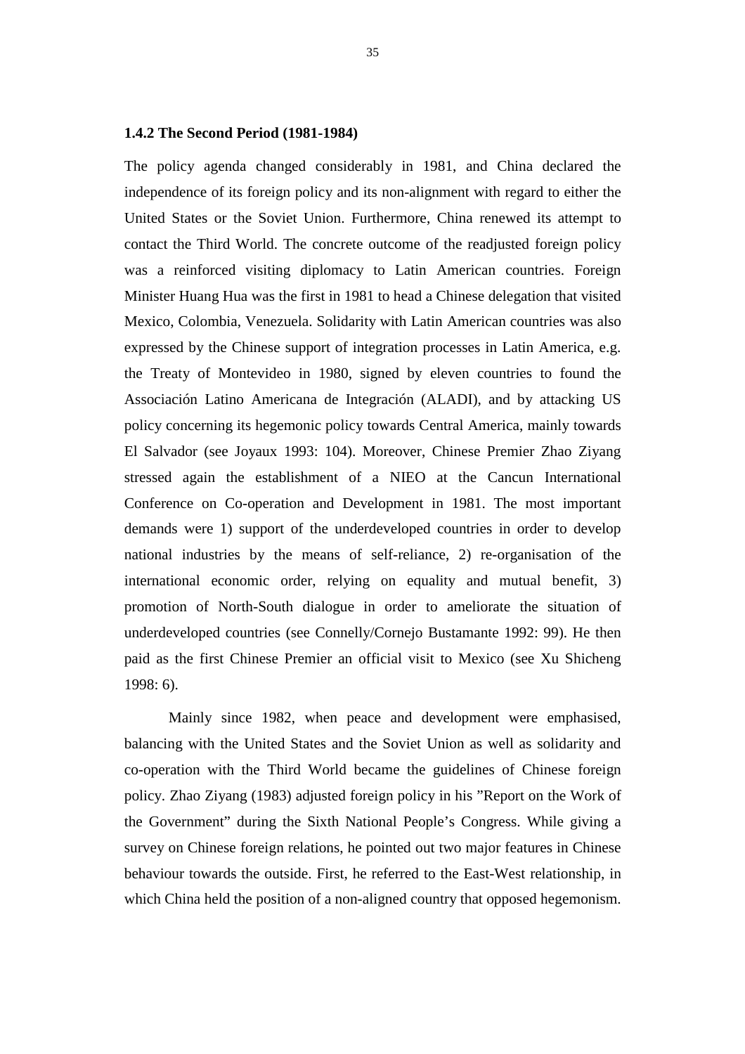### 1.4.2 The Second Period (1981-1984)

The policy agenda changed considerably in 1981, and China declared the independence of its foreign policy and its non-alignment with regard to either the United States or the Soviet Union. Furthermore, China renewed its attempt to contact the Third World. The concrete outcome of the readjusted foreign policy was a reinforced visiting diplomacy to Latin American countries. Foreign Minister Huang Hua was the first in 1981 to head a Chinese delegation that visited Mexico, Colombia, Venezuela. Solidarity with Latin American countries was also expressed by the Chinese support of integration processes in Latin America, e.g. the Treaty of Montevideo in 1980, signed by eleven countries to found the Associación Latino Americana de Integración (ALADI), and by attacking US policy concerning its hegemonic policy towards Central America, mainly towards El Salvador (see Joyaux 1993: 104). Moreover, Chinese Premier Zhao Ziyang stressed again the establishment of a NIEO at the Cancun International Conference on Co-operation and Development in 1981. The most important demands were 1) support of the underdeveloped countries in order to develop national industries by the means of self-reliance, 2) re-organisation of the international economic order, relying on equality and mutual benefit, 3) promotion of North-South dialogue in order to ameliorate the situation of underdeveloped countries (see Connelly/Cornejo Bustamante 1992: 99). He then paid as the first Chinese Premier an official visit to Mexico (see Xu Shicheng 1998: 6).

Mainly since 1982, when peace and development were emphasised, balancing with the United States and the Soviet Union as well as solidarity and co-operation with the Third World became the guidelines of Chinese foreign policy. Zhao Ziyang (1983) adjusted foreign policy in his "Report on the Work of the Government" during the Sixth National People's Congress. While giving a survey on Chinese foreign relations, he pointed out two major features in Chinese behaviour towards the outside. First, he referred to the East-West relationship, in which China held the position of a non-aligned country that opposed hegemonism.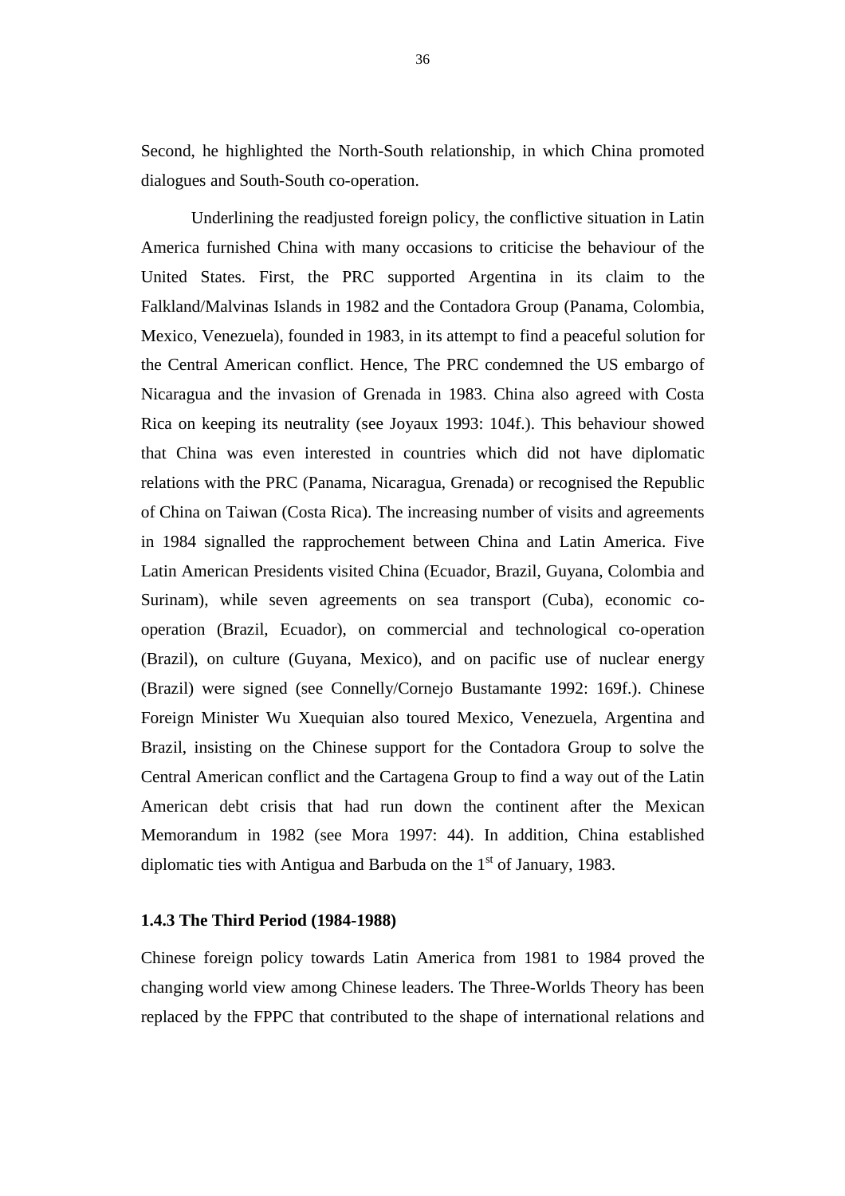Second, he highlighted the North-South relationship, in which China promoted dialogues and South-South co-operation.

Underlining the readjusted foreign policy, the conflictive situation in Latin America furnished China with many occasions to criticise the behaviour of the United States. First, the PRC supported Argentina in its claim to the Falkland/Malvinas Islands in 1982 and the Contadora Group (Panama, Colombia, Mexico, Venezuela), founded in 1983, in its attempt to find a peaceful solution for the Central American conflict. Hence, The PRC condemned the US embargo of Nicaragua and the invasion of Grenada in 1983. China also agreed with Costa Rica on keeping its neutrality (see Joyaux 1993: 104f.). This behaviour showed that China was even interested in countries which did not have diplomatic relations with the PRC (Panama, Nicaragua, Grenada) or recognised the Republic of China on Taiwan (Costa Rica). The increasing number of visits and agreements in 1984 signalled the rapprochement between China and Latin America. Five Latin American Presidents visited China (Ecuador, Brazil, Guyana, Colombia and Surinam), while seven agreements on sea transport (Cuba), economic co-operation (Brazil, Ecuador), on commercial and technological co-operation (Brazil), on culture (Guyana, Mexico), and on pacific use of nuclear energy (Brazil) were signed (see Connelly/Cornejo Bustamante 1992: 169f.). Chinese Foreign Minister Wu Xuequian also toured Mexico, Venezuela, Argentina and Brazil, insisting on the Chinese support for the Contadora Group to solve the Central American conflict and the Cartagena Group to find a way out of the Latin American debt crisis that had run down the continent after the Mexican Memorandum in 1982 (see Mora 1997: 44). In addition, China established diplomatic ties with Antigua and Barbuda on the 1st of January, 1983.

### 1.4.3 The Third Period (1984-1988)

Chinese foreign policy towards Latin America from 1981 to 1984 proved the changing world view among Chinese leaders. The Three-Worlds Theory has been replaced by the FPPC that contributed to the shape of international relations and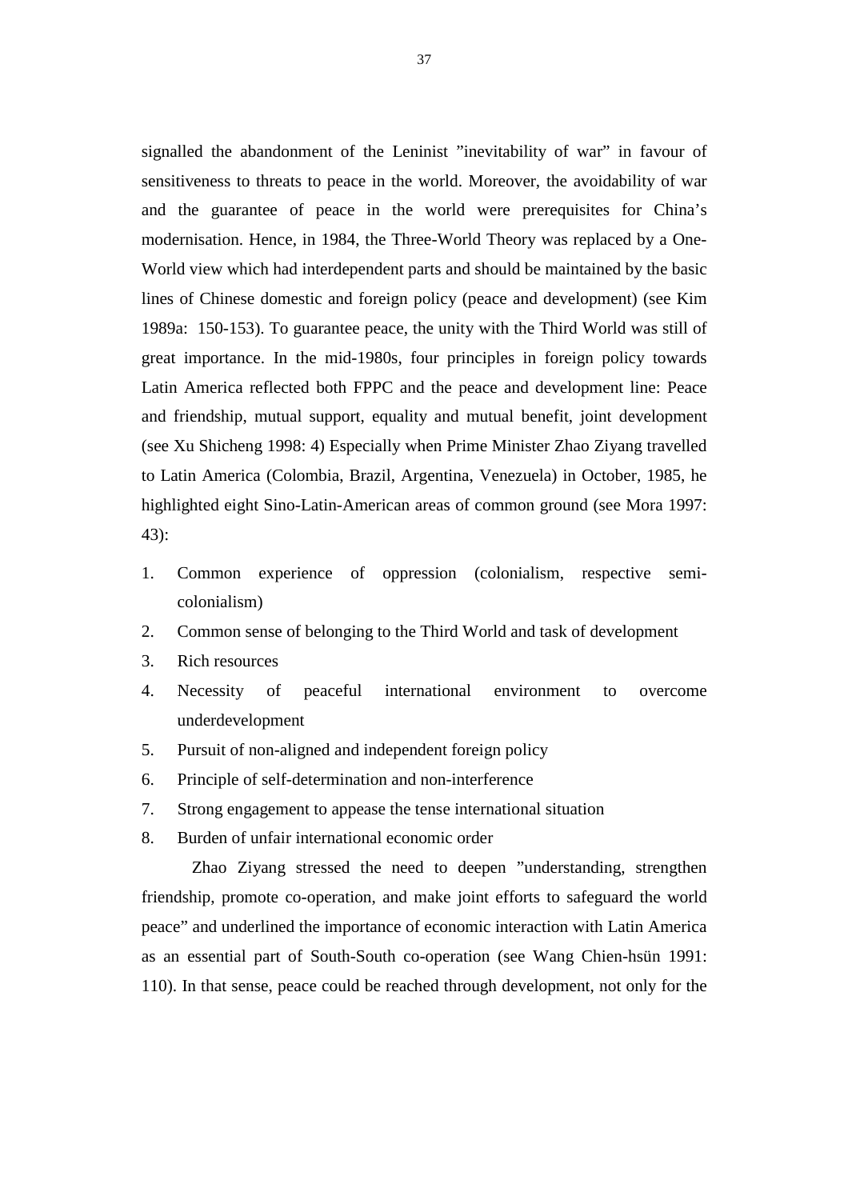signalled the abandonment of the Leninist ”inevitability of war” in favour of sensitiveness to threats to peace in the world. Moreover, the avoidability of war and the guarantee of peace in the world were prerequisites for China’s modernisation. Hence, in 1984, the Three-World Theory was replaced by a One-World view which had interdependent parts and should be maintained by the basic lines of Chinese domestic and foreign policy (peace and development) (see Kim 1989a: 150-153). To guarantee peace, the unity with the Third World was still of great importance. In the mid-1980s, four principles in foreign policy towards Latin America reflected both FPPC and the peace and development line: Peace and friendship, mutual support, equality and mutual benefit, joint development (see Xu Shicheng 1998: 4) Especially when Prime Minister Zhao Ziyang travelled to Latin America (Colombia, Brazil, Argentina, Venezuela) in October, 1985, he highlighted eight Sino-Latin-American areas of common ground (see Mora 1997: 43):

1. Common experience of oppression (colonialism, respective semi-colonialism)
2. Common sense of belonging to the Third World and task of development
3. Rich resources
4. Necessity of peaceful international environment to overcome underdevelopment
5. Pursuit of non-aligned and independent foreign policy
6. Principle of self-determination and non-interference
7. Strong engagement to appease the tense international situation
8. Burden of unfair international economic order

Zhao Ziyang stressed the need to deepen ”understanding, strengthen friendship, promote co-operation, and make joint efforts to safeguard the world peace” and underlined the importance of economic interaction with Latin America as an essential part of South-South co-operation (see Wang Chien-hsün 1991: 110). In that sense, peace could be reached through development, not only for the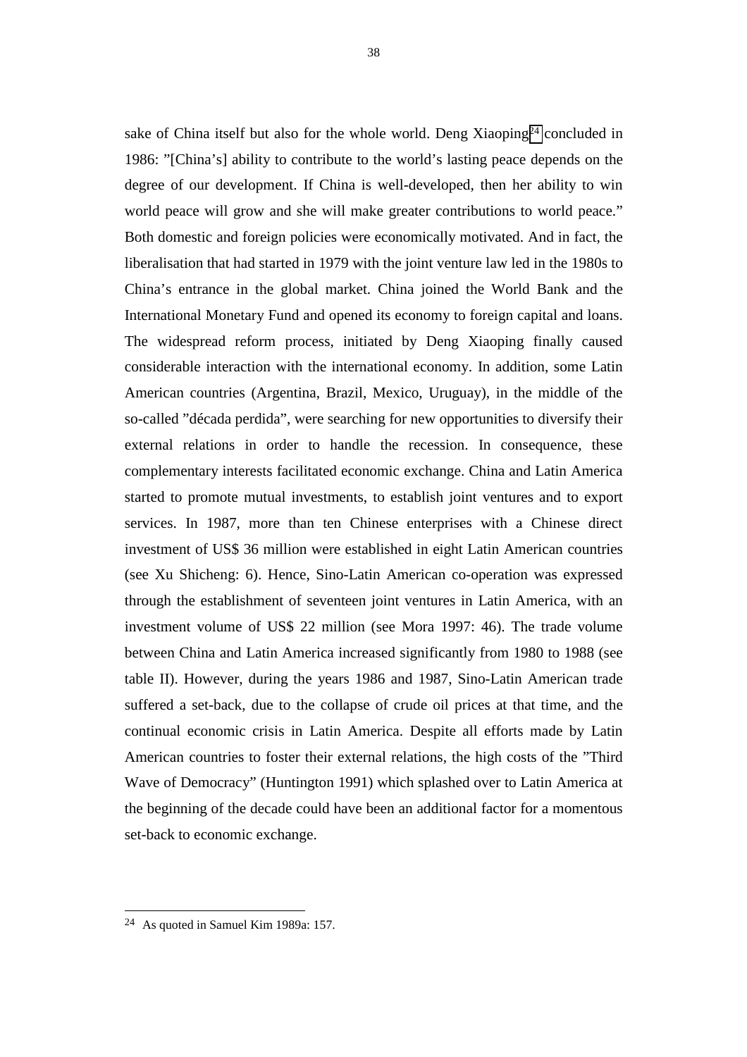sake of China itself but also for the whole world. Deng Xiaoping[24] concluded in 1986: ”[China’s] ability to contribute to the world’s lasting peace depends on the degree of our development. If China is well-developed, then her ability to win world peace will grow and she will make greater contributions to world peace.” Both domestic and foreign policies were economically motivated. And in fact, the liberalisation that had started in 1979 with the joint venture law led in the 1980s to China’s entrance in the global market. China joined the World Bank and the International Monetary Fund and opened its economy to foreign capital and loans. The widespread reform process, initiated by Deng Xiaoping finally caused considerable interaction with the international economy. In addition, some Latin American countries (Argentina, Brazil, Mexico, Uruguay), in the middle of the so-called ”década perdida”, were searching for new opportunities to diversify their external relations in order to handle the recession. In consequence, these complementary interests facilitated economic exchange. China and Latin America started to promote mutual investments, to establish joint ventures and to export services. In 1987, more than ten Chinese enterprises with a Chinese direct investment of US$ 36 million were established in eight Latin American countries (see Xu Shicheng: 6). Hence, Sino-Latin American co-operation was expressed through the establishment of seventeen joint ventures in Latin America, with an investment volume of US$ 22 million (see Mora 1997: 46). The trade volume between China and Latin America increased significantly from 1980 to 1988 (see table II). However, during the years 1986 and 1987, Sino-Latin American trade suffered a set-back, due to the collapse of crude oil prices at that time, and the continual economic crisis in Latin America. Despite all efforts made by Latin American countries to foster their external relations, the high costs of the ”Third Wave of Democracy” (Huntington 1991) which splashed over to Latin America at the beginning of the decade could have been an additional factor for a momentous set-back to economic exchange.

---

[24] As quoted in Samuel Kim 1989a: 157.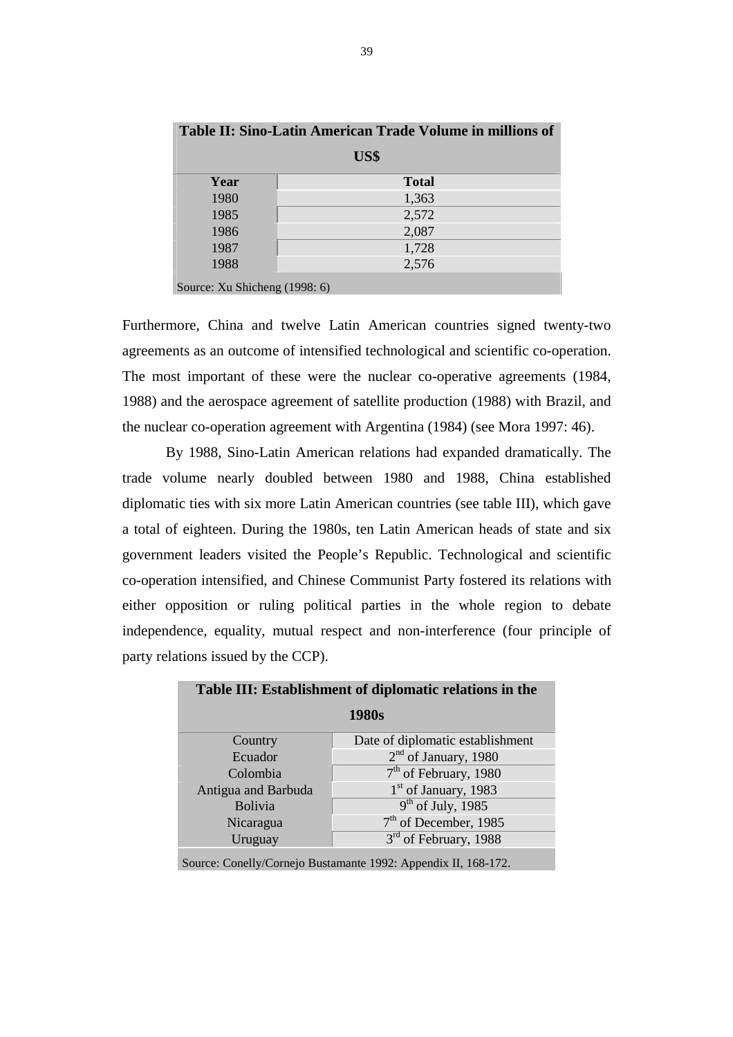**Table II: Sino-Latin American Trade Volume in millions of US$**

| Year | Total |
|---|---|
| 1980 | 1,363 |
| 1985 | 2,572 |
| 1986 | 2,087 |
| 1987 | 1,728 |
| 1988 | 2,576 |

Source: Xu Shicheng (1998: 6)

Furthermore, China and twelve Latin American countries signed twenty-two agreements as an outcome of intensified technological and scientific co-operation. The most important of these were the nuclear co-operative agreements (1984, 1988) and the aerospace agreement of satellite production (1988) with Brazil, and the nuclear co-operation agreement with Argentina (1984) (see Mora 1997: 46).

By 1988, Sino-Latin American relations had expanded dramatically. The trade volume nearly doubled between 1980 and 1988, China established diplomatic ties with six more Latin American countries (see table III), which gave a total of eighteen. During the 1980s, ten Latin American heads of state and six government leaders visited the People's Republic. Technological and scientific co-operation intensified, and Chinese Communist Party fostered its relations with either opposition or ruling political parties in the whole region to debate independence, equality, mutual respect and non-interference (four principle of party relations issued by the CCP).

**Table III: Establishment of diplomatic relations in the 1980s**

| Country | Date of diplomatic establishment |
|---|---|
| Ecuador | 2nd of January, 1980 |
| Colombia | 7th of February, 1980 |
| Antigua and Barbuda | 1st of January, 1983 |
| Bolivia | 9th of July, 1985 |
| Nicaragua | 7th of December, 1985 |
| Uruguay | 3rd of February, 1988 |

Source: Conelly/Cornejo Bustamante 1992: Appendix II, 168-172.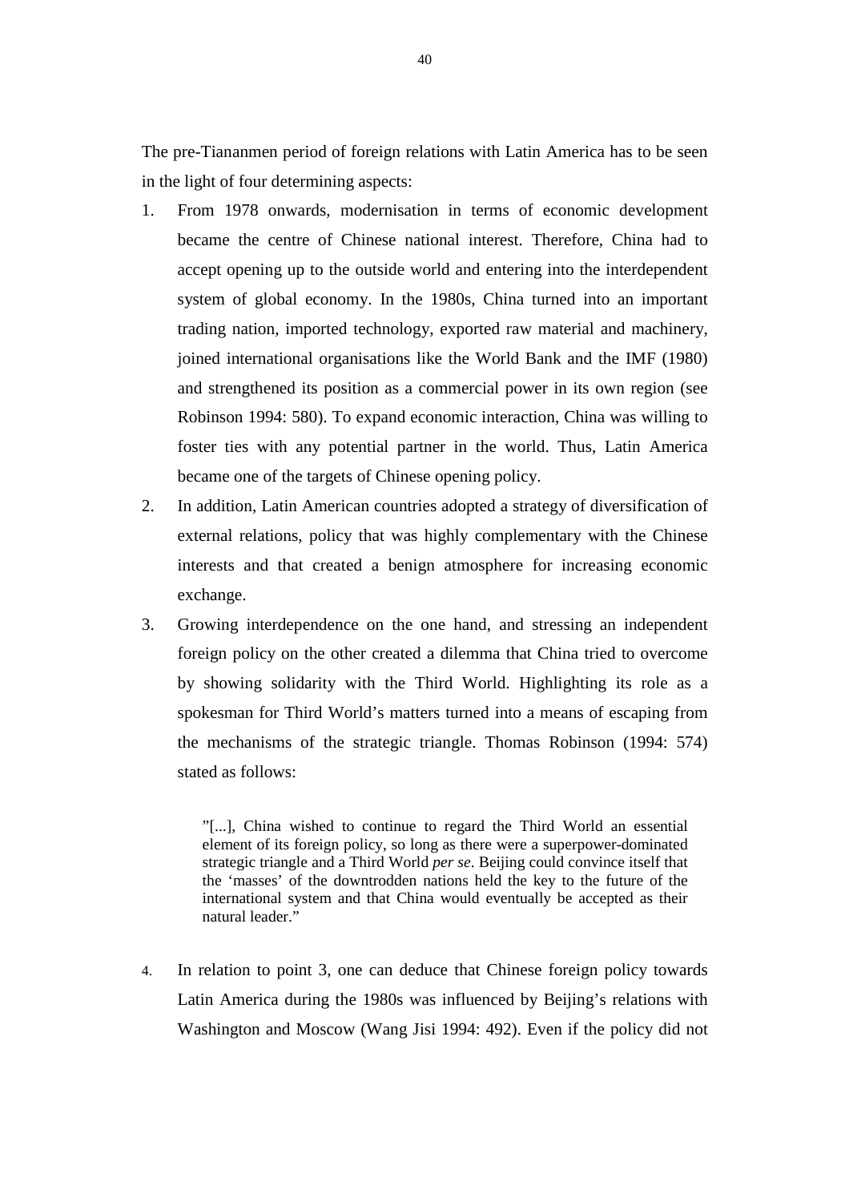The pre-Tiananmen period of foreign relations with Latin America has to be seen in the light of four determining aspects:

1. From 1978 onwards, modernisation in terms of economic development became the centre of Chinese national interest. Therefore, China had to accept opening up to the outside world and entering into the interdependent system of global economy. In the 1980s, China turned into an important trading nation, imported technology, exported raw material and machinery, joined international organisations like the World Bank and the IMF (1980) and strengthened its position as a commercial power in its own region (see Robinson 1994: 580). To expand economic interaction, China was willing to foster ties with any potential partner in the world. Thus, Latin America became one of the targets of Chinese opening policy.
2. In addition, Latin American countries adopted a strategy of diversification of external relations, policy that was highly complementary with the Chinese interests and that created a benign atmosphere for increasing economic exchange.
3. Growing interdependence on the one hand, and stressing an independent foreign policy on the other created a dilemma that China tried to overcome by showing solidarity with the Third World. Highlighting its role as a spokesman for Third World's matters turned into a means of escaping from the mechanisms of the strategic triangle. Thomas Robinson (1994: 574) stated as follows:

   > "[...], China wished to continue to regard the Third World an essential element of its foreign policy, so long as there were a superpower-dominated strategic triangle and a Third World *per se*. Beijing could convince itself that the 'masses' of the downtrodden nations held the key to the future of the international system and that China would eventually be accepted as their natural leader."

4. In relation to point 3, one can deduce that Chinese foreign policy towards Latin America during the 1980s was influenced by Beijing's relations with Washington and Moscow (Wang Jisi 1994: 492). Even if the policy did not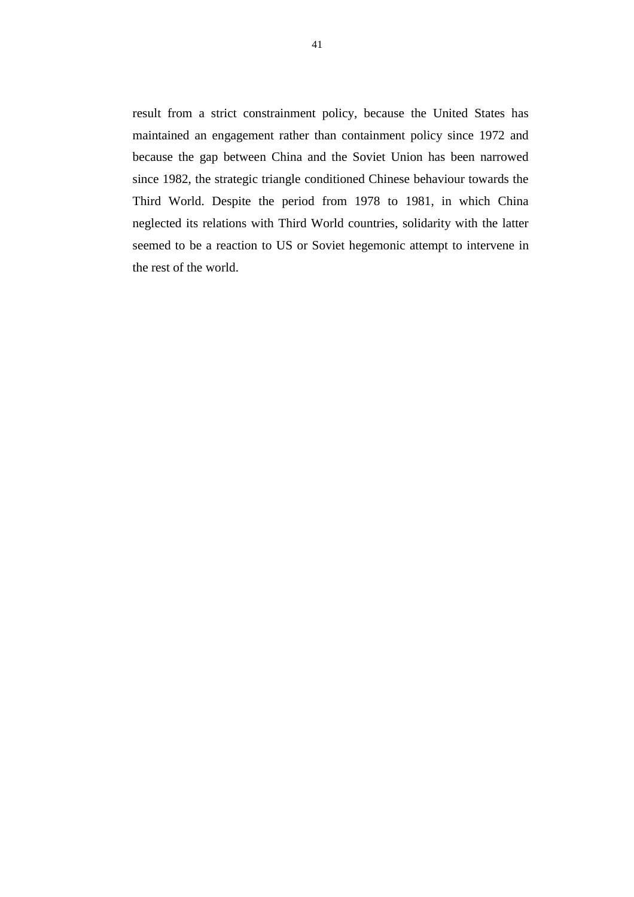result from a strict constrainment policy, because the United States has maintained an engagement rather than containment policy since 1972 and because the gap between China and the Soviet Union has been narrowed since 1982, the strategic triangle conditioned Chinese behaviour towards the Third World. Despite the period from 1978 to 1981, in which China neglected its relations with Third World countries, solidarity with the latter seemed to be a reaction to US or Soviet hegemonic attempt to intervene in the rest of the world.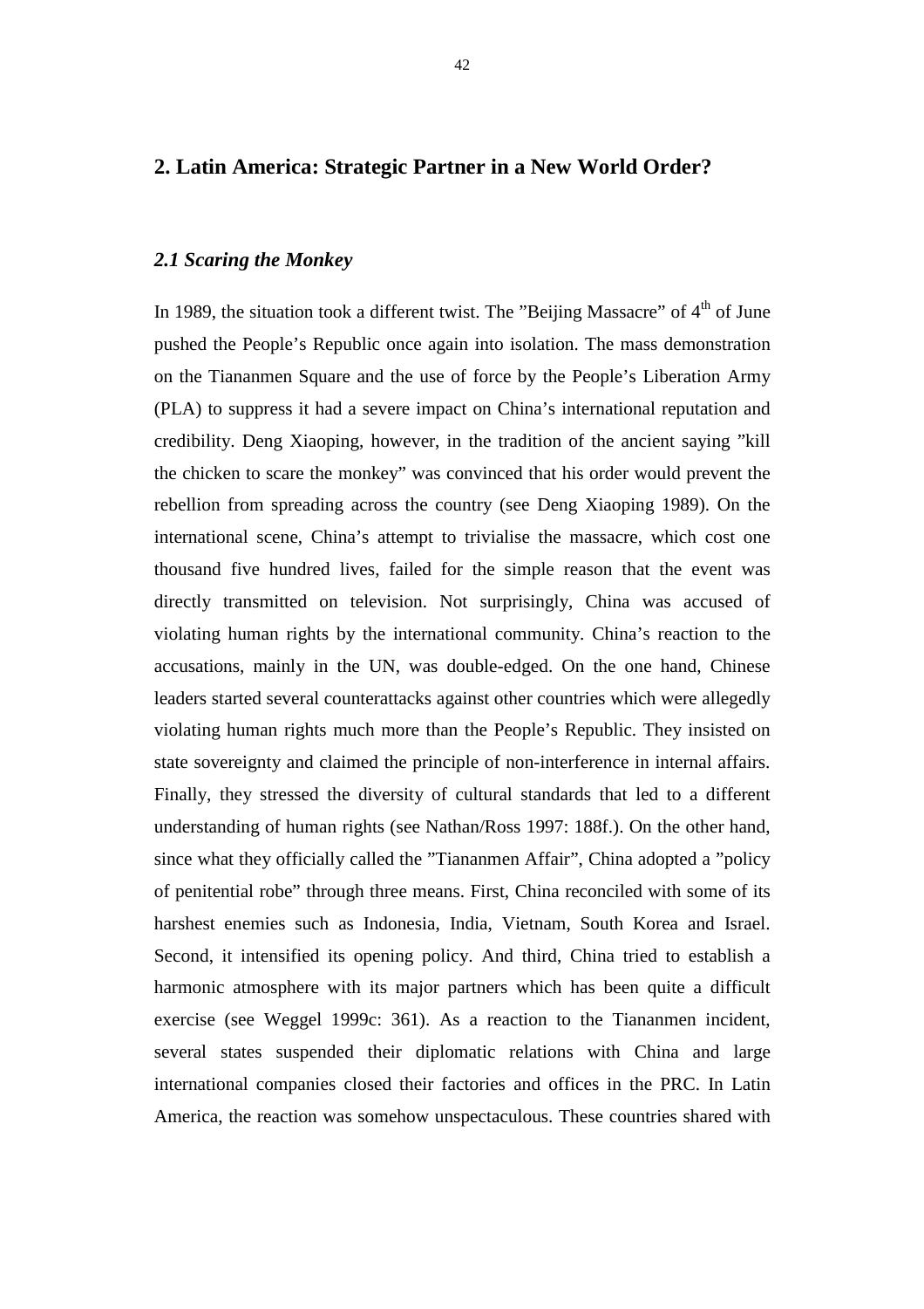## 2. Latin America: Strategic Partner in a New World Order?

### *2.1 Scaring the Monkey*

In 1989, the situation took a different twist. The "Beijing Massacre" of 4th of June pushed the People's Republic once again into isolation. The mass demonstration on the Tiananmen Square and the use of force by the People's Liberation Army (PLA) to suppress it had a severe impact on China's international reputation and credibility. Deng Xiaoping, however, in the tradition of the ancient saying "kill the chicken to scare the monkey" was convinced that his order would prevent the rebellion from spreading across the country (see Deng Xiaoping 1989). On the international scene, China's attempt to trivialise the massacre, which cost one thousand five hundred lives, failed for the simple reason that the event was directly transmitted on television. Not surprisingly, China was accused of violating human rights by the international community. China's reaction to the accusations, mainly in the UN, was double-edged. On the one hand, Chinese leaders started several counterattacks against other countries which were allegedly violating human rights much more than the People's Republic. They insisted on state sovereignty and claimed the principle of non-interference in internal affairs. Finally, they stressed the diversity of cultural standards that led to a different understanding of human rights (see Nathan/Ross 1997: 188f.). On the other hand, since what they officially called the "Tiananmen Affair", China adopted a "policy of penitential robe" through three means. First, China reconciled with some of its harshest enemies such as Indonesia, India, Vietnam, South Korea and Israel. Second, it intensified its opening policy. And third, China tried to establish a harmonic atmosphere with its major partners which has been quite a difficult exercise (see Weggel 1999c: 361). As a reaction to the Tiananmen incident, several states suspended their diplomatic relations with China and large international companies closed their factories and offices in the PRC. In Latin America, the reaction was somehow unspectaculous. These countries shared with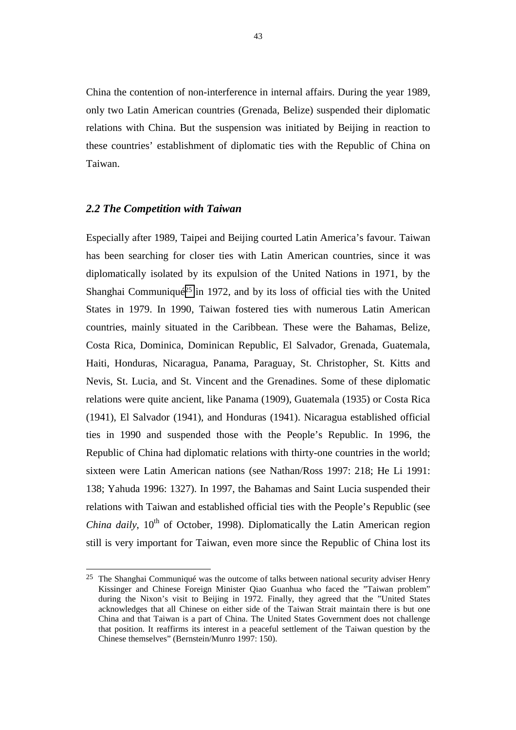China the contention of non-interference in internal affairs. During the year 1989, only two Latin American countries (Grenada, Belize) suspended their diplomatic relations with China. But the suspension was initiated by Beijing in reaction to these countries' establishment of diplomatic ties with the Republic of China on Taiwan.

### *2.2 The Competition with Taiwan*

Especially after 1989, Taipei and Beijing courted Latin America's favour. Taiwan has been searching for closer ties with Latin American countries, since it was diplomatically isolated by its expulsion of the United Nations in 1971, by the Shanghai Communiqué[25] in 1972, and by its loss of official ties with the United States in 1979. In 1990, Taiwan fostered ties with numerous Latin American countries, mainly situated in the Caribbean. These were the Bahamas, Belize, Costa Rica, Dominica, Dominican Republic, El Salvador, Grenada, Guatemala, Haiti, Honduras, Nicaragua, Panama, Paraguay, St. Christopher, St. Kitts and Nevis, St. Lucia, and St. Vincent and the Grenadines. Some of these diplomatic relations were quite ancient, like Panama (1909), Guatemala (1935) or Costa Rica (1941), El Salvador (1941), and Honduras (1941). Nicaragua established official ties in 1990 and suspended those with the People's Republic. In 1996, the Republic of China had diplomatic relations with thirty-one countries in the world; sixteen were Latin American nations (see Nathan/Ross 1997: 218; He Li 1991: 138; Yahuda 1996: 1327). In 1997, the Bahamas and Saint Lucia suspended their relations with Taiwan and established official ties with the People's Republic (see *China daily*, 10th of October, 1998). Diplomatically the Latin American region still is very important for Taiwan, even more since the Republic of China lost its

---

[25] The Shanghai Communiqué was the outcome of talks between national security adviser Henry Kissinger and Chinese Foreign Minister Qiao Guanhua who faced the "Taiwan problem" during the Nixon's visit to Beijing in 1972. Finally, they agreed that the "United States acknowledges that all Chinese on either side of the Taiwan Strait maintain there is but one China and that Taiwan is a part of China. The United States Government does not challenge that position. It reaffirms its interest in a peaceful settlement of the Taiwan question by the Chinese themselves" (Bernstein/Munro 1997: 150).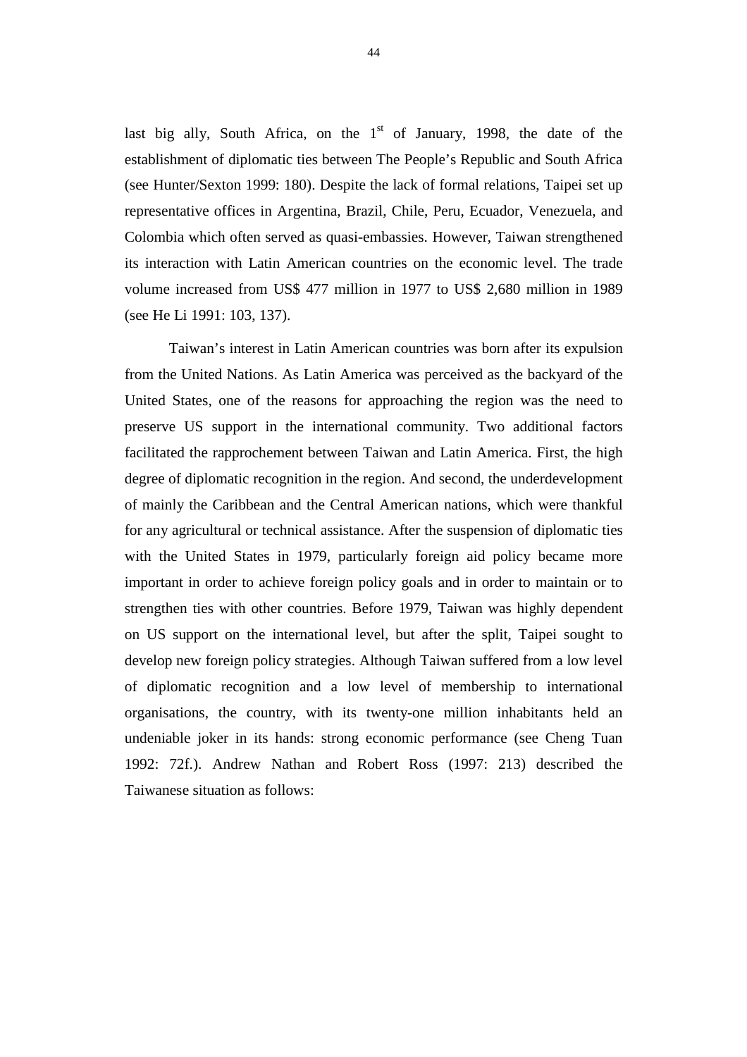last big ally, South Africa, on the 1st of January, 1998, the date of the establishment of diplomatic ties between The People's Republic and South Africa (see Hunter/Sexton 1999: 180). Despite the lack of formal relations, Taipei set up representative offices in Argentina, Brazil, Chile, Peru, Ecuador, Venezuela, and Colombia which often served as quasi-embassies. However, Taiwan strengthened its interaction with Latin American countries on the economic level. The trade volume increased from US$ 477 million in 1977 to US$ 2,680 million in 1989 (see He Li 1991: 103, 137).

Taiwan's interest in Latin American countries was born after its expulsion from the United Nations. As Latin America was perceived as the backyard of the United States, one of the reasons for approaching the region was the need to preserve US support in the international community. Two additional factors facilitated the rapprochement between Taiwan and Latin America. First, the high degree of diplomatic recognition in the region. And second, the underdevelopment of mainly the Caribbean and the Central American nations, which were thankful for any agricultural or technical assistance. After the suspension of diplomatic ties with the United States in 1979, particularly foreign aid policy became more important in order to achieve foreign policy goals and in order to maintain or to strengthen ties with other countries. Before 1979, Taiwan was highly dependent on US support on the international level, but after the split, Taipei sought to develop new foreign policy strategies. Although Taiwan suffered from a low level of diplomatic recognition and a low level of membership to international organisations, the country, with its twenty-one million inhabitants held an undeniable joker in its hands: strong economic performance (see Cheng Tuan 1992: 72f.). Andrew Nathan and Robert Ross (1997: 213) described the Taiwanese situation as follows: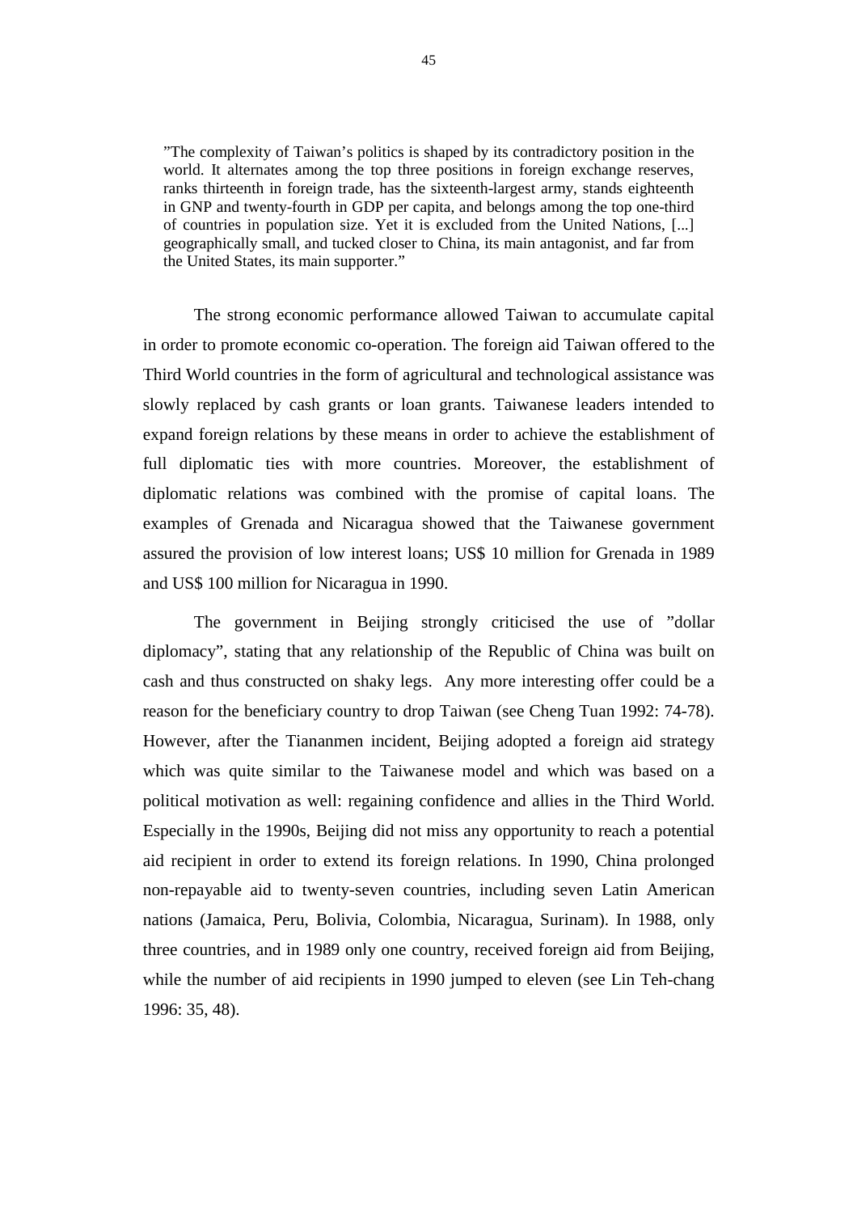> ”The complexity of Taiwan’s politics is shaped by its contradictory position in the world. It alternates among the top three positions in foreign exchange reserves, ranks thirteenth in foreign trade, has the sixteenth-largest army, stands eighteenth in GNP and twenty-fourth in GDP per capita, and belongs among the top one-third of countries in population size. Yet it is excluded from the United Nations, [...] geographically small, and tucked closer to China, its main antagonist, and far from the United States, its main supporter.”

The strong economic performance allowed Taiwan to accumulate capital in order to promote economic co-operation. The foreign aid Taiwan offered to the Third World countries in the form of agricultural and technological assistance was slowly replaced by cash grants or loan grants. Taiwanese leaders intended to expand foreign relations by these means in order to achieve the establishment of full diplomatic ties with more countries. Moreover, the establishment of diplomatic relations was combined with the promise of capital loans. The examples of Grenada and Nicaragua showed that the Taiwanese government assured the provision of low interest loans; US$ 10 million for Grenada in 1989 and US$ 100 million for Nicaragua in 1990.

The government in Beijing strongly criticised the use of ”dollar diplomacy”, stating that any relationship of the Republic of China was built on cash and thus constructed on shaky legs. Any more interesting offer could be a reason for the beneficiary country to drop Taiwan (see Cheng Tuan 1992: 74-78). However, after the Tiananmen incident, Beijing adopted a foreign aid strategy which was quite similar to the Taiwanese model and which was based on a political motivation as well: regaining confidence and allies in the Third World. Especially in the 1990s, Beijing did not miss any opportunity to reach a potential aid recipient in order to extend its foreign relations. In 1990, China prolonged non-repayable aid to twenty-seven countries, including seven Latin American nations (Jamaica, Peru, Bolivia, Colombia, Nicaragua, Surinam). In 1988, only three countries, and in 1989 only one country, received foreign aid from Beijing, while the number of aid recipients in 1990 jumped to eleven (see Lin Teh-chang 1996: 35, 48).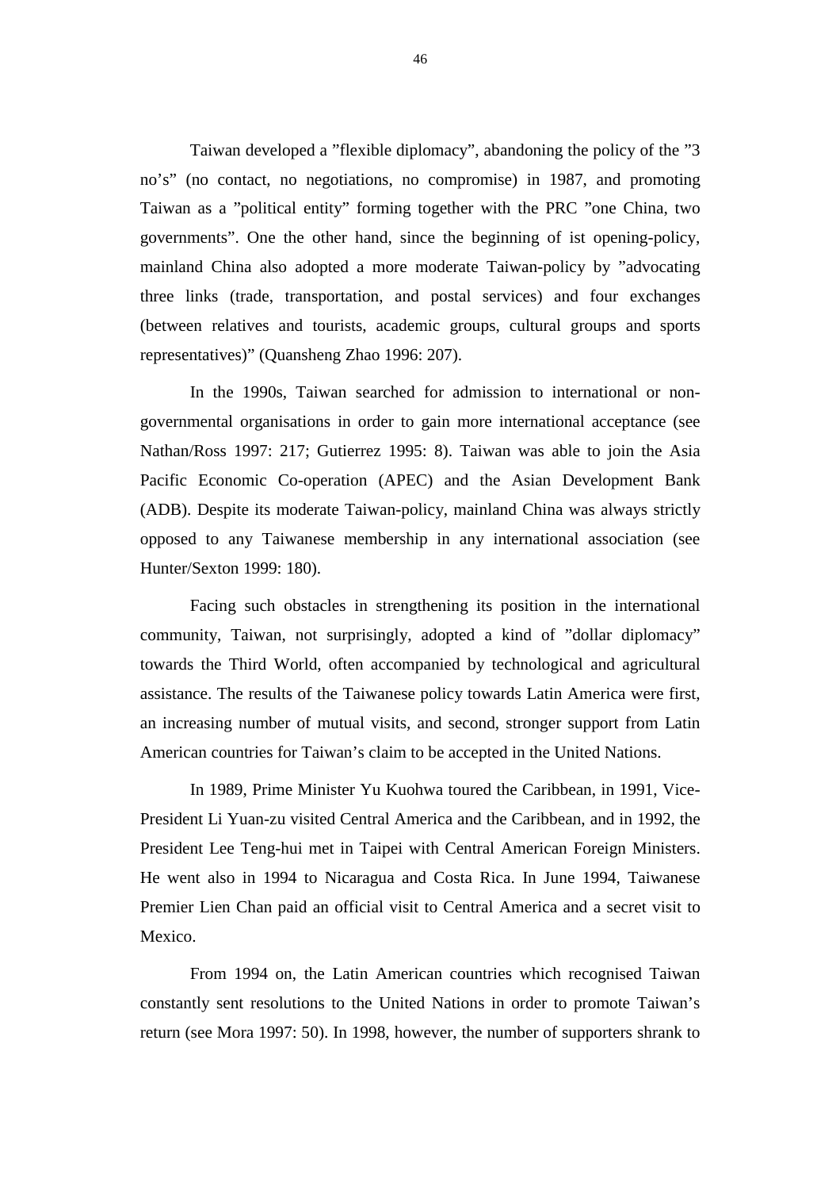Taiwan developed a ”flexible diplomacy”, abandoning the policy of the ”3 no’s” (no contact, no negotiations, no compromise) in 1987, and promoting Taiwan as a ”political entity” forming together with the PRC ”one China, two governments”. One the other hand, since the beginning of ist opening-policy, mainland China also adopted a more moderate Taiwan-policy by ”advocating three links (trade, transportation, and postal services) and four exchanges (between relatives and tourists, academic groups, cultural groups and sports representatives)” (Quansheng Zhao 1996: 207).

In the 1990s, Taiwan searched for admission to international or non-governmental organisations in order to gain more international acceptance (see Nathan/Ross 1997: 217; Gutierrez 1995: 8). Taiwan was able to join the Asia Pacific Economic Co-operation (APEC) and the Asian Development Bank (ADB). Despite its moderate Taiwan-policy, mainland China was always strictly opposed to any Taiwanese membership in any international association (see Hunter/Sexton 1999: 180).

Facing such obstacles in strengthening its position in the international community, Taiwan, not surprisingly, adopted a kind of ”dollar diplomacy” towards the Third World, often accompanied by technological and agricultural assistance. The results of the Taiwanese policy towards Latin America were first, an increasing number of mutual visits, and second, stronger support from Latin American countries for Taiwan’s claim to be accepted in the United Nations.

In 1989, Prime Minister Yu Kuohwa toured the Caribbean, in 1991, Vice-President Li Yuan-zu visited Central America and the Caribbean, and in 1992, the President Lee Teng-hui met in Taipei with Central American Foreign Ministers. He went also in 1994 to Nicaragua and Costa Rica. In June 1994, Taiwanese Premier Lien Chan paid an official visit to Central America and a secret visit to Mexico.

From 1994 on, the Latin American countries which recognised Taiwan constantly sent resolutions to the United Nations in order to promote Taiwan’s return (see Mora 1997: 50). In 1998, however, the number of supporters shrank to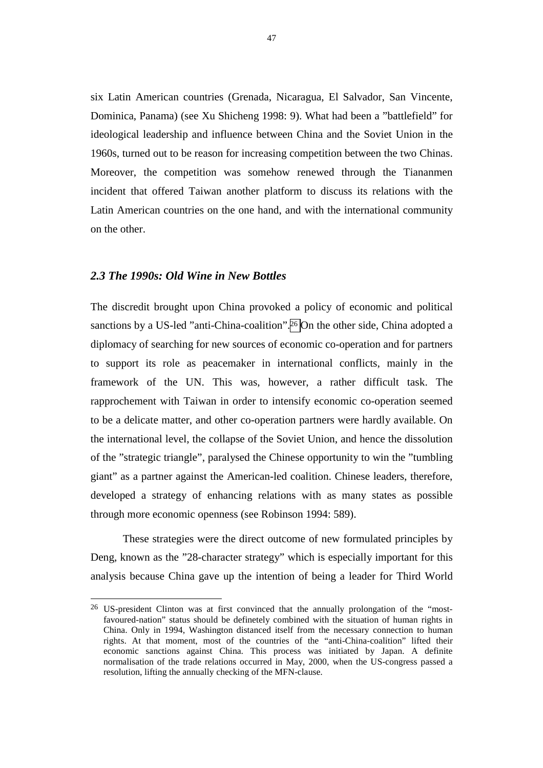six Latin American countries (Grenada, Nicaragua, El Salvador, San Vincente, Dominica, Panama) (see Xu Shicheng 1998: 9). What had been a ”battlefield” for ideological leadership and influence between China and the Soviet Union in the 1960s, turned out to be reason for increasing competition between the two Chinas. Moreover, the competition was somehow renewed through the Tiananmen incident that offered Taiwan another platform to discuss its relations with the Latin American countries on the one hand, and with the international community on the other.

### *2.3 The 1990s: Old Wine in New Bottles*

The discredit brought upon China provoked a policy of economic and political sanctions by a US-led ”anti-China-coalition”.[26] On the other side, China adopted a diplomacy of searching for new sources of economic co-operation and for partners to support its role as peacemaker in international conflicts, mainly in the framework of the UN. This was, however, a rather difficult task. The rapprochement with Taiwan in order to intensify economic co-operation seemed to be a delicate matter, and other co-operation partners were hardly available. On the international level, the collapse of the Soviet Union, and hence the dissolution of the ”strategic triangle”, paralysed the Chinese opportunity to win the ”tumbling giant” as a partner against the American-led coalition. Chinese leaders, therefore, developed a strategy of enhancing relations with as many states as possible through more economic openness (see Robinson 1994: 589).

These strategies were the direct outcome of new formulated principles by Deng, known as the ”28-character strategy” which is especially important for this analysis because China gave up the intention of being a leader for Third World

---

[26] US-president Clinton was at first convinced that the annually prolongation of the “most-favoured-nation” status should be definetely combined with the situation of human rights in China. Only in 1994, Washington distanced itself from the necessary connection to human rights. At that moment, most of the countries of the “anti-China-coalition” lifted their economic sanctions against China. This process was initiated by Japan. A definite normalisation of the trade relations occurred in May, 2000, when the US-congress passed a resolution, lifting the annually checking of the MFN-clause.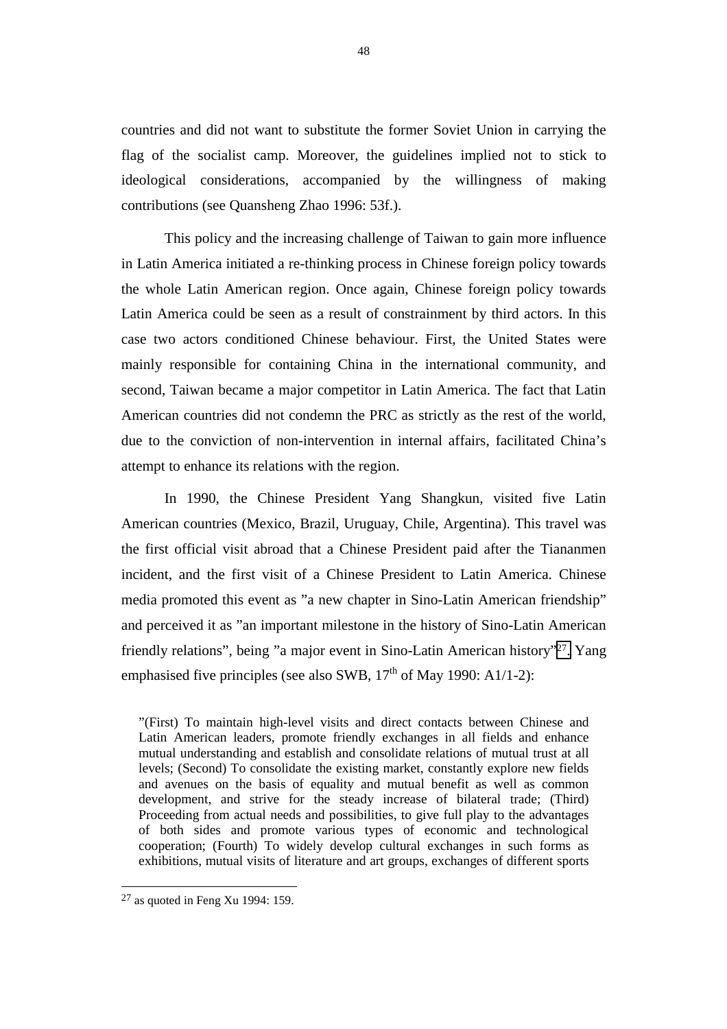countries and did not want to substitute the former Soviet Union in carrying the flag of the socialist camp. Moreover, the guidelines implied not to stick to ideological considerations, accompanied by the willingness of making contributions (see Quansheng Zhao 1996: 53f.).

This policy and the increasing challenge of Taiwan to gain more influence in Latin America initiated a re-thinking process in Chinese foreign policy towards the whole Latin American region. Once again, Chinese foreign policy towards Latin America could be seen as a result of constrainment by third actors. In this case two actors conditioned Chinese behaviour. First, the United States were mainly responsible for containing China in the international community, and second, Taiwan became a major competitor in Latin America. The fact that Latin American countries did not condemn the PRC as strictly as the rest of the world, due to the conviction of non-intervention in internal affairs, facilitated China's attempt to enhance its relations with the region.

In 1990, the Chinese President Yang Shangkun, visited five Latin American countries (Mexico, Brazil, Uruguay, Chile, Argentina). This travel was the first official visit abroad that a Chinese President paid after the Tiananmen incident, and the first visit of a Chinese President to Latin America. Chinese media promoted this event as "a new chapter in Sino-Latin American friendship" and perceived it as "an important milestone in the history of Sino-Latin American friendly relations", being "a major event in Sino-Latin American history"[27]. Yang emphasised five principles (see also SWB, 17th of May 1990: A1/1-2):

> "(First) To maintain high-level visits and direct contacts between Chinese and Latin American leaders, promote friendly exchanges in all fields and enhance mutual understanding and establish and consolidate relations of mutual trust at all levels; (Second) To consolidate the existing market, constantly explore new fields and avenues on the basis of equality and mutual benefit as well as common development, and strive for the steady increase of bilateral trade; (Third) Proceeding from actual needs and possibilities, to give full play to the advantages of both sides and promote various types of economic and technological cooperation; (Fourth) To widely develop cultural exchanges in such forms as exhibitions, mutual visits of literature and art groups, exchanges of different sports

[27] as quoted in Feng Xu 1994: 159.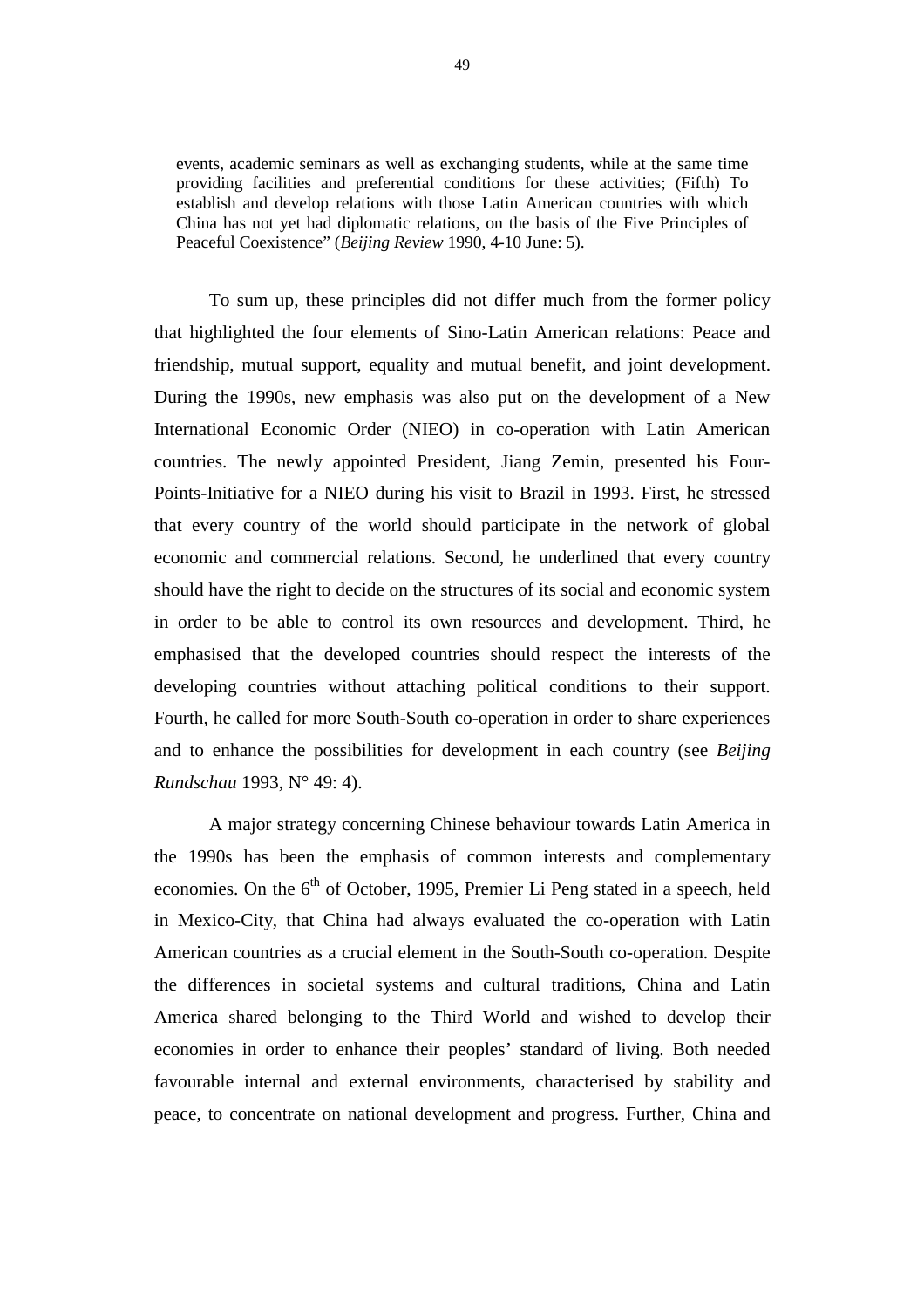> events, academic seminars as well as exchanging students, while at the same time providing facilities and preferential conditions for these activities; (Fifth) To establish and develop relations with those Latin American countries with which China has not yet had diplomatic relations, on the basis of the Five Principles of Peaceful Coexistence" (*Beijing Review* 1990, 4-10 June: 5).

To sum up, these principles did not differ much from the former policy that highlighted the four elements of Sino-Latin American relations: Peace and friendship, mutual support, equality and mutual benefit, and joint development. During the 1990s, new emphasis was also put on the development of a New International Economic Order (NIEO) in co-operation with Latin American countries. The newly appointed President, Jiang Zemin, presented his Four-Points-Initiative for a NIEO during his visit to Brazil in 1993. First, he stressed that every country of the world should participate in the network of global economic and commercial relations. Second, he underlined that every country should have the right to decide on the structures of its social and economic system in order to be able to control its own resources and development. Third, he emphasised that the developed countries should respect the interests of the developing countries without attaching political conditions to their support. Fourth, he called for more South-South co-operation in order to share experiences and to enhance the possibilities for development in each country (see *Beijing Rundschau* 1993, N° 49: 4).

A major strategy concerning Chinese behaviour towards Latin America in the 1990s has been the emphasis of common interests and complementary economies. On the 6th of October, 1995, Premier Li Peng stated in a speech, held in Mexico-City, that China had always evaluated the co-operation with Latin American countries as a crucial element in the South-South co-operation. Despite the differences in societal systems and cultural traditions, China and Latin America shared belonging to the Third World and wished to develop their economies in order to enhance their peoples' standard of living. Both needed favourable internal and external environments, characterised by stability and peace, to concentrate on national development and progress. Further, China and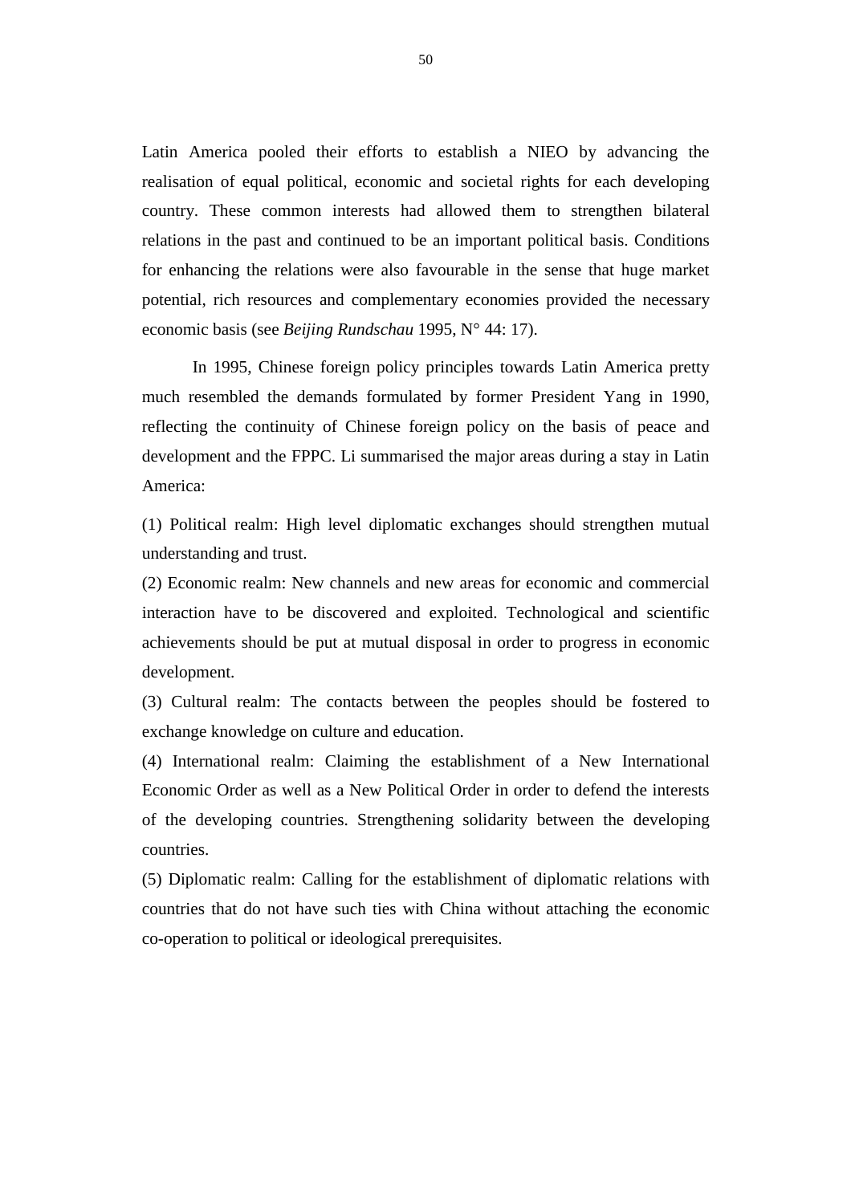Latin America pooled their efforts to establish a NIEO by advancing the realisation of equal political, economic and societal rights for each developing country. These common interests had allowed them to strengthen bilateral relations in the past and continued to be an important political basis. Conditions for enhancing the relations were also favourable in the sense that huge market potential, rich resources and complementary economies provided the necessary economic basis (see *Beijing Rundschau* 1995, N° 44: 17).

In 1995, Chinese foreign policy principles towards Latin America pretty much resembled the demands formulated by former President Yang in 1990, reflecting the continuity of Chinese foreign policy on the basis of peace and development and the FPPC. Li summarised the major areas during a stay in Latin America:

(1) Political realm: High level diplomatic exchanges should strengthen mutual understanding and trust.
(2) Economic realm: New channels and new areas for economic and commercial interaction have to be discovered and exploited. Technological and scientific achievements should be put at mutual disposal in order to progress in economic development.
(3) Cultural realm: The contacts between the peoples should be fostered to exchange knowledge on culture and education.
(4) International realm: Claiming the establishment of a New International Economic Order as well as a New Political Order in order to defend the interests of the developing countries. Strengthening solidarity between the developing countries.
(5) Diplomatic realm: Calling for the establishment of diplomatic relations with countries that do not have such ties with China without attaching the economic co-operation to political or ideological prerequisites.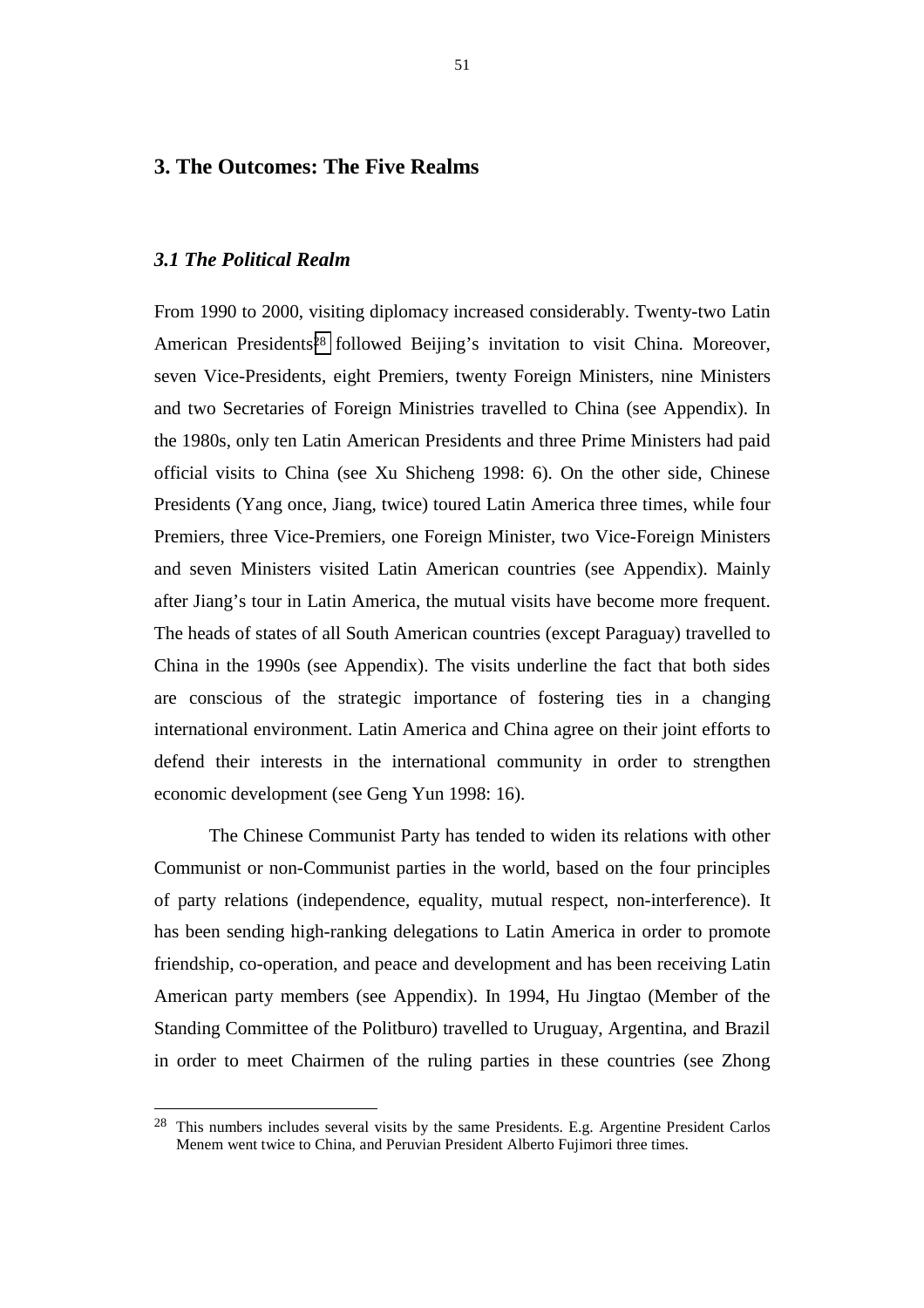# 3. The Outcomes: The Five Realms

## *3.1 The Political Realm*

From 1990 to 2000, visiting diplomacy increased considerably. Twenty-two Latin American Presidents[28] followed Beijing's invitation to visit China. Moreover, seven Vice-Presidents, eight Premiers, twenty Foreign Ministers, nine Ministers and two Secretaries of Foreign Ministries travelled to China (see Appendix). In the 1980s, only ten Latin American Presidents and three Prime Ministers had paid official visits to China (see Xu Shicheng 1998: 6). On the other side, Chinese Presidents (Yang once, Jiang, twice) toured Latin America three times, while four Premiers, three Vice-Premiers, one Foreign Minister, two Vice-Foreign Ministers and seven Ministers visited Latin American countries (see Appendix). Mainly after Jiang's tour in Latin America, the mutual visits have become more frequent. The heads of states of all South American countries (except Paraguay) travelled to China in the 1990s (see Appendix). The visits underline the fact that both sides are conscious of the strategic importance of fostering ties in a changing international environment. Latin America and China agree on their joint efforts to defend their interests in the international community in order to strengthen economic development (see Geng Yun 1998: 16).

The Chinese Communist Party has tended to widen its relations with other Communist or non-Communist parties in the world, based on the four principles of party relations (independence, equality, mutual respect, non-interference). It has been sending high-ranking delegations to Latin America in order to promote friendship, co-operation, and peace and development and has been receiving Latin American party members (see Appendix). In 1994, Hu Jingtao (Member of the Standing Committee of the Politburo) travelled to Uruguay, Argentina, and Brazil in order to meet Chairmen of the ruling parties in these countries (see Zhong

---

[28] This numbers includes several visits by the same Presidents. E.g. Argentine President Carlos Menem went twice to China, and Peruvian President Alberto Fujimori three times.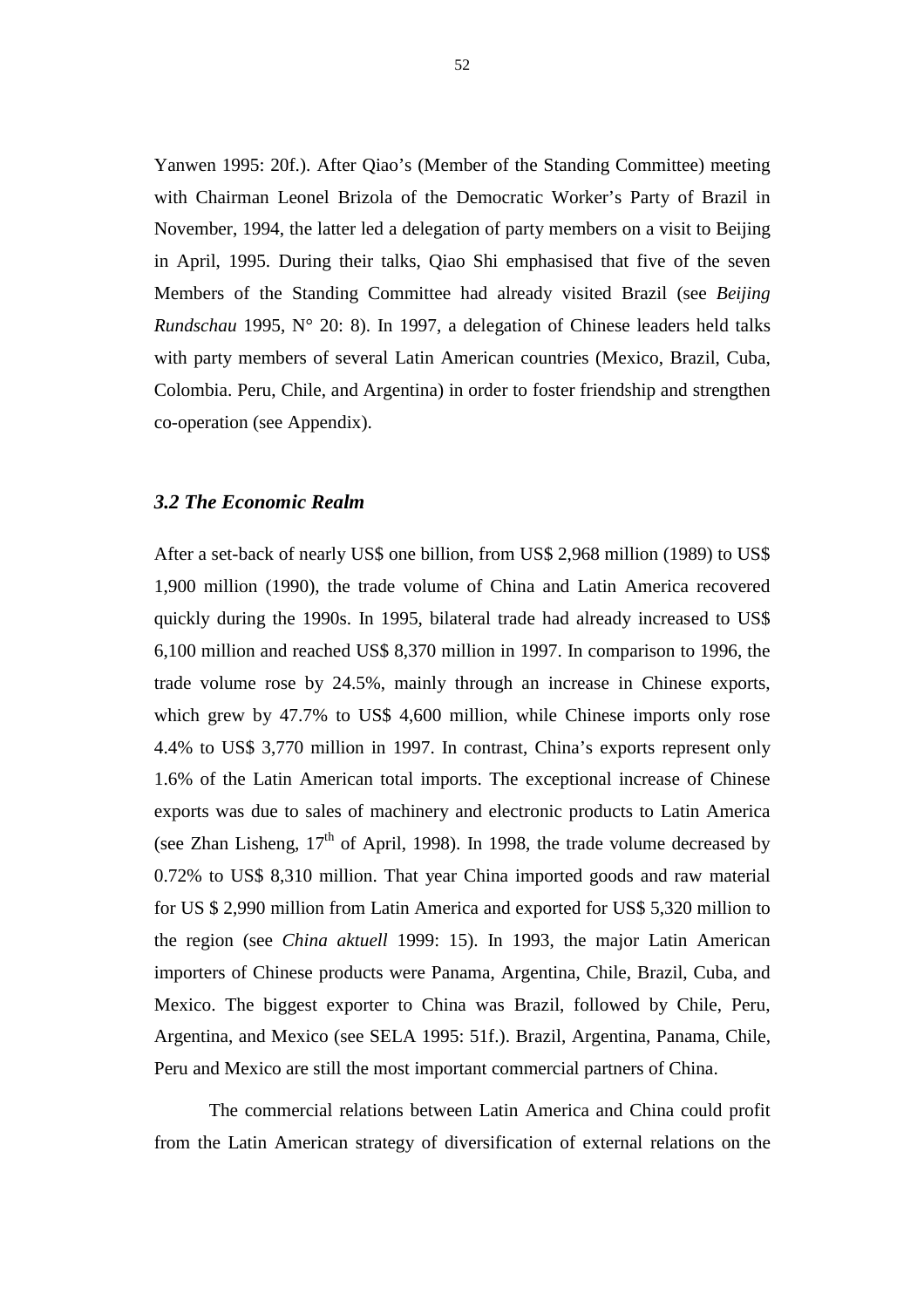Yanwen 1995: 20f.). After Qiao's (Member of the Standing Committee) meeting with Chairman Leonel Brizola of the Democratic Worker's Party of Brazil in November, 1994, the latter led a delegation of party members on a visit to Beijing in April, 1995. During their talks, Qiao Shi emphasised that five of the seven Members of the Standing Committee had already visited Brazil (see *Beijing Rundschau* 1995, N° 20: 8). In 1997, a delegation of Chinese leaders held talks with party members of several Latin American countries (Mexico, Brazil, Cuba, Colombia. Peru, Chile, and Argentina) in order to foster friendship and strengthen co-operation (see Appendix).

### *3.2 The Economic Realm*

After a set-back of nearly US$ one billion, from US$ 2,968 million (1989) to US$ 1,900 million (1990), the trade volume of China and Latin America recovered quickly during the 1990s. In 1995, bilateral trade had already increased to US$ 6,100 million and reached US$ 8,370 million in 1997. In comparison to 1996, the trade volume rose by 24.5%, mainly through an increase in Chinese exports, which grew by 47.7% to US$ 4,600 million, while Chinese imports only rose 4.4% to US$ 3,770 million in 1997. In contrast, China's exports represent only 1.6% of the Latin American total imports. The exceptional increase of Chinese exports was due to sales of machinery and electronic products to Latin America (see Zhan Lisheng, 17th of April, 1998). In 1998, the trade volume decreased by 0.72% to US$ 8,310 million. That year China imported goods and raw material for US $ 2,990 million from Latin America and exported for US$ 5,320 million to the region (see *China aktuell* 1999: 15). In 1993, the major Latin American importers of Chinese products were Panama, Argentina, Chile, Brazil, Cuba, and Mexico. The biggest exporter to China was Brazil, followed by Chile, Peru, Argentina, and Mexico (see SELA 1995: 51f.). Brazil, Argentina, Panama, Chile, Peru and Mexico are still the most important commercial partners of China.

The commercial relations between Latin America and China could profit from the Latin American strategy of diversification of external relations on the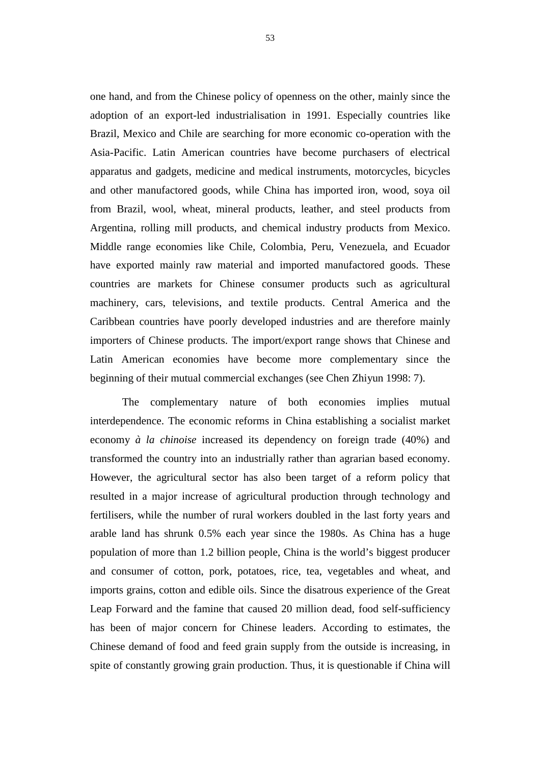one hand, and from the Chinese policy of openness on the other, mainly since the adoption of an export-led industrialisation in 1991. Especially countries like Brazil, Mexico and Chile are searching for more economic co-operation with the Asia-Pacific. Latin American countries have become purchasers of electrical apparatus and gadgets, medicine and medical instruments, motorcycles, bicycles and other manufactored goods, while China has imported iron, wood, soya oil from Brazil, wool, wheat, mineral products, leather, and steel products from Argentina, rolling mill products, and chemical industry products from Mexico. Middle range economies like Chile, Colombia, Peru, Venezuela, and Ecuador have exported mainly raw material and imported manufactored goods. These countries are markets for Chinese consumer products such as agricultural machinery, cars, televisions, and textile products. Central America and the Caribbean countries have poorly developed industries and are therefore mainly importers of Chinese products. The import/export range shows that Chinese and Latin American economies have become more complementary since the beginning of their mutual commercial exchanges (see Chen Zhiyun 1998: 7).

The complementary nature of both economies implies mutual interdependence. The economic reforms in China establishing a socialist market economy *à la chinoise* increased its dependency on foreign trade (40%) and transformed the country into an industrially rather than agrarian based economy. However, the agricultural sector has also been target of a reform policy that resulted in a major increase of agricultural production through technology and fertilisers, while the number of rural workers doubled in the last forty years and arable land has shrunk 0.5% each year since the 1980s. As China has a huge population of more than 1.2 billion people, China is the world's biggest producer and consumer of cotton, pork, potatoes, rice, tea, vegetables and wheat, and imports grains, cotton and edible oils. Since the disatrous experience of the Great Leap Forward and the famine that caused 20 million dead, food self-sufficiency has been of major concern for Chinese leaders. According to estimates, the Chinese demand of food and feed grain supply from the outside is increasing, in spite of constantly growing grain production. Thus, it is questionable if China will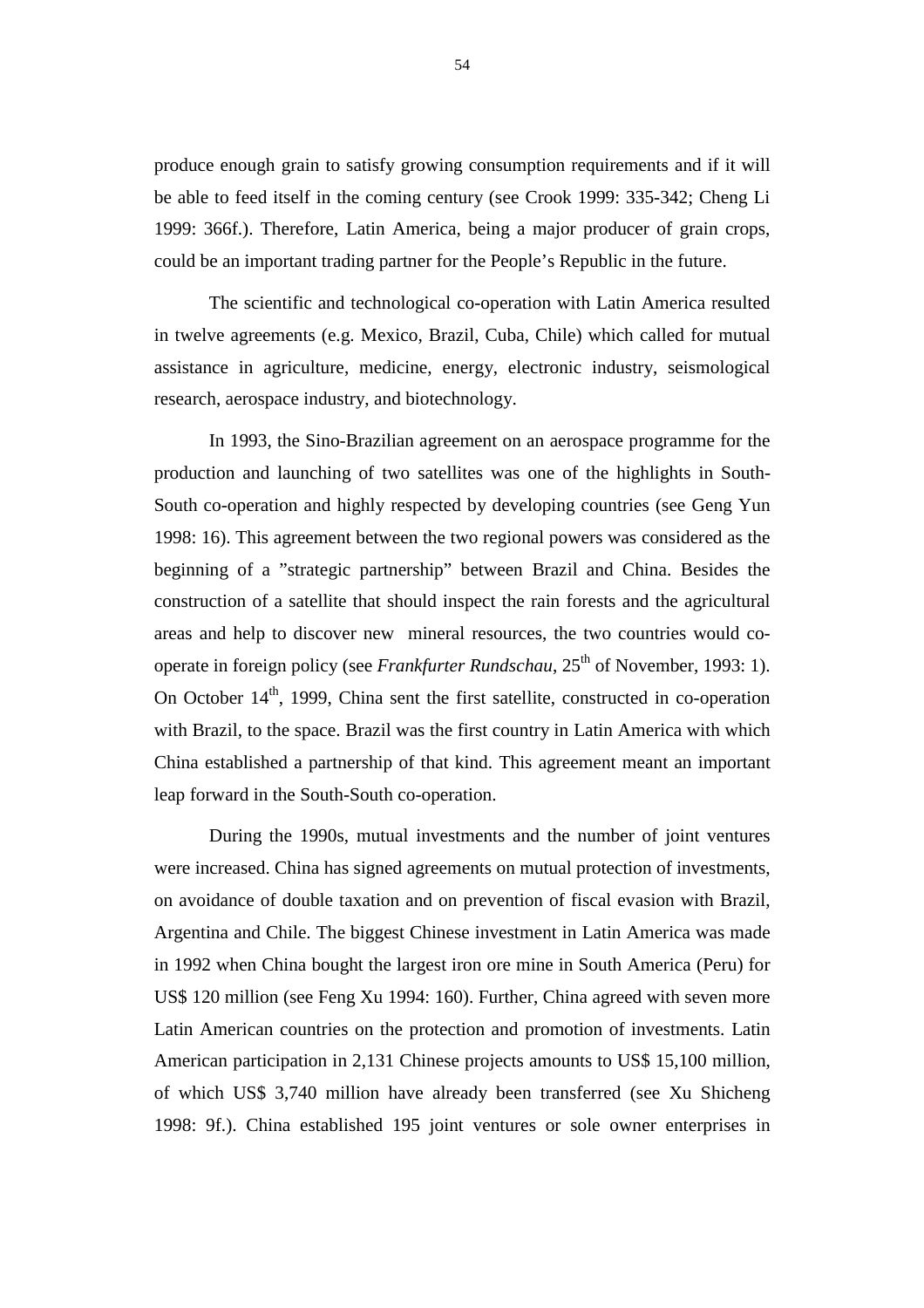produce enough grain to satisfy growing consumption requirements and if it will be able to feed itself in the coming century (see Crook 1999: 335-342; Cheng Li 1999: 366f.). Therefore, Latin America, being a major producer of grain crops, could be an important trading partner for the People's Republic in the future.

The scientific and technological co-operation with Latin America resulted in twelve agreements (e.g. Mexico, Brazil, Cuba, Chile) which called for mutual assistance in agriculture, medicine, energy, electronic industry, seismological research, aerospace industry, and biotechnology.

In 1993, the Sino-Brazilian agreement on an aerospace programme for the production and launching of two satellites was one of the highlights in South-South co-operation and highly respected by developing countries (see Geng Yun 1998: 16). This agreement between the two regional powers was considered as the beginning of a "strategic partnership" between Brazil and China. Besides the construction of a satellite that should inspect the rain forests and the agricultural areas and help to discover new mineral resources, the two countries would co-operate in foreign policy (see *Frankfurter Rundschau*, 25th of November, 1993: 1). On October 14th, 1999, China sent the first satellite, constructed in co-operation with Brazil, to the space. Brazil was the first country in Latin America with which China established a partnership of that kind. This agreement meant an important leap forward in the South-South co-operation.

During the 1990s, mutual investments and the number of joint ventures were increased. China has signed agreements on mutual protection of investments, on avoidance of double taxation and on prevention of fiscal evasion with Brazil, Argentina and Chile. The biggest Chinese investment in Latin America was made in 1992 when China bought the largest iron ore mine in South America (Peru) for US$ 120 million (see Feng Xu 1994: 160). Further, China agreed with seven more Latin American countries on the protection and promotion of investments. Latin American participation in 2,131 Chinese projects amounts to US$ 15,100 million, of which US$ 3,740 million have already been transferred (see Xu Shicheng 1998: 9f.). China established 195 joint ventures or sole owner enterprises in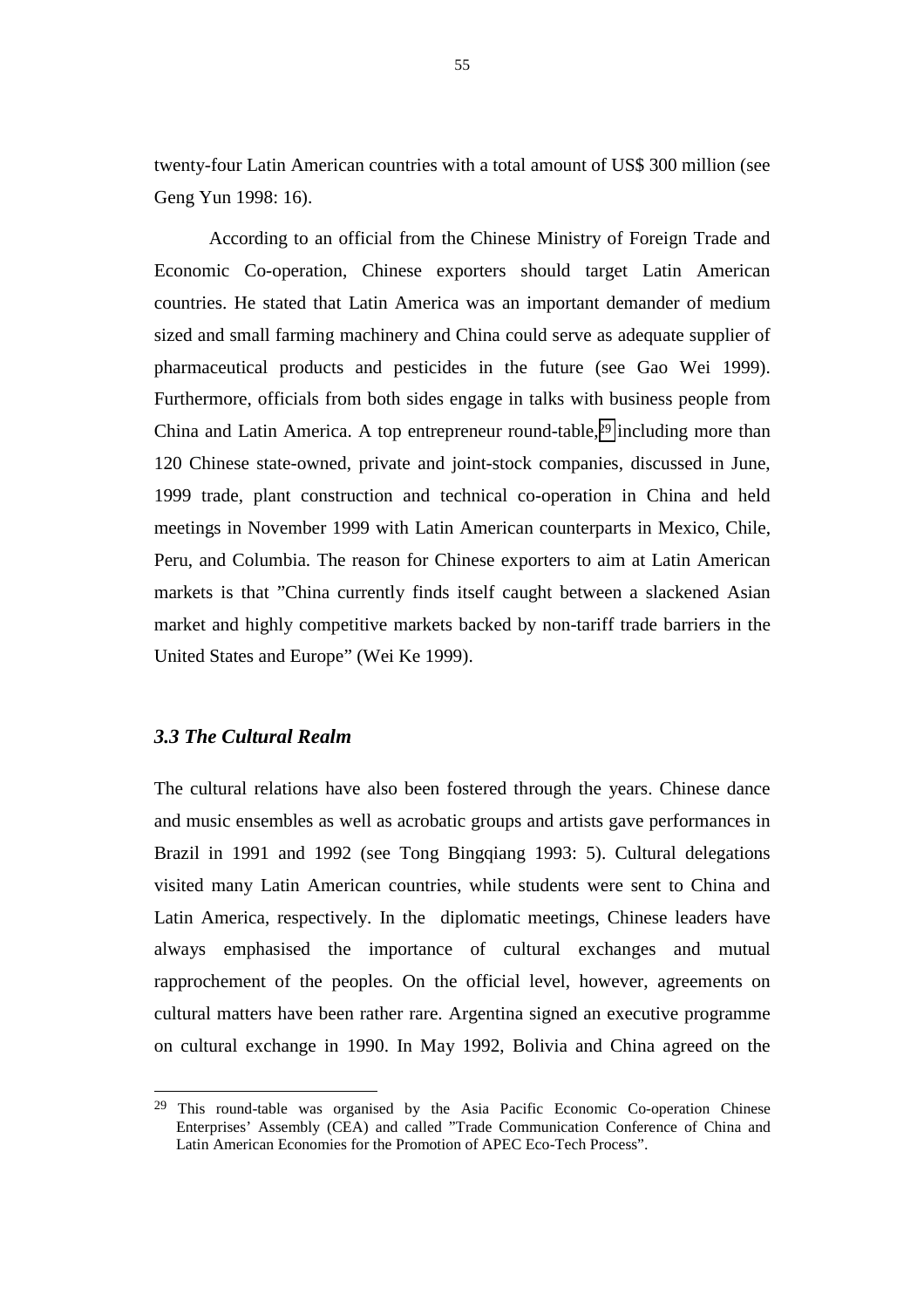twenty-four Latin American countries with a total amount of US$ 300 million (see Geng Yun 1998: 16).

According to an official from the Chinese Ministry of Foreign Trade and Economic Co-operation, Chinese exporters should target Latin American countries. He stated that Latin America was an important demander of medium sized and small farming machinery and China could serve as adequate supplier of pharmaceutical products and pesticides in the future (see Gao Wei 1999). Furthermore, officials from both sides engage in talks with business people from China and Latin America. A top entrepreneur round-table,[29] including more than 120 Chinese state-owned, private and joint-stock companies, discussed in June, 1999 trade, plant construction and technical co-operation in China and held meetings in November 1999 with Latin American counterparts in Mexico, Chile, Peru, and Columbia. The reason for Chinese exporters to aim at Latin American markets is that "China currently finds itself caught between a slackened Asian market and highly competitive markets backed by non-tariff trade barriers in the United States and Europe" (Wei Ke 1999).

### *3.3 The Cultural Realm*

The cultural relations have also been fostered through the years. Chinese dance and music ensembles as well as acrobatic groups and artists gave performances in Brazil in 1991 and 1992 (see Tong Bingqiang 1993: 5). Cultural delegations visited many Latin American countries, while students were sent to China and Latin America, respectively. In the diplomatic meetings, Chinese leaders have always emphasised the importance of cultural exchanges and mutual rapprochement of the peoples. On the official level, however, agreements on cultural matters have been rather rare. Argentina signed an executive programme on cultural exchange in 1990. In May 1992, Bolivia and China agreed on the

---

[29] This round-table was organised by the Asia Pacific Economic Co-operation Chinese Enterprises' Assembly (CEA) and called "Trade Communication Conference of China and Latin American Economies for the Promotion of APEC Eco-Tech Process".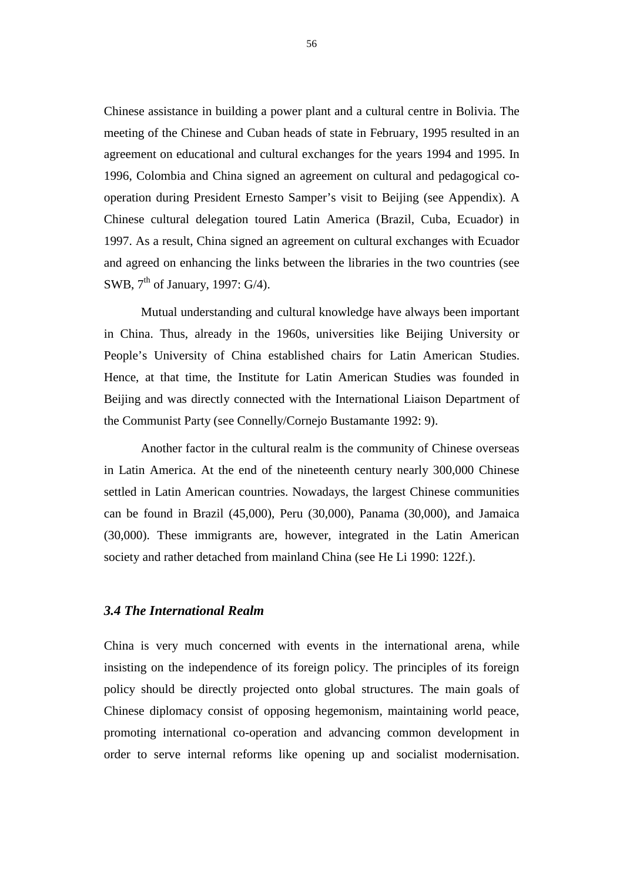Chinese assistance in building a power plant and a cultural centre in Bolivia. The meeting of the Chinese and Cuban heads of state in February, 1995 resulted in an agreement on educational and cultural exchanges for the years 1994 and 1995. In 1996, Colombia and China signed an agreement on cultural and pedagogical co-operation during President Ernesto Samper's visit to Beijing (see Appendix). A Chinese cultural delegation toured Latin America (Brazil, Cuba, Ecuador) in 1997. As a result, China signed an agreement on cultural exchanges with Ecuador and agreed on enhancing the links between the libraries in the two countries (see SWB, 7th of January, 1997: G/4).

Mutual understanding and cultural knowledge have always been important in China. Thus, already in the 1960s, universities like Beijing University or People's University of China established chairs for Latin American Studies. Hence, at that time, the Institute for Latin American Studies was founded in Beijing and was directly connected with the International Liaison Department of the Communist Party (see Connelly/Cornejo Bustamante 1992: 9).

Another factor in the cultural realm is the community of Chinese overseas in Latin America. At the end of the nineteenth century nearly 300,000 Chinese settled in Latin American countries. Nowadays, the largest Chinese communities can be found in Brazil (45,000), Peru (30,000), Panama (30,000), and Jamaica (30,000). These immigrants are, however, integrated in the Latin American society and rather detached from mainland China (see He Li 1990: 122f.).

### *3.4 The International Realm*

China is very much concerned with events in the international arena, while insisting on the independence of its foreign policy. The principles of its foreign policy should be directly projected onto global structures. The main goals of Chinese diplomacy consist of opposing hegemonism, maintaining world peace, promoting international co-operation and advancing common development in order to serve internal reforms like opening up and socialist modernisation.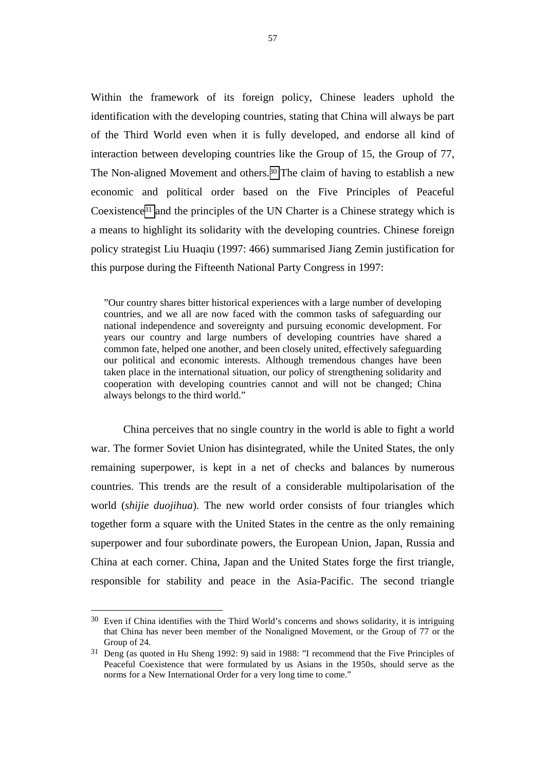Within the framework of its foreign policy, Chinese leaders uphold the identification with the developing countries, stating that China will always be part of the Third World even when it is fully developed, and endorse all kind of interaction between developing countries like the Group of 15, the Group of 77, The Non-aligned Movement and others.[30] The claim of having to establish a new economic and political order based on the Five Principles of Peaceful Coexistence[31] and the principles of the UN Charter is a Chinese strategy which is a means to highlight its solidarity with the developing countries. Chinese foreign policy strategist Liu Huaqiu (1997: 466) summarised Jiang Zemin justification for this purpose during the Fifteenth National Party Congress in 1997:

> ”Our country shares bitter historical experiences with a large number of developing countries, and we all are now faced with the common tasks of safeguarding our national independence and sovereignty and pursuing economic development. For years our country and large numbers of developing countries have shared a common fate, helped one another, and been closely united, effectively safeguarding our political and economic interests. Although tremendous changes have been taken place in the international situation, our policy of strengthening solidarity and cooperation with developing countries cannot and will not be changed; China always belongs to the third world.”

China perceives that no single country in the world is able to fight a world war. The former Soviet Union has disintegrated, while the United States, the only remaining superpower, is kept in a net of checks and balances by numerous countries. This trends are the result of a considerable multipolarisation of the world (*shijie duojihua*). The new world order consists of four triangles which together form a square with the United States in the centre as the only remaining superpower and four subordinate powers, the European Union, Japan, Russia and China at each corner. China, Japan and the United States forge the first triangle, responsible for stability and peace in the Asia-Pacific. The second triangle

---

[30] Even if China identifies with the Third World's concerns and shows solidarity, it is intriguing that China has never been member of the Nonaligned Movement, or the Group of 77 or the Group of 24.

[31] Deng (as quoted in Hu Sheng 1992: 9) said in 1988: ”I recommend that the Five Principles of Peaceful Coexistence that were formulated by us Asians in the 1950s, should serve as the norms for a New International Order for a very long time to come.”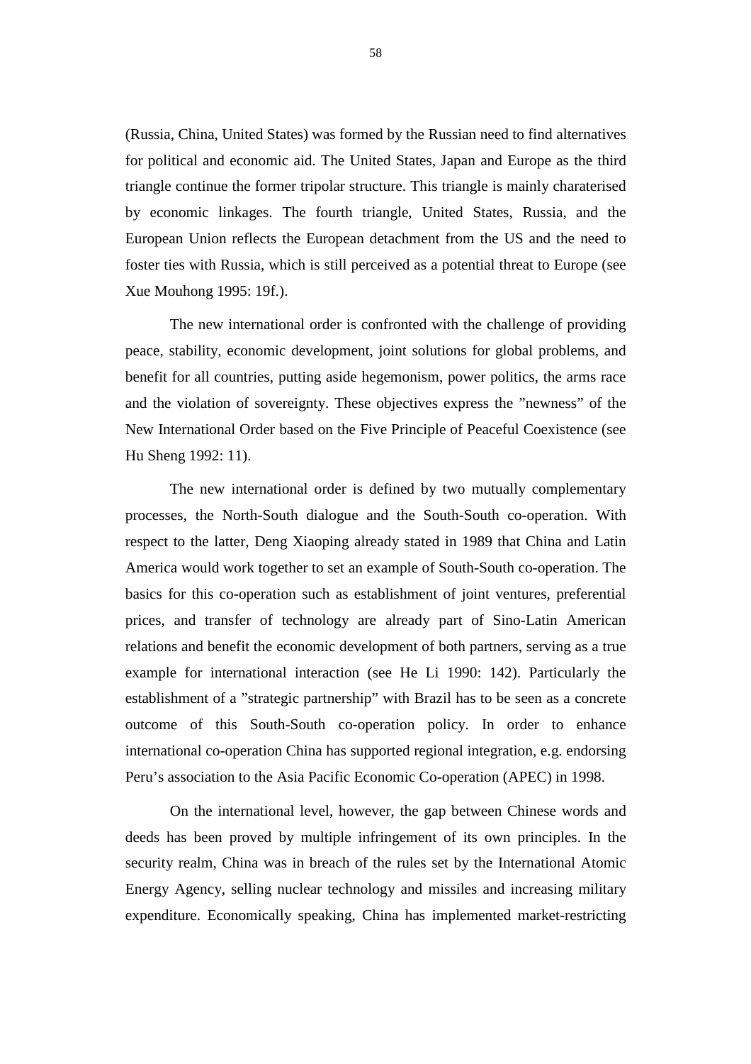(Russia, China, United States) was formed by the Russian need to find alternatives for political and economic aid. The United States, Japan and Europe as the third triangle continue the former tripolar structure. This triangle is mainly charaterised by economic linkages. The fourth triangle, United States, Russia, and the European Union reflects the European detachment from the US and the need to foster ties with Russia, which is still perceived as a potential threat to Europe (see Xue Mouhong 1995: 19f.).

The new international order is confronted with the challenge of providing peace, stability, economic development, joint solutions for global problems, and benefit for all countries, putting aside hegemonism, power politics, the arms race and the violation of sovereignty. These objectives express the "newness" of the New International Order based on the Five Principle of Peaceful Coexistence (see Hu Sheng 1992: 11).

The new international order is defined by two mutually complementary processes, the North-South dialogue and the South-South co-operation. With respect to the latter, Deng Xiaoping already stated in 1989 that China and Latin America would work together to set an example of South-South co-operation. The basics for this co-operation such as establishment of joint ventures, preferential prices, and transfer of technology are already part of Sino-Latin American relations and benefit the economic development of both partners, serving as a true example for international interaction (see He Li 1990: 142). Particularly the establishment of a "strategic partnership" with Brazil has to be seen as a concrete outcome of this South-South co-operation policy. In order to enhance international co-operation China has supported regional integration, e.g. endorsing Peru's association to the Asia Pacific Economic Co-operation (APEC) in 1998.

On the international level, however, the gap between Chinese words and deeds has been proved by multiple infringement of its own principles. In the security realm, China was in breach of the rules set by the International Atomic Energy Agency, selling nuclear technology and missiles and increasing military expenditure. Economically speaking, China has implemented market-restricting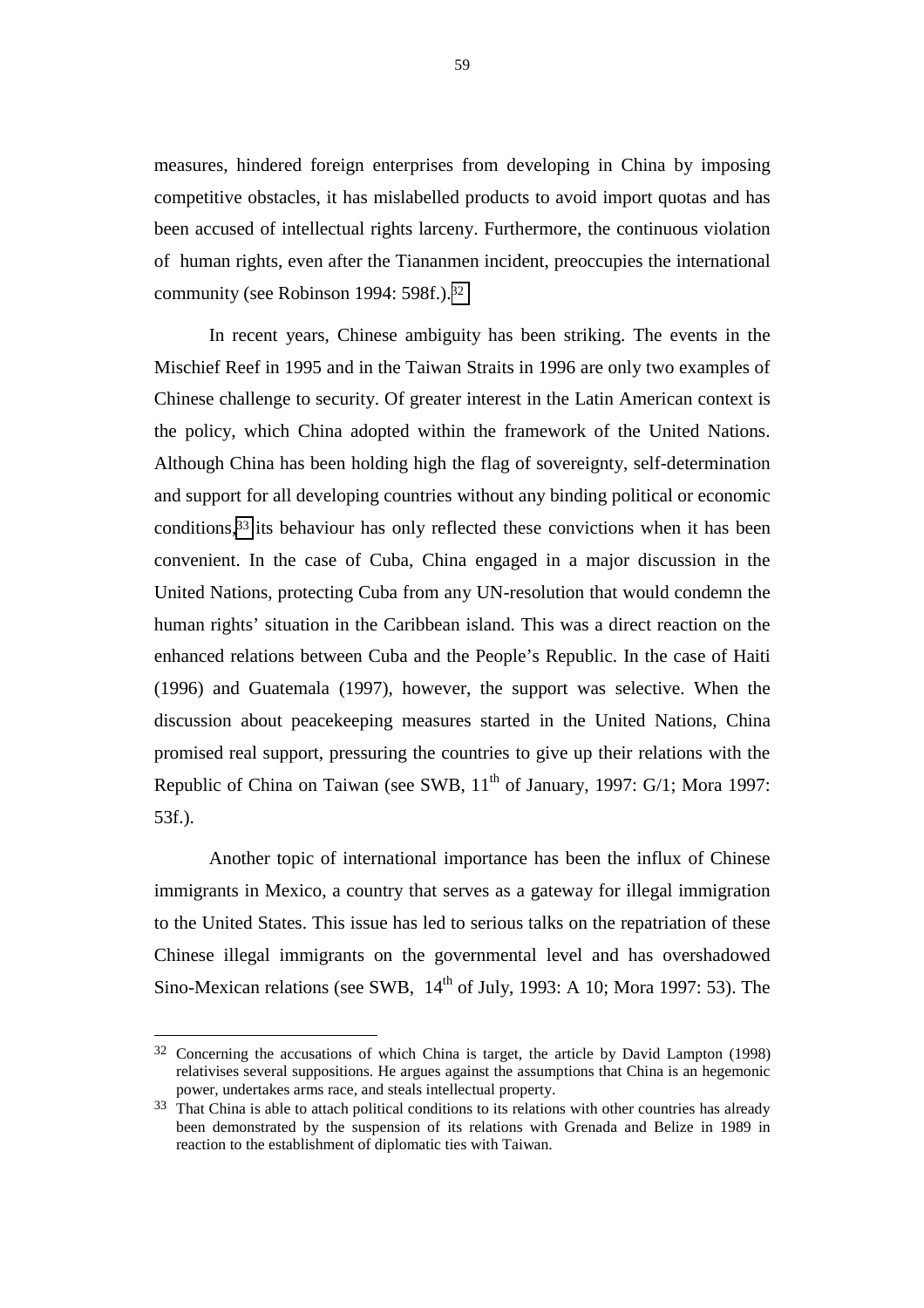measures, hindered foreign enterprises from developing in China by imposing competitive obstacles, it has mislabelled products to avoid import quotas and has been accused of intellectual rights larceny. Furthermore, the continuous violation of human rights, even after the Tiananmen incident, preoccupies the international community (see Robinson 1994: 598f.).[32]

In recent years, Chinese ambiguity has been striking. The events in the Mischief Reef in 1995 and in the Taiwan Straits in 1996 are only two examples of Chinese challenge to security. Of greater interest in the Latin American context is the policy, which China adopted within the framework of the United Nations. Although China has been holding high the flag of sovereignty, self-determination and support for all developing countries without any binding political or economic conditions,[33] its behaviour has only reflected these convictions when it has been convenient. In the case of Cuba, China engaged in a major discussion in the United Nations, protecting Cuba from any UN-resolution that would condemn the human rights' situation in the Caribbean island. This was a direct reaction on the enhanced relations between Cuba and the People's Republic. In the case of Haiti (1996) and Guatemala (1997), however, the support was selective. When the discussion about peacekeeping measures started in the United Nations, China promised real support, pressuring the countries to give up their relations with the Republic of China on Taiwan (see SWB, 11th of January, 1997: G/1; Mora 1997: 53f.).

Another topic of international importance has been the influx of Chinese immigrants in Mexico, a country that serves as a gateway for illegal immigration to the United States. This issue has led to serious talks on the repatriation of these Chinese illegal immigrants on the governmental level and has overshadowed Sino-Mexican relations (see SWB, 14th of July, 1993: A 10; Mora 1997: 53). The

---

[32] Concerning the accusations of which China is target, the article by David Lampton (1998) relativises several suppositions. He argues against the assumptions that China is an hegemonic power, undertakes arms race, and steals intellectual property.

[33] That China is able to attach political conditions to its relations with other countries has already been demonstrated by the suspension of its relations with Grenada and Belize in 1989 in reaction to the establishment of diplomatic ties with Taiwan.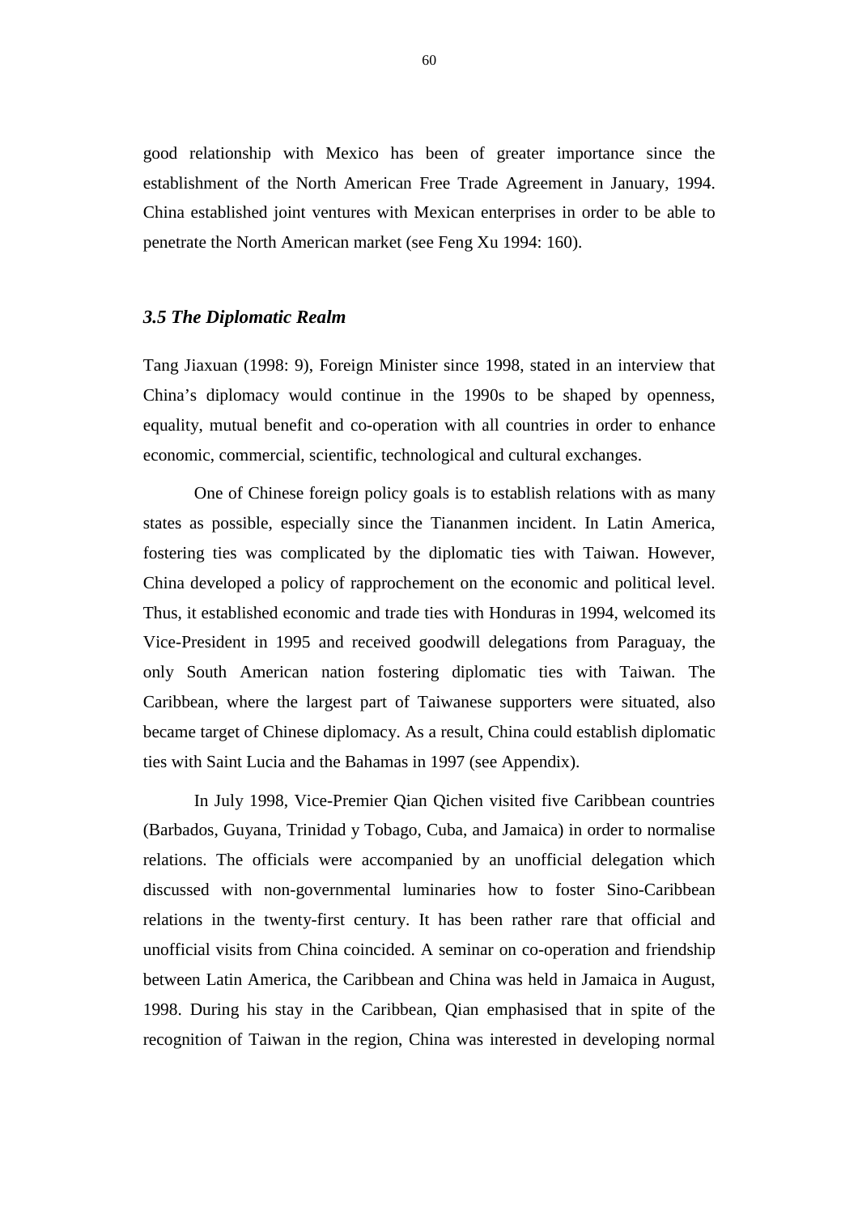good relationship with Mexico has been of greater importance since the establishment of the North American Free Trade Agreement in January, 1994. China established joint ventures with Mexican enterprises in order to be able to penetrate the North American market (see Feng Xu 1994: 160).

### *3.5 The Diplomatic Realm*

Tang Jiaxuan (1998: 9), Foreign Minister since 1998, stated in an interview that China's diplomacy would continue in the 1990s to be shaped by openness, equality, mutual benefit and co-operation with all countries in order to enhance economic, commercial, scientific, technological and cultural exchanges.

One of Chinese foreign policy goals is to establish relations with as many states as possible, especially since the Tiananmen incident. In Latin America, fostering ties was complicated by the diplomatic ties with Taiwan. However, China developed a policy of rapprochement on the economic and political level. Thus, it established economic and trade ties with Honduras in 1994, welcomed its Vice-President in 1995 and received goodwill delegations from Paraguay, the only South American nation fostering diplomatic ties with Taiwan. The Caribbean, where the largest part of Taiwanese supporters were situated, also became target of Chinese diplomacy. As a result, China could establish diplomatic ties with Saint Lucia and the Bahamas in 1997 (see Appendix).

In July 1998, Vice-Premier Qian Qichen visited five Caribbean countries (Barbados, Guyana, Trinidad y Tobago, Cuba, and Jamaica) in order to normalise relations. The officials were accompanied by an unofficial delegation which discussed with non-governmental luminaries how to foster Sino-Caribbean relations in the twenty-first century. It has been rather rare that official and unofficial visits from China coincided. A seminar on co-operation and friendship between Latin America, the Caribbean and China was held in Jamaica in August, 1998. During his stay in the Caribbean, Qian emphasised that in spite of the recognition of Taiwan in the region, China was interested in developing normal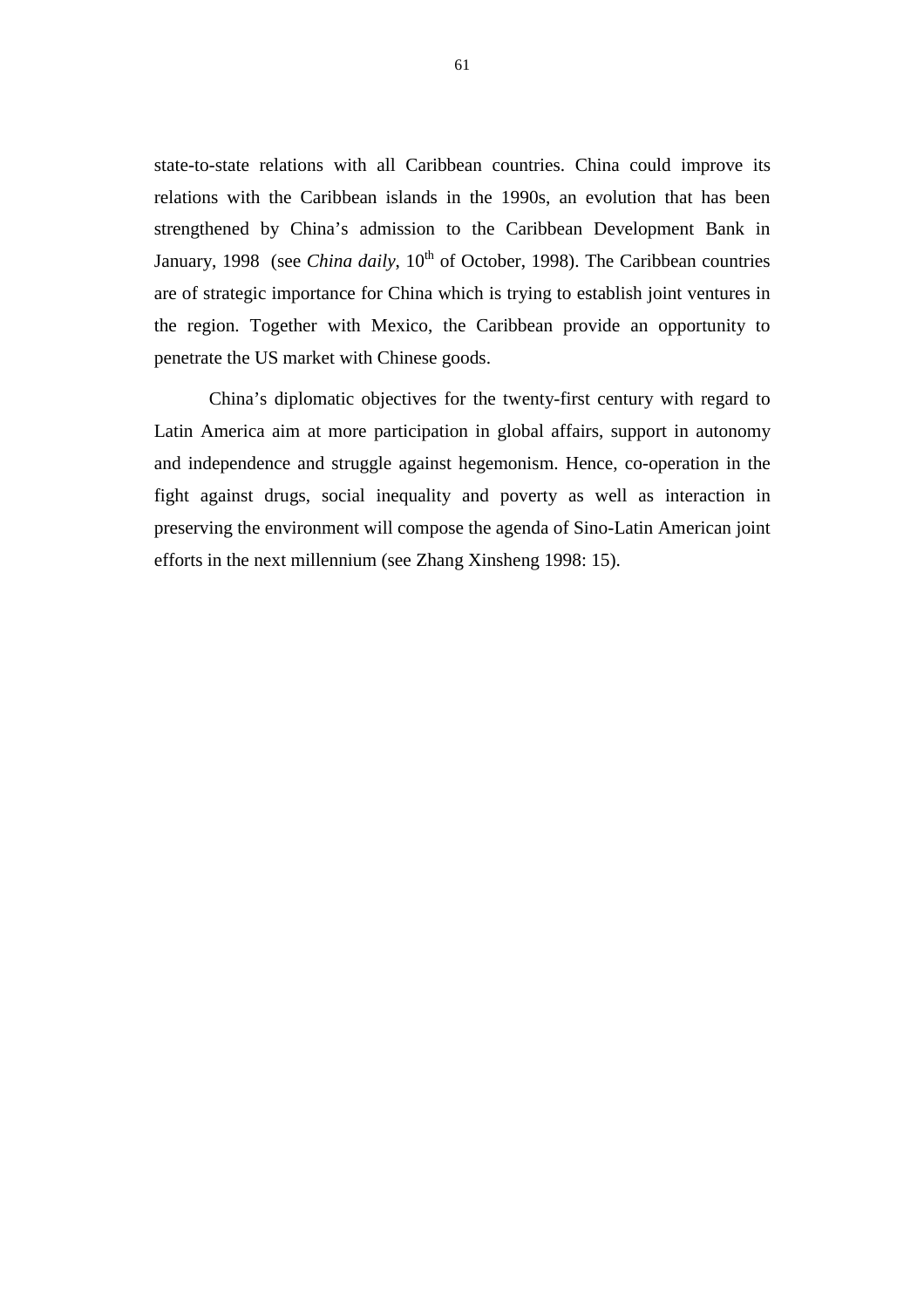state-to-state relations with all Caribbean countries. China could improve its relations with the Caribbean islands in the 1990s, an evolution that has been strengthened by China's admission to the Caribbean Development Bank in January, 1998 (see *China daily*, 10th of October, 1998). The Caribbean countries are of strategic importance for China which is trying to establish joint ventures in the region. Together with Mexico, the Caribbean provide an opportunity to penetrate the US market with Chinese goods.

China's diplomatic objectives for the twenty-first century with regard to Latin America aim at more participation in global affairs, support in autonomy and independence and struggle against hegemonism. Hence, co-operation in the fight against drugs, social inequality and poverty as well as interaction in preserving the environment will compose the agenda of Sino-Latin American joint efforts in the next millennium (see Zhang Xinsheng 1998: 15).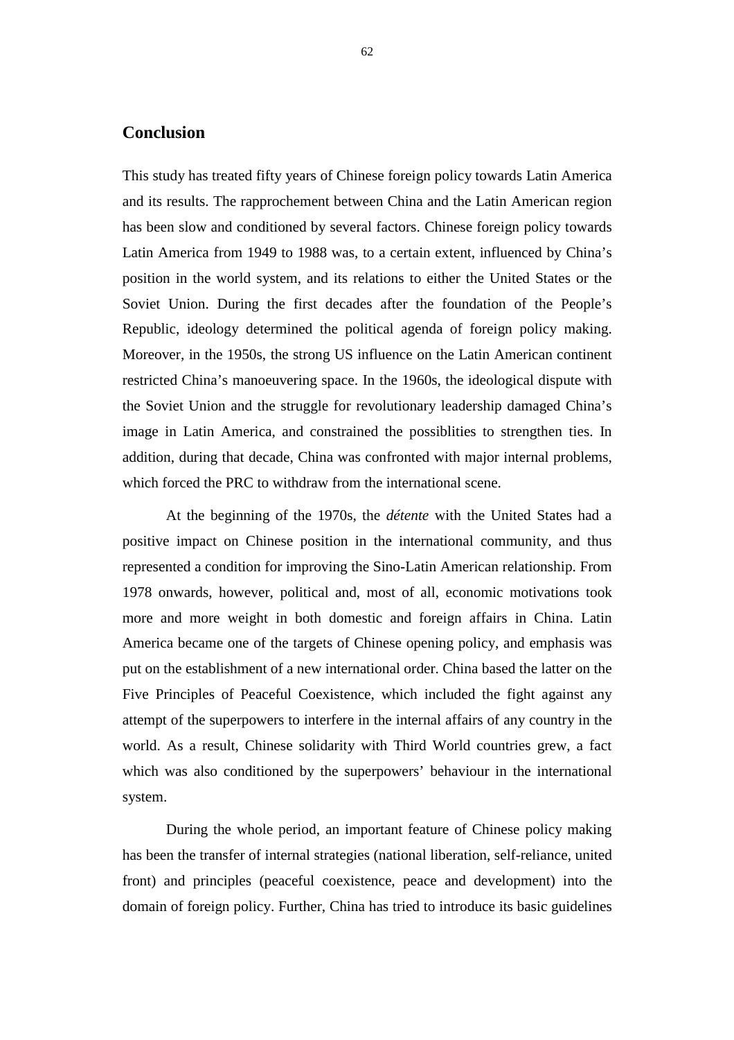## Conclusion

This study has treated fifty years of Chinese foreign policy towards Latin America and its results. The rapprochement between China and the Latin American region has been slow and conditioned by several factors. Chinese foreign policy towards Latin America from 1949 to 1988 was, to a certain extent, influenced by China's position in the world system, and its relations to either the United States or the Soviet Union. During the first decades after the foundation of the People's Republic, ideology determined the political agenda of foreign policy making. Moreover, in the 1950s, the strong US influence on the Latin American continent restricted China's manoeuvering space. In the 1960s, the ideological dispute with the Soviet Union and the struggle for revolutionary leadership damaged China's image in Latin America, and constrained the possiblities to strengthen ties. In addition, during that decade, China was confronted with major internal problems, which forced the PRC to withdraw from the international scene.

At the beginning of the 1970s, the *détente* with the United States had a positive impact on Chinese position in the international community, and thus represented a condition for improving the Sino-Latin American relationship. From 1978 onwards, however, political and, most of all, economic motivations took more and more weight in both domestic and foreign affairs in China. Latin America became one of the targets of Chinese opening policy, and emphasis was put on the establishment of a new international order. China based the latter on the Five Principles of Peaceful Coexistence, which included the fight against any attempt of the superpowers to interfere in the internal affairs of any country in the world. As a result, Chinese solidarity with Third World countries grew, a fact which was also conditioned by the superpowers' behaviour in the international system.

During the whole period, an important feature of Chinese policy making has been the transfer of internal strategies (national liberation, self-reliance, united front) and principles (peaceful coexistence, peace and development) into the domain of foreign policy. Further, China has tried to introduce its basic guidelines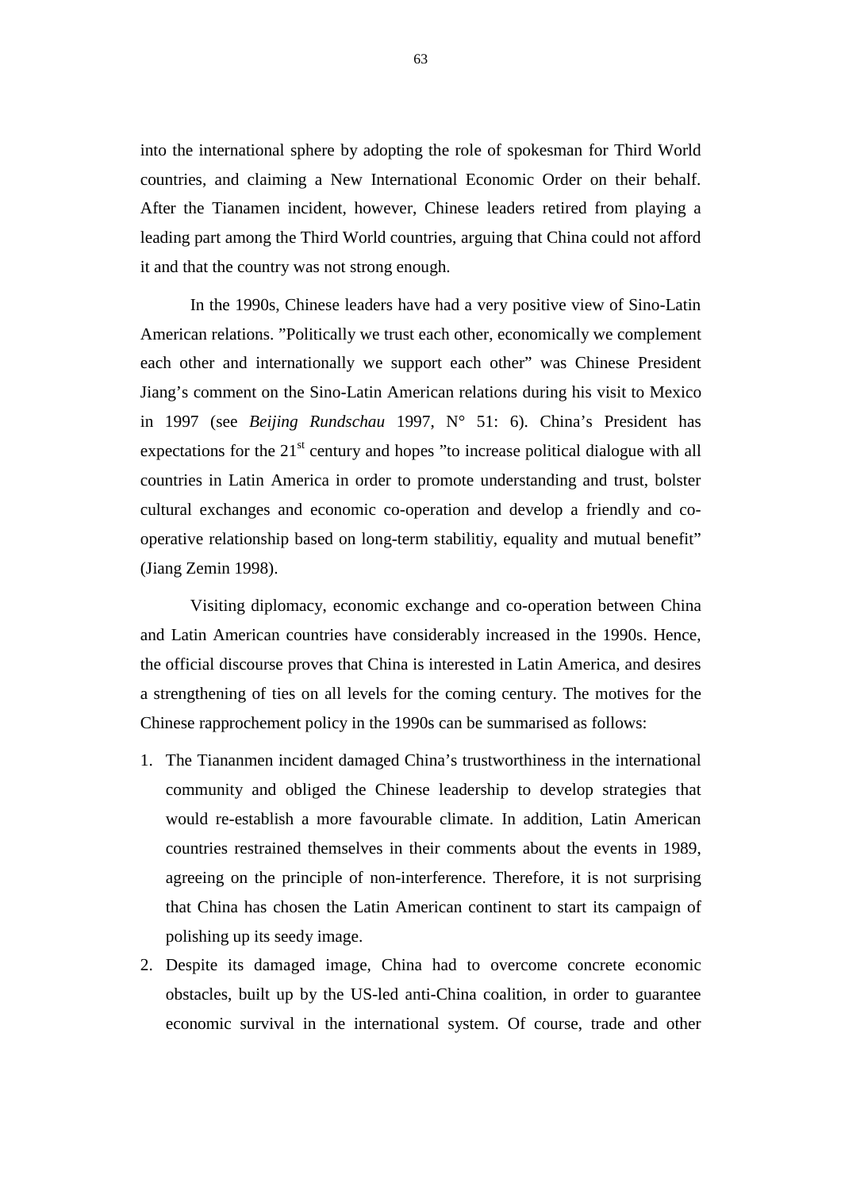into the international sphere by adopting the role of spokesman for Third World countries, and claiming a New International Economic Order on their behalf. After the Tianamen incident, however, Chinese leaders retired from playing a leading part among the Third World countries, arguing that China could not afford it and that the country was not strong enough.

In the 1990s, Chinese leaders have had a very positive view of Sino-Latin American relations. ”Politically we trust each other, economically we complement each other and internationally we support each other” was Chinese President Jiang’s comment on the Sino-Latin American relations during his visit to Mexico in 1997 (see *Beijing Rundschau* 1997, N° 51: 6). China’s President has expectations for the 21st century and hopes ”to increase political dialogue with all countries in Latin America in order to promote understanding and trust, bolster cultural exchanges and economic co-operation and develop a friendly and co-operative relationship based on long-term stabilitiy, equality and mutual benefit” (Jiang Zemin 1998).

Visiting diplomacy, economic exchange and co-operation between China and Latin American countries have considerably increased in the 1990s. Hence, the official discourse proves that China is interested in Latin America, and desires a strengthening of ties on all levels for the coming century. The motives for the Chinese rapprochement policy in the 1990s can be summarised as follows:

1. The Tiananmen incident damaged China’s trustworthiness in the international community and obliged the Chinese leadership to develop strategies that would re-establish a more favourable climate. In addition, Latin American countries restrained themselves in their comments about the events in 1989, agreeing on the principle of non-interference. Therefore, it is not surprising that China has chosen the Latin American continent to start its campaign of polishing up its seedy image.
2. Despite its damaged image, China had to overcome concrete economic obstacles, built up by the US-led anti-China coalition, in order to guarantee economic survival in the international system. Of course, trade and other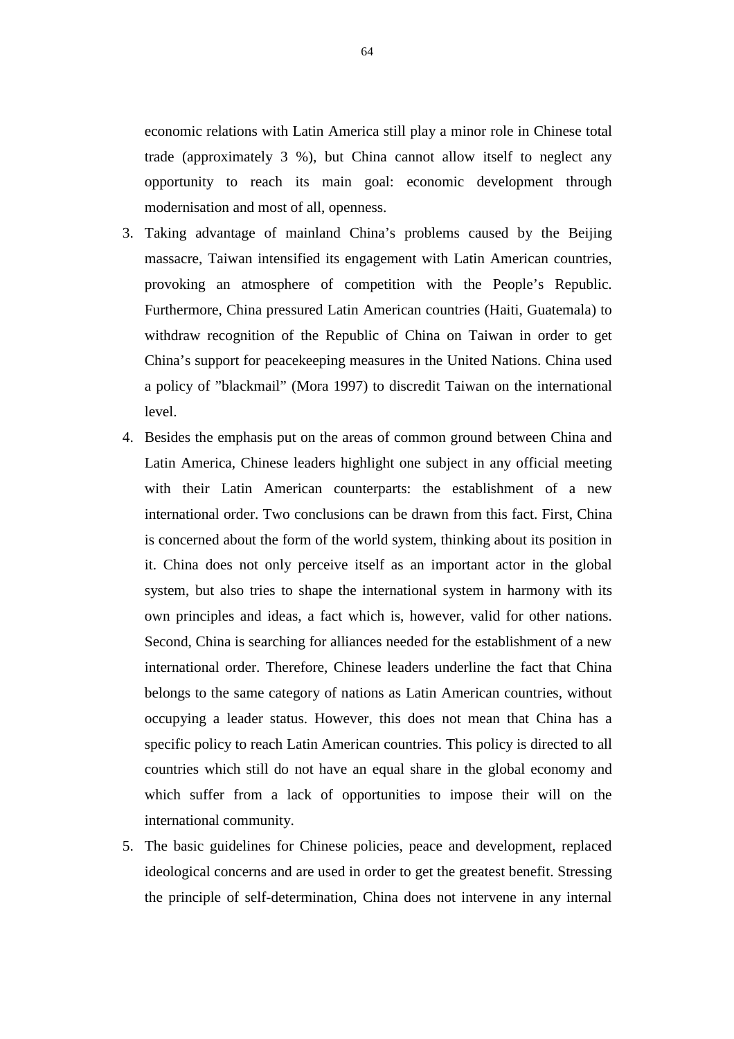economic relations with Latin America still play a minor role in Chinese total trade (approximately 3 %), but China cannot allow itself to neglect any opportunity to reach its main goal: economic development through modernisation and most of all, openness.

3. Taking advantage of mainland China's problems caused by the Beijing massacre, Taiwan intensified its engagement with Latin American countries, provoking an atmosphere of competition with the People's Republic. Furthermore, China pressured Latin American countries (Haiti, Guatemala) to withdraw recognition of the Republic of China on Taiwan in order to get China's support for peacekeeping measures in the United Nations. China used a policy of ”blackmail” (Mora 1997) to discredit Taiwan on the international level.
4. Besides the emphasis put on the areas of common ground between China and Latin America, Chinese leaders highlight one subject in any official meeting with their Latin American counterparts: the establishment of a new international order. Two conclusions can be drawn from this fact. First, China is concerned about the form of the world system, thinking about its position in it. China does not only perceive itself as an important actor in the global system, but also tries to shape the international system in harmony with its own principles and ideas, a fact which is, however, valid for other nations. Second, China is searching for alliances needed for the establishment of a new international order. Therefore, Chinese leaders underline the fact that China belongs to the same category of nations as Latin American countries, without occupying a leader status. However, this does not mean that China has a specific policy to reach Latin American countries. This policy is directed to all countries which still do not have an equal share in the global economy and which suffer from a lack of opportunities to impose their will on the international community.
5. The basic guidelines for Chinese policies, peace and development, replaced ideological concerns and are used in order to get the greatest benefit. Stressing the principle of self-determination, China does not intervene in any internal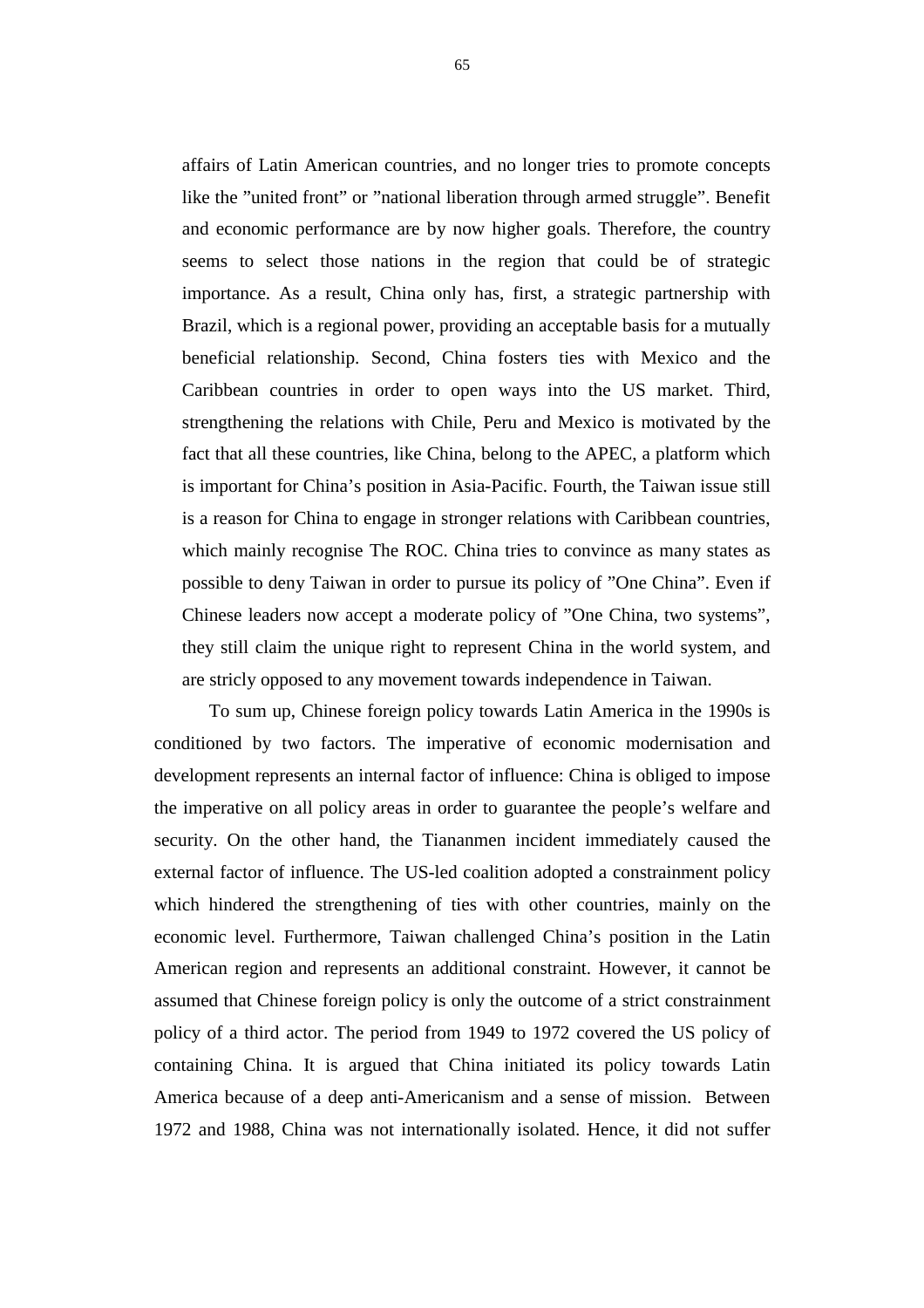affairs of Latin American countries, and no longer tries to promote concepts like the ”united front” or ”national liberation through armed struggle”. Benefit and economic performance are by now higher goals. Therefore, the country seems to select those nations in the region that could be of strategic importance. As a result, China only has, first, a strategic partnership with Brazil, which is a regional power, providing an acceptable basis for a mutually beneficial relationship. Second, China fosters ties with Mexico and the Caribbean countries in order to open ways into the US market. Third, strengthening the relations with Chile, Peru and Mexico is motivated by the fact that all these countries, like China, belong to the APEC, a platform which is important for China’s position in Asia-Pacific. Fourth, the Taiwan issue still is a reason for China to engage in stronger relations with Caribbean countries, which mainly recognise The ROC. China tries to convince as many states as possible to deny Taiwan in order to pursue its policy of ”One China”. Even if Chinese leaders now accept a moderate policy of ”One China, two systems”, they still claim the unique right to represent China in the world system, and are stricly opposed to any movement towards independence in Taiwan.

To sum up, Chinese foreign policy towards Latin America in the 1990s is conditioned by two factors. The imperative of economic modernisation and development represents an internal factor of influence: China is obliged to impose the imperative on all policy areas in order to guarantee the people’s welfare and security. On the other hand, the Tiananmen incident immediately caused the external factor of influence. The US-led coalition adopted a constrainment policy which hindered the strengthening of ties with other countries, mainly on the economic level. Furthermore, Taiwan challenged China’s position in the Latin American region and represents an additional constraint. However, it cannot be assumed that Chinese foreign policy is only the outcome of a strict constrainment policy of a third actor. The period from 1949 to 1972 covered the US policy of containing China. It is argued that China initiated its policy towards Latin America because of a deep anti-Americanism and a sense of mission. Between 1972 and 1988, China was not internationally isolated. Hence, it did not suffer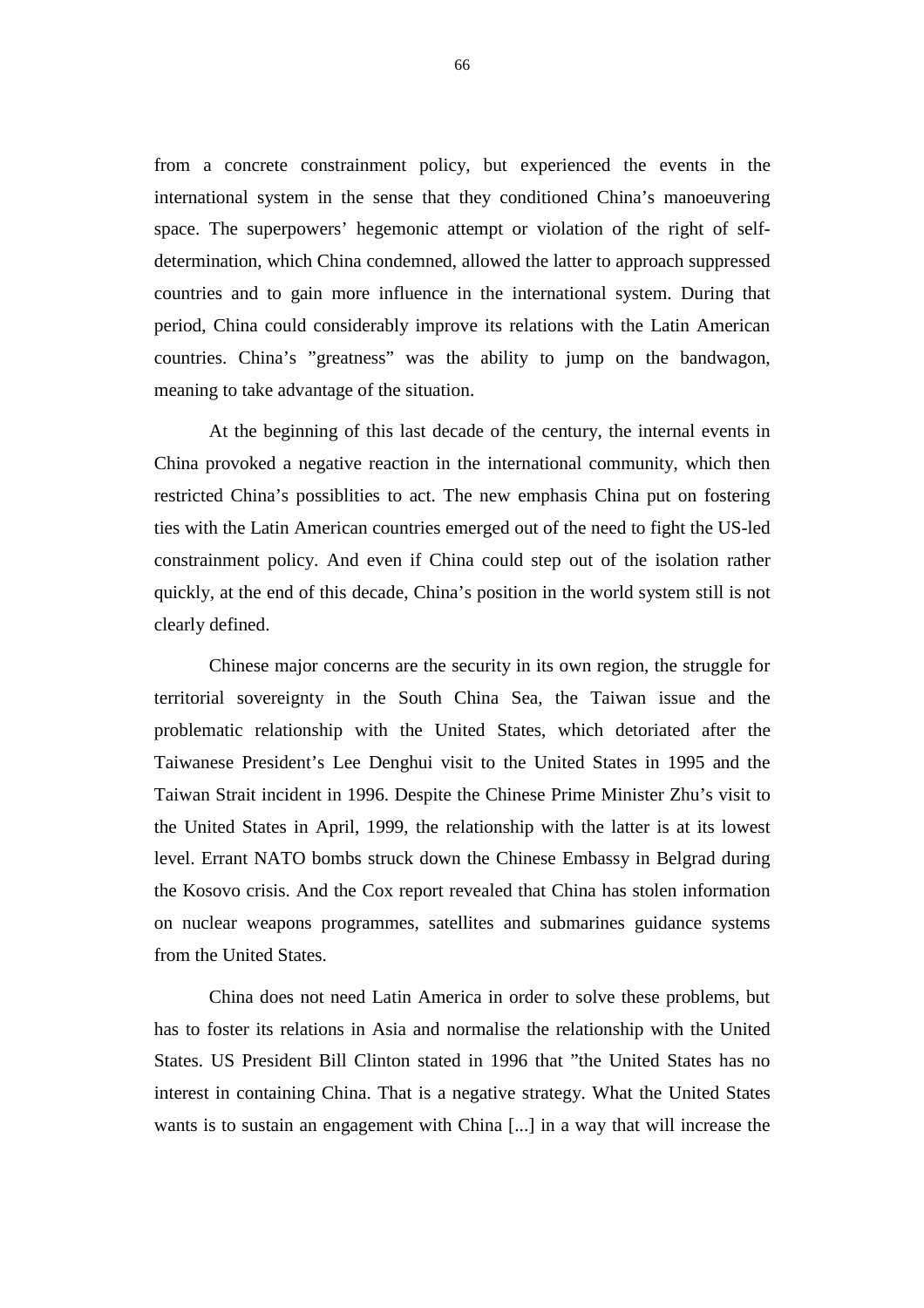from a concrete constrainment policy, but experienced the events in the international system in the sense that they conditioned China's manoeuvering space. The superpowers' hegemonic attempt or violation of the right of self-determination, which China condemned, allowed the latter to approach suppressed countries and to gain more influence in the international system. During that period, China could considerably improve its relations with the Latin American countries. China's "greatness" was the ability to jump on the bandwagon, meaning to take advantage of the situation.

At the beginning of this last decade of the century, the internal events in China provoked a negative reaction in the international community, which then restricted China's possiblities to act. The new emphasis China put on fostering ties with the Latin American countries emerged out of the need to fight the US-led constrainment policy. And even if China could step out of the isolation rather quickly, at the end of this decade, China's position in the world system still is not clearly defined.

Chinese major concerns are the security in its own region, the struggle for territorial sovereignty in the South China Sea, the Taiwan issue and the problematic relationship with the United States, which detoriated after the Taiwanese President's Lee Denghui visit to the United States in 1995 and the Taiwan Strait incident in 1996. Despite the Chinese Prime Minister Zhu's visit to the United States in April, 1999, the relationship with the latter is at its lowest level. Errant NATO bombs struck down the Chinese Embassy in Belgrad during the Kosovo crisis. And the Cox report revealed that China has stolen information on nuclear weapons programmes, satellites and submarines guidance systems from the United States.

China does not need Latin America in order to solve these problems, but has to foster its relations in Asia and normalise the relationship with the United States. US President Bill Clinton stated in 1996 that "the United States has no interest in containing China. That is a negative strategy. What the United States wants is to sustain an engagement with China [...] in a way that will increase the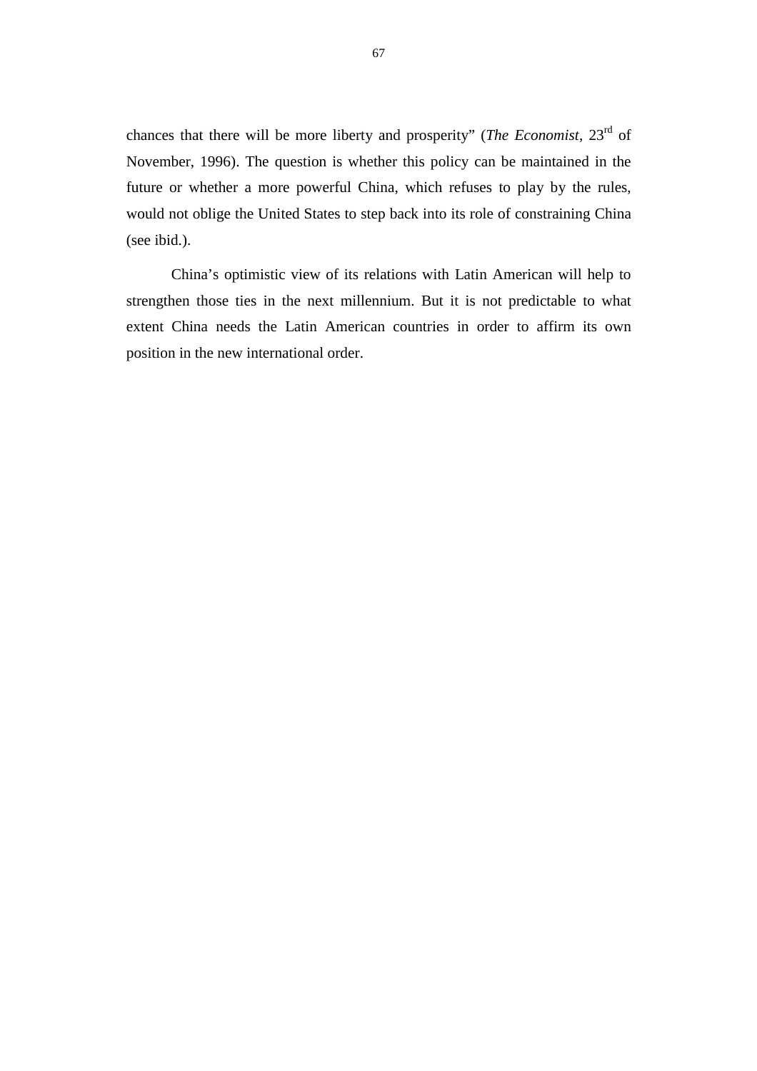chances that there will be more liberty and prosperity" (*The Economist*, 23rd of November, 1996). The question is whether this policy can be maintained in the future or whether a more powerful China, which refuses to play by the rules, would not oblige the United States to step back into its role of constraining China (see ibid.).

China's optimistic view of its relations with Latin American will help to strengthen those ties in the next millennium. But it is not predictable to what extent China needs the Latin American countries in order to affirm its own position in the new international order.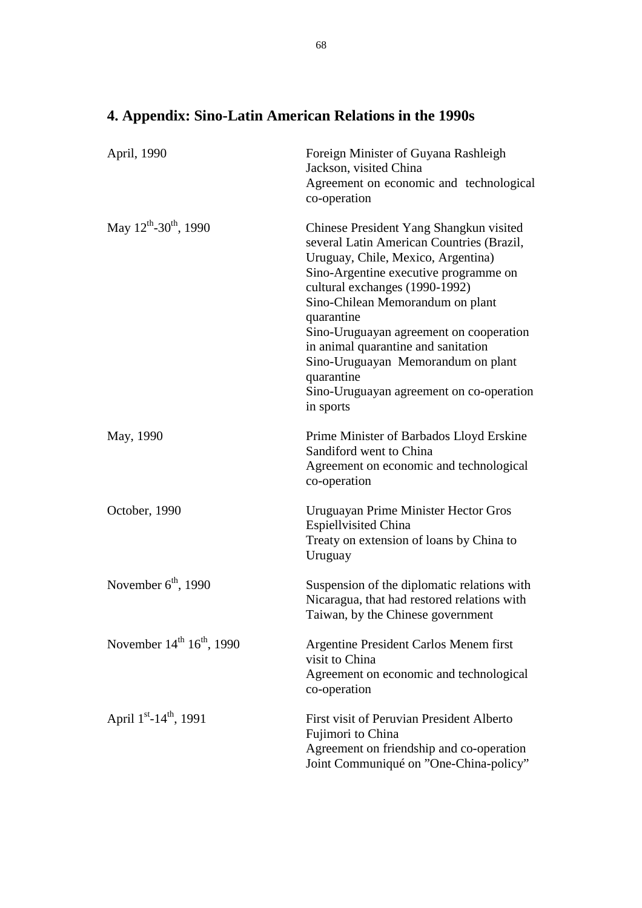# 4. Appendix: Sino-Latin American Relations in the 1990s

| | |
|---|---|
| April, 1990 | Foreign Minister of Guyana Rashleigh Jackson, visited China<br>Agreement on economic and technological co-operation |
| May 12th-30th, 1990 | Chinese President Yang Shangkun visited several Latin American Countries (Brazil, Uruguay, Chile, Mexico, Argentina)<br>Sino-Argentine executive programme on cultural exchanges (1990-1992)<br>Sino-Chilean Memorandum on plant quarantine<br>Sino-Uruguayan agreement on cooperation in animal quarantine and sanitation<br>Sino-Uruguayan Memorandum on plant quarantine<br>Sino-Uruguayan agreement on co-operation in sports |
| May, 1990 | Prime Minister of Barbados Lloyd Erskine Sandiford went to China<br>Agreement on economic and technological co-operation |
| October, 1990 | Uruguayan Prime Minister Hector Gros Espiellvisited China<br>Treaty on extension of loans by China to Uruguay |
| November 6th, 1990 | Suspension of the diplomatic relations with Nicaragua, that had restored relations with Taiwan, by the Chinese government |
| November 14th 16th, 1990 | Argentine President Carlos Menem first visit to China<br>Agreement on economic and technological co-operation |
| April 1st-14th, 1991 | First visit of Peruvian President Alberto Fujimori to China<br>Agreement on friendship and co-operation<br>Joint Communiqué on "One-China-policy" |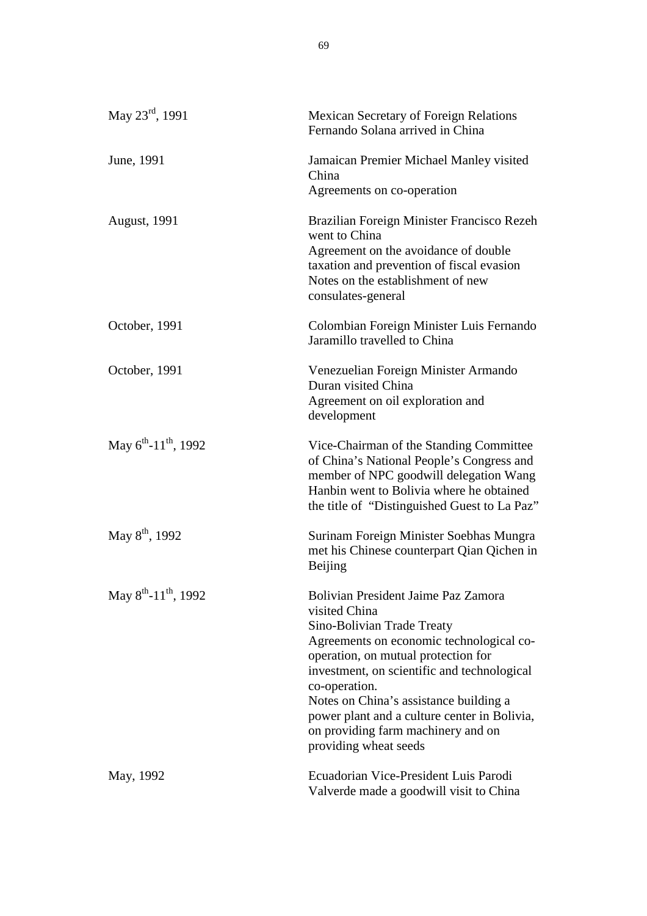| | |
|---|---|
| May 23rd, 1991 | Mexican Secretary of Foreign Relations Fernando Solana arrived in China |
| June, 1991 | Jamaican Premier Michael Manley visited China<br>Agreements on co-operation |
| August, 1991 | Brazilian Foreign Minister Francisco Rezeh went to China<br>Agreement on the avoidance of double taxation and prevention of fiscal evasion<br>Notes on the establishment of new consulates-general |
| October, 1991 | Colombian Foreign Minister Luis Fernando Jaramillo travelled to China |
| October, 1991 | Venezuelian Foreign Minister Armando Duran visited China<br>Agreement on oil exploration and development |
| May 6th-11th, 1992 | Vice-Chairman of the Standing Committee of China's National People's Congress and member of NPC goodwill delegation Wang Hanbin went to Bolivia where he obtained the title of "Distinguished Guest to La Paz" |
| May 8th, 1992 | Surinam Foreign Minister Soebhas Mungra met his Chinese counterpart Qian Qichen in Beijing |
| May 8th-11th, 1992 | Bolivian President Jaime Paz Zamora visited China<br>Sino-Bolivian Trade Treaty<br>Agreements on economic technological co-operation, on mutual protection for investment, on scientific and technological co-operation.<br>Notes on China's assistance building a power plant and a culture center in Bolivia, on providing farm machinery and on providing wheat seeds |
| May, 1992 | Ecuadorian Vice-President Luis Parodi Valverde made a goodwill visit to China |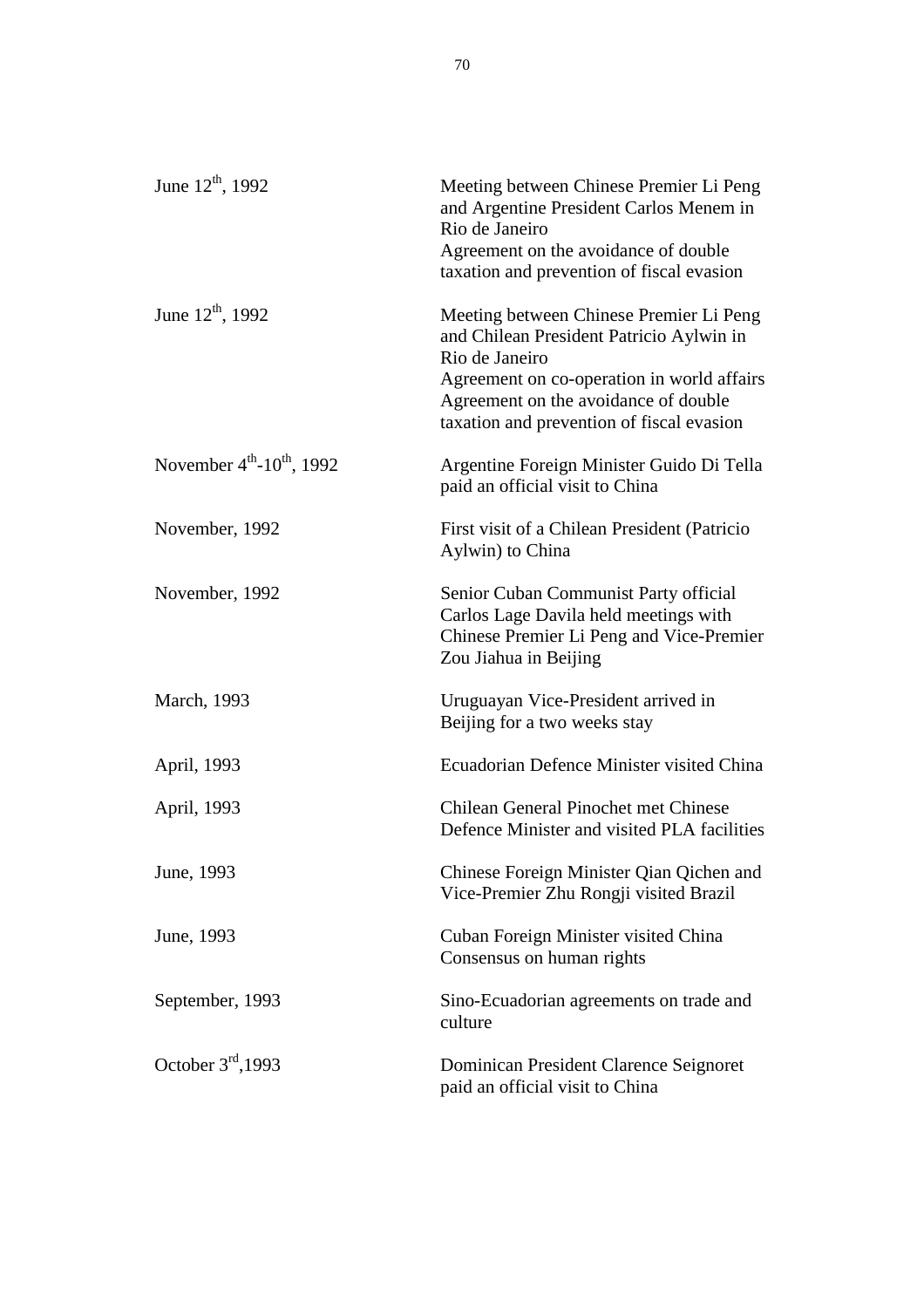| | |
|---|---|
| June 12th, 1992 | Meeting between Chinese Premier Li Peng and Argentine President Carlos Menem in Rio de Janeiro<br>Agreement on the avoidance of double taxation and prevention of fiscal evasion |
| June 12th, 1992 | Meeting between Chinese Premier Li Peng and Chilean President Patricio Aylwin in Rio de Janeiro<br>Agreement on co-operation in world affairs<br>Agreement on the avoidance of double taxation and prevention of fiscal evasion |
| November 4th-10th, 1992 | Argentine Foreign Minister Guido Di Tella paid an official visit to China |
| November, 1992 | First visit of a Chilean President (Patricio Aylwin) to China |
| November, 1992 | Senior Cuban Communist Party official Carlos Lage Davila held meetings with Chinese Premier Li Peng and Vice-Premier Zou Jiahua in Beijing |
| March, 1993 | Uruguayan Vice-President arrived in Beijing for a two weeks stay |
| April, 1993 | Ecuadorian Defence Minister visited China |
| April, 1993 | Chilean General Pinochet met Chinese Defence Minister and visited PLA facilities |
| June, 1993 | Chinese Foreign Minister Qian Qichen and Vice-Premier Zhu Rongji visited Brazil |
| June, 1993 | Cuban Foreign Minister visited China<br>Consensus on human rights |
| September, 1993 | Sino-Ecuadorian agreements on trade and culture |
| October 3rd,1993 | Dominican President Clarence Seignoret paid an official visit to China |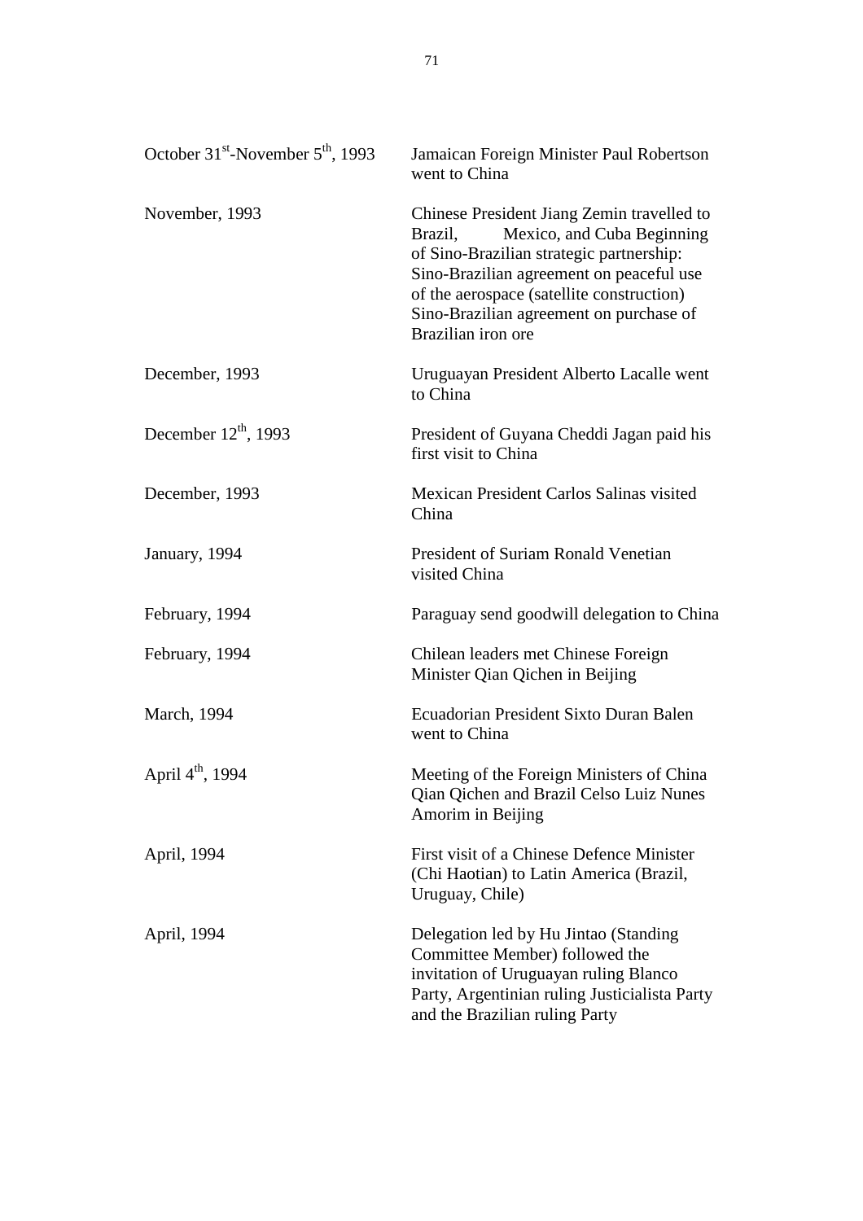| | |
|---|---|
| October 31st-November 5th, 1993 | Jamaican Foreign Minister Paul Robertson went to China |
| November, 1993 | Chinese President Jiang Zemin travelled to Brazil, Mexico, and Cuba Beginning of Sino-Brazilian strategic partnership: Sino-Brazilian agreement on peaceful use of the aerospace (satellite construction) Sino-Brazilian agreement on purchase of Brazilian iron ore |
| December, 1993 | Uruguayan President Alberto Lacalle went to China |
| December 12th, 1993 | President of Guyana Cheddi Jagan paid his first visit to China |
| December, 1993 | Mexican President Carlos Salinas visited China |
| January, 1994 | President of Suriam Ronald Venetian visited China |
| February, 1994 | Paraguay send goodwill delegation to China |
| February, 1994 | Chilean leaders met Chinese Foreign Minister Qian Qichen in Beijing |
| March, 1994 | Ecuadorian President Sixto Duran Balen went to China |
| April 4th, 1994 | Meeting of the Foreign Ministers of China Qian Qichen and Brazil Celso Luiz Nunes Amorim in Beijing |
| April, 1994 | First visit of a Chinese Defence Minister (Chi Haotian) to Latin America (Brazil, Uruguay, Chile) |
| April, 1994 | Delegation led by Hu Jintao (Standing Committee Member) followed the invitation of Uruguayan ruling Blanco Party, Argentinian ruling Justicialista Party and the Brazilian ruling Party |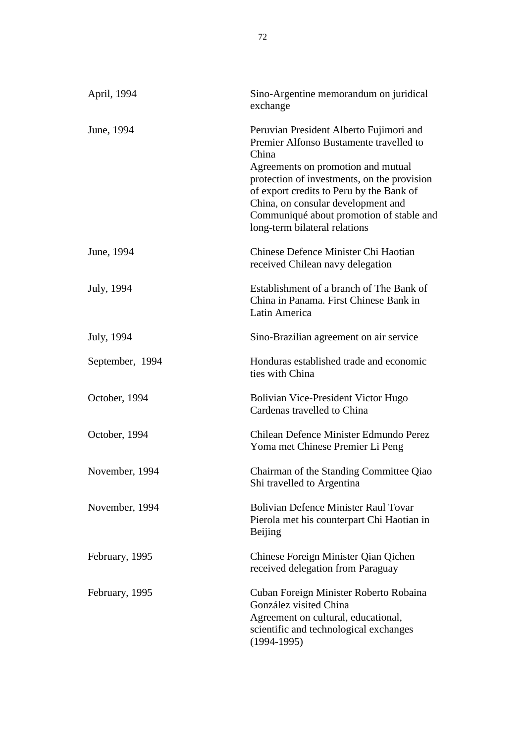| | |
|---|---|
| April, 1994 | Sino-Argentine memorandum on juridical exchange |
| June, 1994 | Peruvian President Alberto Fujimori and Premier Alfonso Bustamente travelled to China<br>Agreements on promotion and mutual protection of investments, on the provision of export credits to Peru by the Bank of China, on consular development and Communiqué about promotion of stable and long-term bilateral relations |
| June, 1994 | Chinese Defence Minister Chi Haotian received Chilean navy delegation |
| July, 1994 | Establishment of a branch of The Bank of China in Panama. First Chinese Bank in Latin America |
| July, 1994 | Sino-Brazilian agreement on air service |
| September, 1994 | Honduras established trade and economic ties with China |
| October, 1994 | Bolivian Vice-President Victor Hugo Cardenas travelled to China |
| October, 1994 | Chilean Defence Minister Edmundo Perez Yoma met Chinese Premier Li Peng |
| November, 1994 | Chairman of the Standing Committee Qiao Shi travelled to Argentina |
| November, 1994 | Bolivian Defence Minister Raul Tovar Pierola met his counterpart Chi Haotian in Beijing |
| February, 1995 | Chinese Foreign Minister Qian Qichen received delegation from Paraguay |
| February, 1995 | Cuban Foreign Minister Roberto Robaina González visited China<br>Agreement on cultural, educational, scientific and technological exchanges (1994-1995) |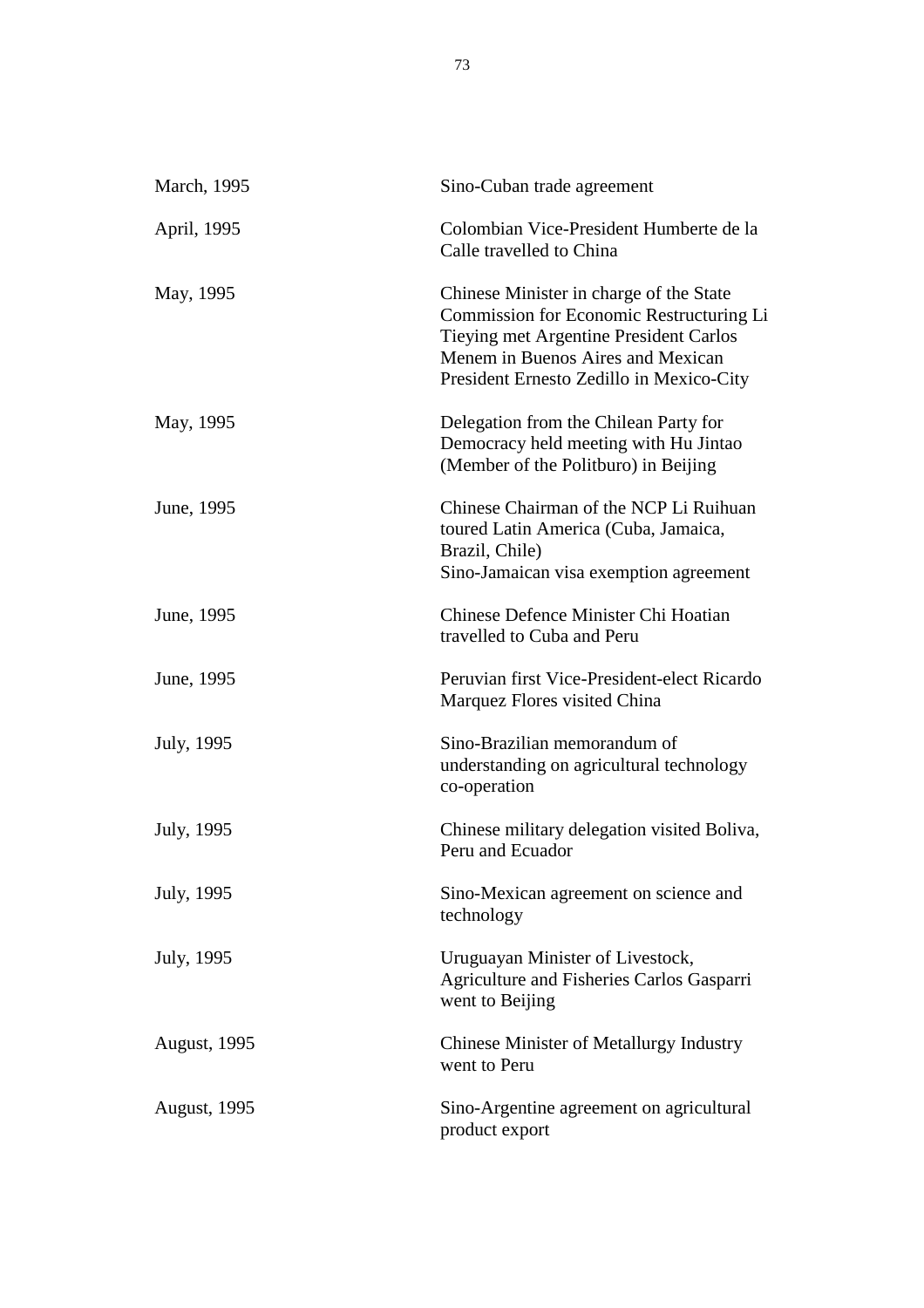| | |
|---|---|
| March, 1995 | Sino-Cuban trade agreement |
| April, 1995 | Colombian Vice-President Humberte de la Calle travelled to China |
| May, 1995 | Chinese Minister in charge of the State Commission for Economic Restructuring Li Tieying met Argentine President Carlos Menem in Buenos Aires and Mexican President Ernesto Zedillo in Mexico-City |
| May, 1995 | Delegation from the Chilean Party for Democracy held meeting with Hu Jintao (Member of the Politburo) in Beijing |
| June, 1995 | Chinese Chairman of the NCP Li Ruihuan toured Latin America (Cuba, Jamaica, Brazil, Chile)<br>Sino-Jamaican visa exemption agreement |
| June, 1995 | Chinese Defence Minister Chi Hoatian travelled to Cuba and Peru |
| June, 1995 | Peruvian first Vice-President-elect Ricardo Marquez Flores visited China |
| July, 1995 | Sino-Brazilian memorandum of understanding on agricultural technology co-operation |
| July, 1995 | Chinese military delegation visited Boliva, Peru and Ecuador |
| July, 1995 | Sino-Mexican agreement on science and technology |
| July, 1995 | Uruguayan Minister of Livestock, Agriculture and Fisheries Carlos Gasparri went to Beijing |
| August, 1995 | Chinese Minister of Metallurgy Industry went to Peru |
| August, 1995 | Sino-Argentine agreement on agricultural product export |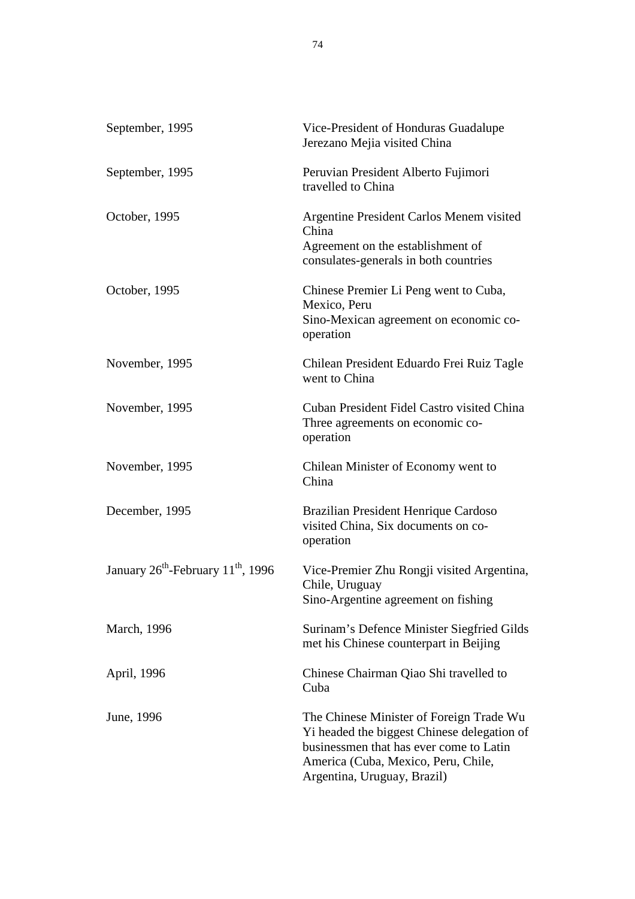| | |
|---|---|
| September, 1995 | Vice-President of Honduras Guadalupe Jerezano Mejia visited China |
| September, 1995 | Peruvian President Alberto Fujimori travelled to China |
| October, 1995 | Argentine President Carlos Menem visited China<br>Agreement on the establishment of consulates-generals in both countries |
| October, 1995 | Chinese Premier Li Peng went to Cuba, Mexico, Peru<br>Sino-Mexican agreement on economic co-operation |
| November, 1995 | Chilean President Eduardo Frei Ruiz Tagle went to China |
| November, 1995 | Cuban President Fidel Castro visited China<br>Three agreements on economic co-operation |
| November, 1995 | Chilean Minister of Economy went to China |
| December, 1995 | Brazilian President Henrique Cardoso visited China, Six documents on co-operation |
| January 26th-February 11th, 1996 | Vice-Premier Zhu Rongji visited Argentina, Chile, Uruguay<br>Sino-Argentine agreement on fishing |
| March, 1996 | Surinam's Defence Minister Siegfried Gilds met his Chinese counterpart in Beijing |
| April, 1996 | Chinese Chairman Qiao Shi travelled to Cuba |
| June, 1996 | The Chinese Minister of Foreign Trade Wu Yi headed the biggest Chinese delegation of businessmen that has ever come to Latin America (Cuba, Mexico, Peru, Chile, Argentina, Uruguay, Brazil) |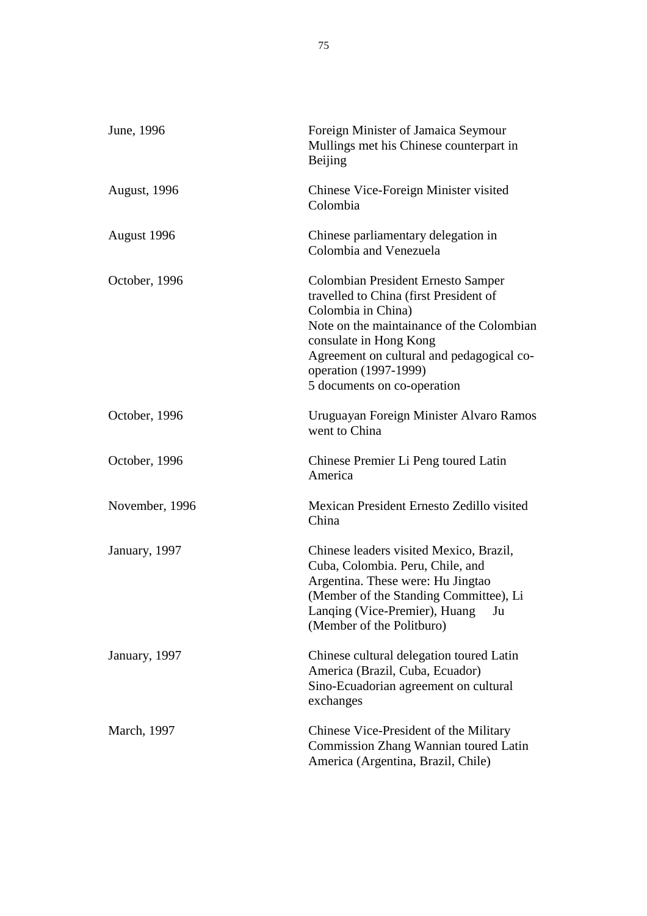| | |
|---|---|
| June, 1996 | Foreign Minister of Jamaica Seymour Mullings met his Chinese counterpart in Beijing |
| August, 1996 | Chinese Vice-Foreign Minister visited Colombia |
| August 1996 | Chinese parliamentary delegation in Colombia and Venezuela |
| October, 1996 | Colombian President Ernesto Samper travelled to China (first President of Colombia in China)<br>Note on the maintainance of the Colombian consulate in Hong Kong<br>Agreement on cultural and pedagogical co-operation (1997-1999)<br>5 documents on co-operation |
| October, 1996 | Uruguayan Foreign Minister Alvaro Ramos went to China |
| October, 1996 | Chinese Premier Li Peng toured Latin America |
| November, 1996 | Mexican President Ernesto Zedillo visited China |
| January, 1997 | Chinese leaders visited Mexico, Brazil, Cuba, Colombia. Peru, Chile, and Argentina. These were: Hu Jingtao (Member of the Standing Committee), Li Lanqing (Vice-Premier), Huang Ju (Member of the Politburo) |
| January, 1997 | Chinese cultural delegation toured Latin America (Brazil, Cuba, Ecuador)<br>Sino-Ecuadorian agreement on cultural exchanges |
| March, 1997 | Chinese Vice-President of the Military Commission Zhang Wannian toured Latin America (Argentina, Brazil, Chile) |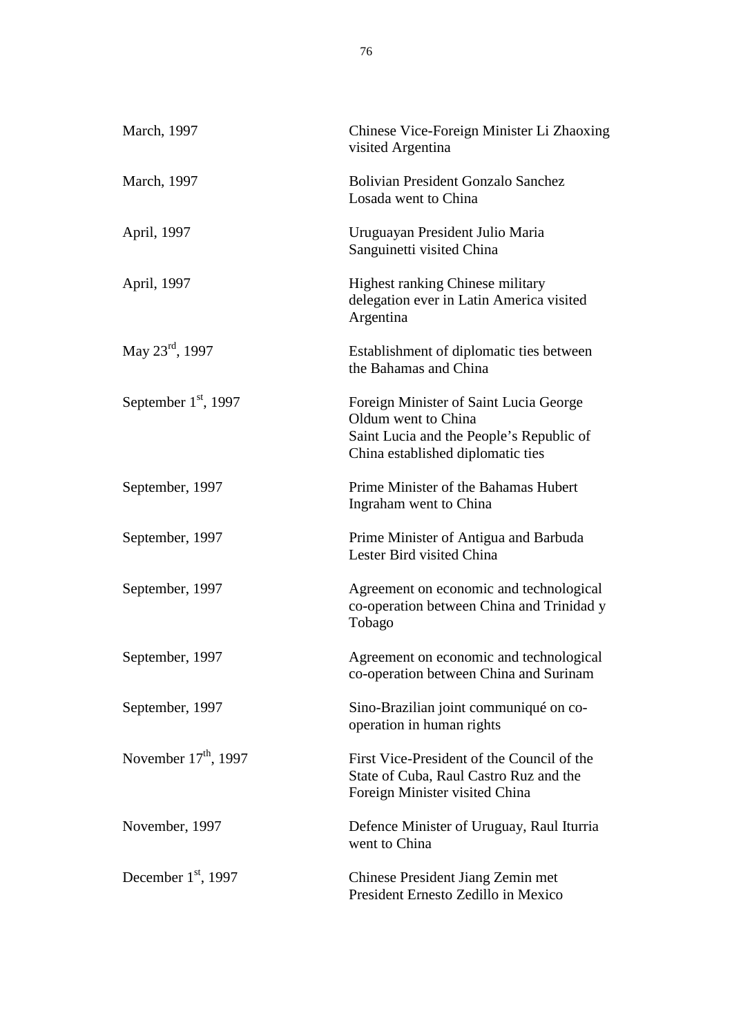| | |
|---|---|
| March, 1997 | Chinese Vice-Foreign Minister Li Zhaoxing visited Argentina |
| March, 1997 | Bolivian President Gonzalo Sanchez Losada went to China |
| April, 1997 | Uruguayan President Julio Maria Sanguinetti visited China |
| April, 1997 | Highest ranking Chinese military delegation ever in Latin America visited Argentina |
| May 23rd, 1997 | Establishment of diplomatic ties between the Bahamas and China |
| September 1st, 1997 | Foreign Minister of Saint Lucia George Oldum went to China<br>Saint Lucia and the People's Republic of China established diplomatic ties |
| September, 1997 | Prime Minister of the Bahamas Hubert Ingraham went to China |
| September, 1997 | Prime Minister of Antigua and Barbuda Lester Bird visited China |
| September, 1997 | Agreement on economic and technological co-operation between China and Trinidad y Tobago |
| September, 1997 | Agreement on economic and technological co-operation between China and Surinam |
| September, 1997 | Sino-Brazilian joint communiqué on co-operation in human rights |
| November 17th, 1997 | First Vice-President of the Council of the State of Cuba, Raul Castro Ruz and the Foreign Minister visited China |
| November, 1997 | Defence Minister of Uruguay, Raul Iturria went to China |
| December 1st, 1997 | Chinese President Jiang Zemin met President Ernesto Zedillo in Mexico |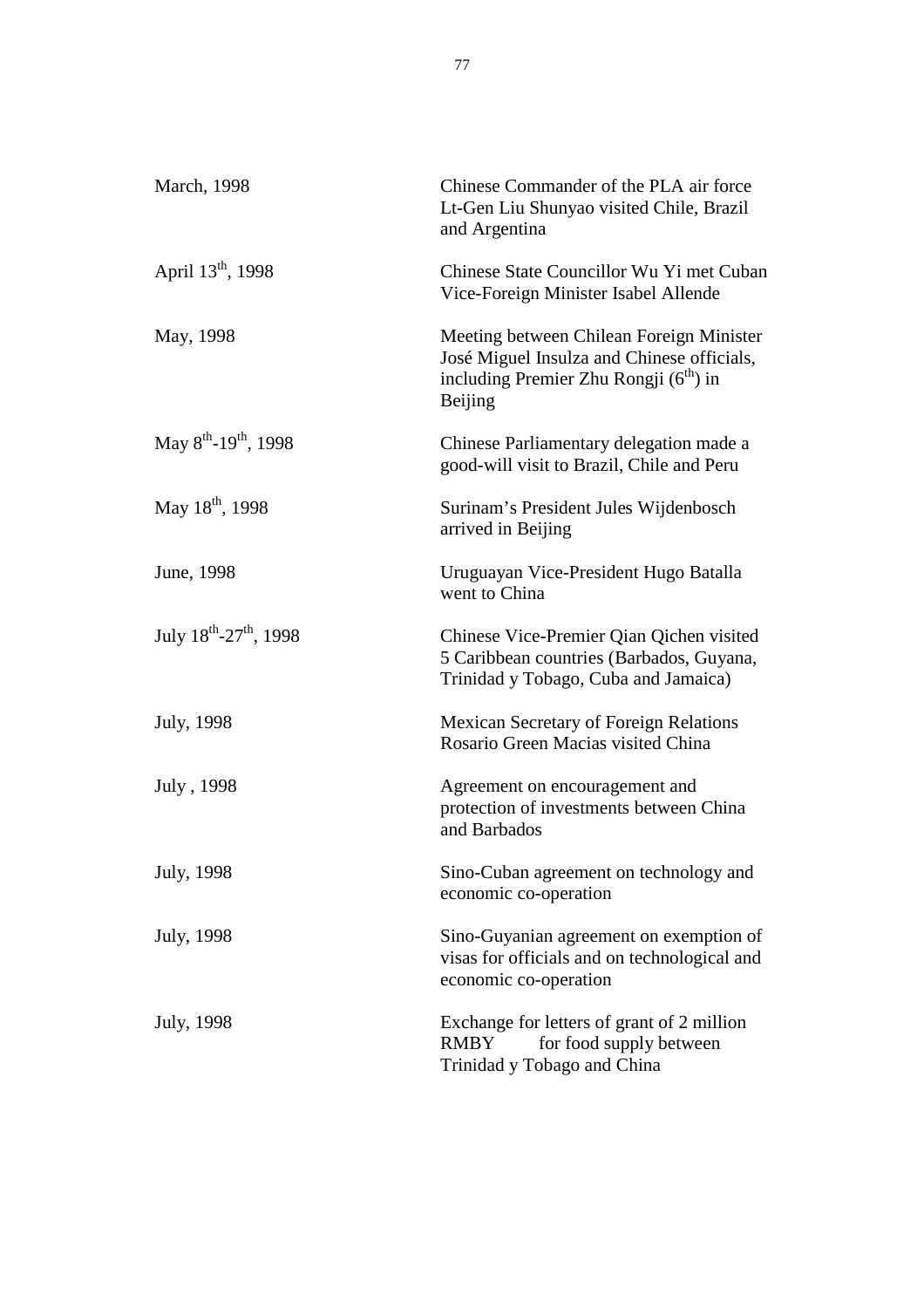| | |
|---|---|
| March, 1998 | Chinese Commander of the PLA air force Lt-Gen Liu Shunyao visited Chile, Brazil and Argentina |
| April 13th, 1998 | Chinese State Councillor Wu Yi met Cuban Vice-Foreign Minister Isabel Allende |
| May, 1998 | Meeting between Chilean Foreign Minister José Miguel Insulza and Chinese officials, including Premier Zhu Rongji (6th) in Beijing |
| May 8th-19th, 1998 | Chinese Parliamentary delegation made a good-will visit to Brazil, Chile and Peru |
| May 18th, 1998 | Surinam's President Jules Wijdenbosch arrived in Beijing |
| June, 1998 | Uruguayan Vice-President Hugo Batalla went to China |
| July 18th-27th, 1998 | Chinese Vice-Premier Qian Qichen visited 5 Caribbean countries (Barbados, Guyana, Trinidad y Tobago, Cuba and Jamaica) |
| July, 1998 | Mexican Secretary of Foreign Relations Rosario Green Macias visited China |
| July , 1998 | Agreement on encouragement and protection of investments between China and Barbados |
| July, 1998 | Sino-Cuban agreement on technology and economic co-operation |
| July, 1998 | Sino-Guyanian agreement on exemption of visas for officials and on technological and economic co-operation |
| July, 1998 | Exchange for letters of grant of 2 million RMBY for food supply between Trinidad y Tobago and China |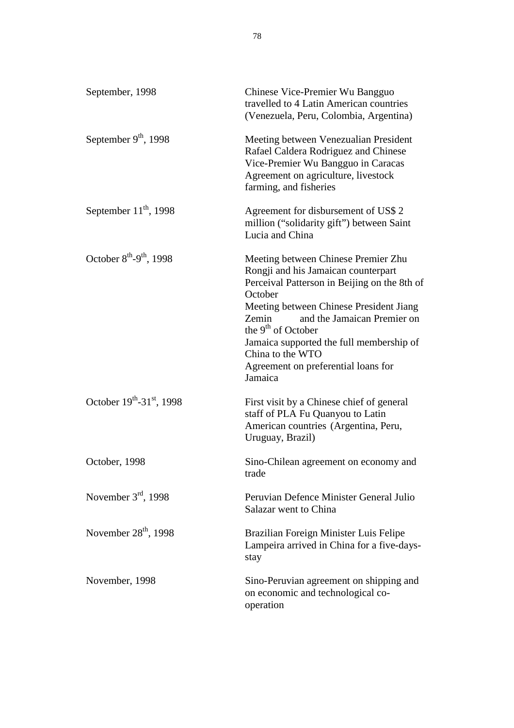| | |
|---|---|
| September, 1998 | Chinese Vice-Premier Wu Bangguo travelled to 4 Latin American countries (Venezuela, Peru, Colombia, Argentina) |
| September 9th, 1998 | Meeting between Venezualian President Rafael Caldera Rodriguez and Chinese Vice-Premier Wu Bangguo in Caracas<br>Agreement on agriculture, livestock farming, and fisheries |
| September 11th, 1998 | Agreement for disbursement of US$ 2 million ("solidarity gift") between Saint Lucia and China |
| October 8th-9th, 1998 | Meeting between Chinese Premier Zhu Rongji and his Jamaican counterpart Perceival Patterson in Beijing on the 8th of October<br>Meeting between Chinese President Jiang Zemin and the Jamaican Premier on the 9th of October<br>Jamaica supported the full membership of China to the WTO<br>Agreement on preferential loans for Jamaica |
| October 19th-31st, 1998 | First visit by a Chinese chief of general staff of PLA Fu Quanyou to Latin American countries (Argentina, Peru, Uruguay, Brazil) |
| October, 1998 | Sino-Chilean agreement on economy and trade |
| November 3rd, 1998 | Peruvian Defence Minister General Julio Salazar went to China |
| November 28th, 1998 | Brazilian Foreign Minister Luis Felipe Lampeira arrived in China for a five-days-stay |
| November, 1998 | Sino-Peruvian agreement on shipping and on economic and technological co-operation |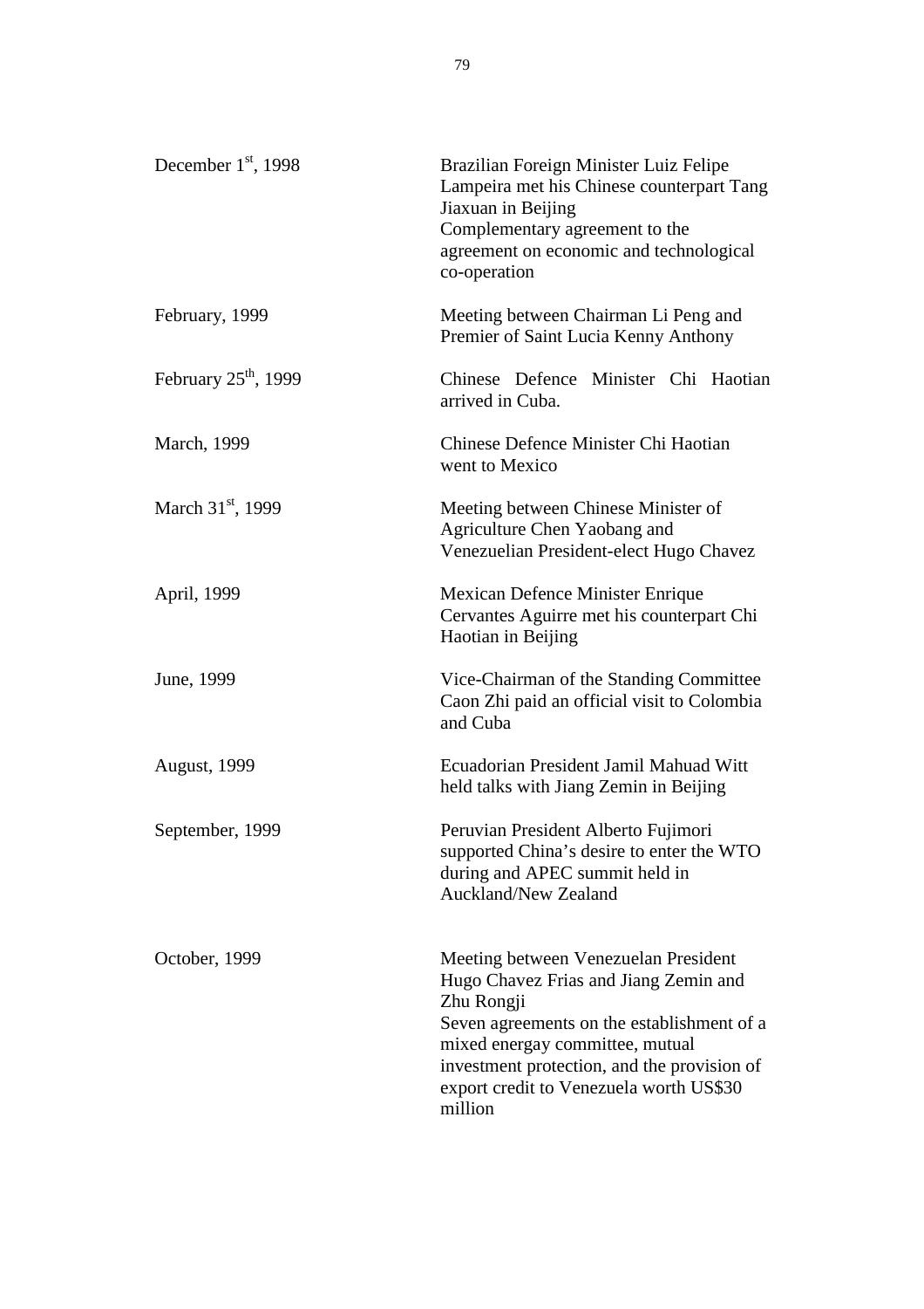| | |
|---|---|
| December 1st, 1998 | Brazilian Foreign Minister Luiz Felipe Lampeira met his Chinese counterpart Tang Jiaxuan in Beijing<br>Complementary agreement to the agreement on economic and technological co-operation |
| February, 1999 | Meeting between Chairman Li Peng and Premier of Saint Lucia Kenny Anthony |
| February 25th, 1999 | Chinese Defence Minister Chi Haotian arrived in Cuba. |
| March, 1999 | Chinese Defence Minister Chi Haotian went to Mexico |
| March 31st, 1999 | Meeting between Chinese Minister of Agriculture Chen Yaobang and Venezuelian President-elect Hugo Chavez |
| April, 1999 | Mexican Defence Minister Enrique Cervantes Aguirre met his counterpart Chi Haotian in Beijing |
| June, 1999 | Vice-Chairman of the Standing Committee Caon Zhi paid an official visit to Colombia and Cuba |
| August, 1999 | Ecuadorian President Jamil Mahuad Witt held talks with Jiang Zemin in Beijing |
| September, 1999 | Peruvian President Alberto Fujimori supported China's desire to enter the WTO during and APEC summit held in Auckland/New Zealand |
| October, 1999 | Meeting between Venezuelan President Hugo Chavez Frias and Jiang Zemin and Zhu Rongji<br>Seven agreements on the establishment of a mixed energay committee, mutual investment protection, and the provision of export credit to Venezuela worth US$30 million |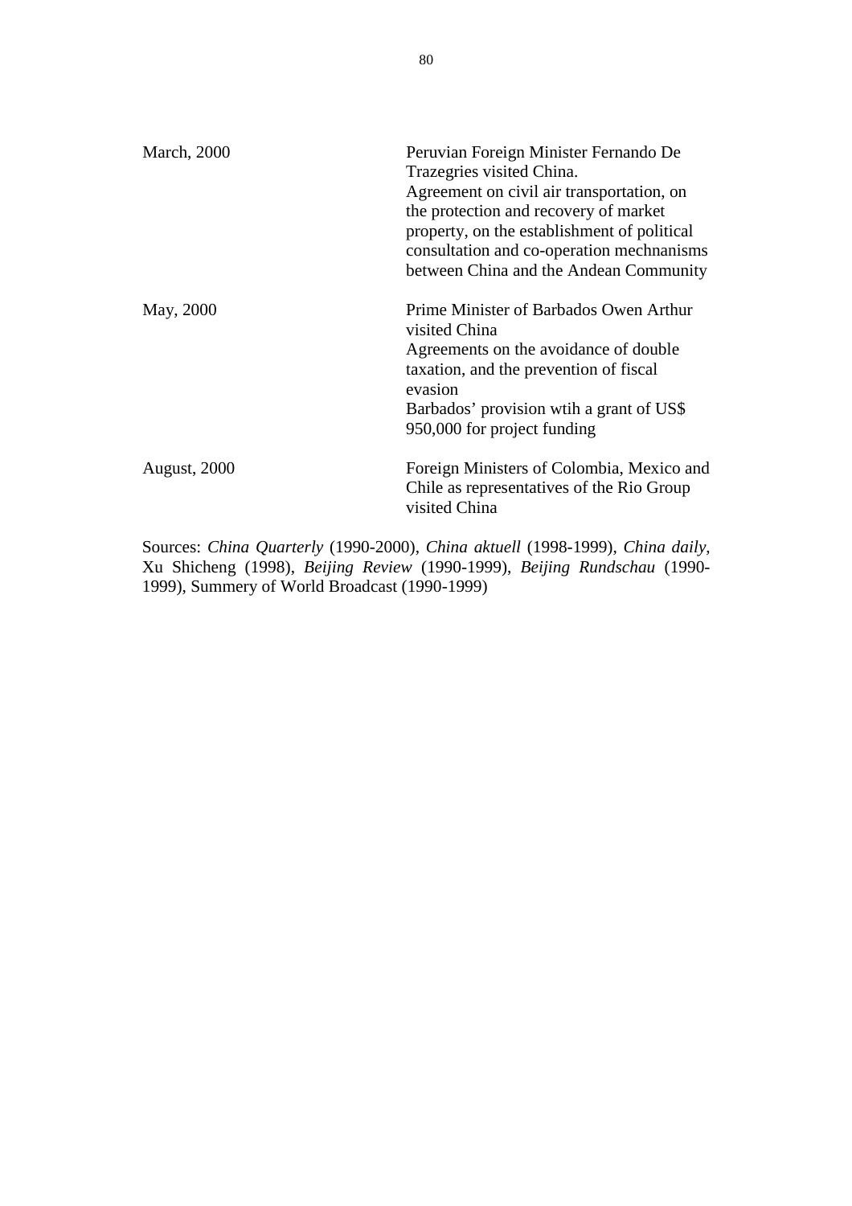| | |
|---|---|
| March, 2000 | Peruvian Foreign Minister Fernando De Trazegries visited China.<br>Agreement on civil air transportation, on the protection and recovery of market property, on the establishment of political consultation and co-operation mechnanisms between China and the Andean Community |
| May, 2000 | Prime Minister of Barbados Owen Arthur visited China<br>Agreements on the avoidance of double taxation, and the prevention of fiscal evasion<br>Barbados' provision wtih a grant of US$ 950,000 for project funding |
| August, 2000 | Foreign Ministers of Colombia, Mexico and Chile as representatives of the Rio Group visited China |

Sources: *China Quarterly* (1990-2000), *China aktuell* (1998-1999), *China daily*, Xu Shicheng (1998), *Beijing Review* (1990-1999), *Beijing Rundschau* (1990-1999), Summery of World Broadcast (1990-1999)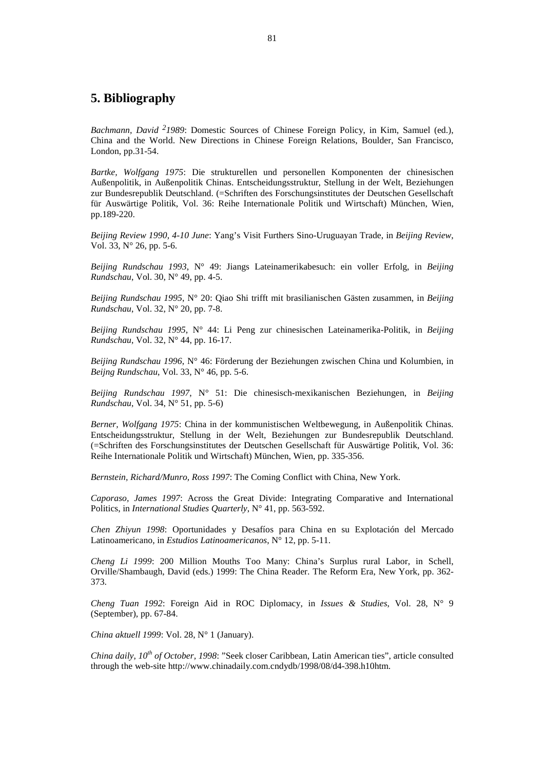## 5. Bibliography

*Bachmann, David [2]1989*: Domestic Sources of Chinese Foreign Policy, in Kim, Samuel (ed.), China and the World. New Directions in Chinese Foreign Relations, Boulder, San Francisco, London, pp.31-54.

*Bartke, Wolfgang 1975*: Die strukturellen und personellen Komponenten der chinesischen Außenpolitik, in Außenpolitik Chinas. Entscheidungsstruktur, Stellung in der Welt, Beziehungen zur Bundesrepublik Deutschland. (=Schriften des Forschungsinstitutes der Deutschen Gesellschaft für Auswärtige Politik, Vol. 36: Reihe Internationale Politik und Wirtschaft) München, Wien, pp.189-220.

*Beijing Review 1990, 4-10 June*: Yang's Visit Furthers Sino-Uruguayan Trade, in *Beijing Review*, Vol. 33, N° 26, pp. 5-6.

*Beijing Rundschau 1993*, N° 49: Jiangs Lateinamerikabesuch: ein voller Erfolg, in *Beijing Rundschau*, Vol. 30, N° 49, pp. 4-5.

*Beijing Rundschau 1995*, N° 20: Qiao Shi trifft mit brasilianischen Gästen zusammen, in *Beijing Rundschau*, Vol. 32, N° 20, pp. 7-8.

*Beijing Rundschau 1995*, N° 44: Li Peng zur chinesischen Lateinamerika-Politik, in *Beijing Rundschau*, Vol. 32, N° 44, pp. 16-17.

*Beijing Rundschau 1996*, N° 46: Förderung der Beziehungen zwischen China und Kolumbien, in *Beijng Rundschau*, Vol. 33, N° 46, pp. 5-6.

*Beijing Rundschau 1997*, N° 51: Die chinesisch-mexikanischen Beziehungen, in *Beijing Rundschau*, Vol. 34, N° 51, pp. 5-6)

*Berner, Wolfgang 1975*: China in der kommunistischen Weltbewegung, in Außenpolitik Chinas. Entscheidungsstruktur, Stellung in der Welt, Beziehungen zur Bundesrepublik Deutschland. (=Schriften des Forschungsinstitutes der Deutschen Gesellschaft für Auswärtige Politik, Vol. 36: Reihe Internationale Politik und Wirtschaft) München, Wien, pp. 335-356.

*Bernstein, Richard/Munro, Ross 1997*: The Coming Conflict with China, New York.

*Caporaso, James 1997*: Across the Great Divide: Integrating Comparative and International Politics, in *International Studies Quarterly*, N° 41, pp. 563-592.

*Chen Zhiyun 1998*: Oportunidades y Desafíos para China en su Explotación del Mercado Latinoamericano, in *Estudios Latinoamericanos*, N° 12, pp. 5-11.

*Cheng Li 1999*: 200 Million Mouths Too Many: China's Surplus rural Labor, in Schell, Orville/Shambaugh, David (eds.) 1999: The China Reader. The Reform Era, New York, pp. 362-373.

*Cheng Tuan 1992*: Foreign Aid in ROC Diplomacy, in *Issues & Studies*, Vol. 28, N° 9 (September), pp. 67-84.

*China aktuell 1999*: Vol. 28, N° 1 (January).

*China daily, 10th of October, 1998*: "Seek closer Caribbean, Latin American ties", article consulted through the web-site http://www.chinadaily.com.cndydb/1998/08/d4-398.h10htm.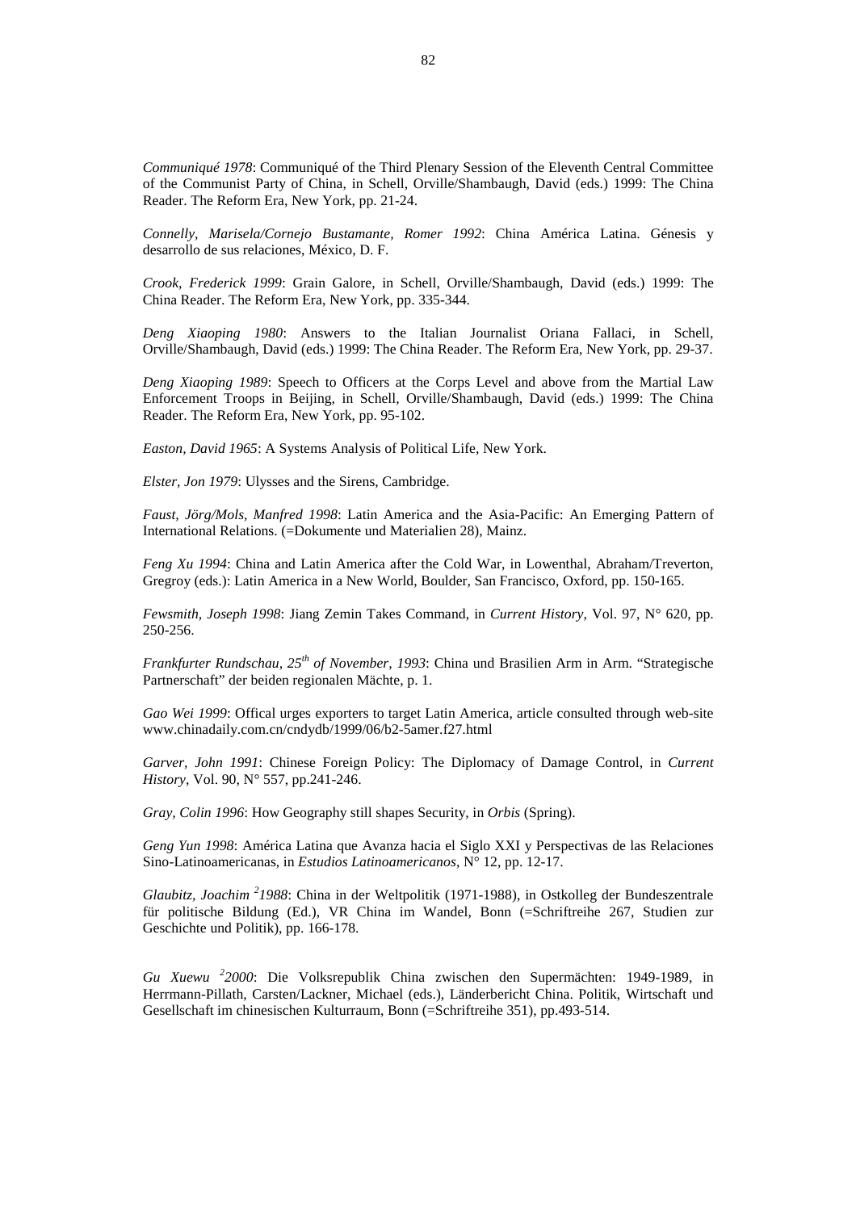*Communiqué 1978*: Communiqué of the Third Plenary Session of the Eleventh Central Committee of the Communist Party of China, in Schell, Orville/Shambaugh, David (eds.) 1999: The China Reader. The Reform Era, New York, pp. 21-24.

*Connelly, Marisela/Cornejo Bustamante, Romer 1992*: China América Latina. Génesis y desarrollo de sus relaciones, México, D. F.

*Crook, Frederick 1999*: Grain Galore, in Schell, Orville/Shambaugh, David (eds.) 1999: The China Reader. The Reform Era, New York, pp. 335-344.

*Deng Xiaoping 1980*: Answers to the Italian Journalist Oriana Fallaci, in Schell, Orville/Shambaugh, David (eds.) 1999: The China Reader. The Reform Era, New York, pp. 29-37.

*Deng Xiaoping 1989*: Speech to Officers at the Corps Level and above from the Martial Law Enforcement Troops in Beijing, in Schell, Orville/Shambaugh, David (eds.) 1999: The China Reader. The Reform Era, New York, pp. 95-102.

*Easton, David 1965*: A Systems Analysis of Political Life, New York.

*Elster, Jon 1979*: Ulysses and the Sirens, Cambridge.

*Faust, Jörg/Mols, Manfred 1998*: Latin America and the Asia-Pacific: An Emerging Pattern of International Relations. (=Dokumente und Materialien 28), Mainz.

*Feng Xu 1994*: China and Latin America after the Cold War, in Lowenthal, Abraham/Treverton, Gregroy (eds.): Latin America in a New World, Boulder, San Francisco, Oxford, pp. 150-165.

*Fewsmith, Joseph 1998*: Jiang Zemin Takes Command, in *Current History*, Vol. 97, N° 620, pp. 250-256.

*Frankfurter Rundschau, 25th of November, 1993*: China und Brasilien Arm in Arm. "Strategische Partnerschaft" der beiden regionalen Mächte, p. 1.

*Gao Wei 1999*: Offical urges exporters to target Latin America, article consulted through web-site www.chinadaily.com.cn/cndydb/1999/06/b2-5amer.f27.html

*Garver, John 1991*: Chinese Foreign Policy: The Diplomacy of Damage Control, in *Current History*, Vol. 90, N° 557, pp.241-246.

*Gray, Colin 1996*: How Geography still shapes Security, in *Orbis* (Spring).

*Geng Yun 1998*: América Latina que Avanza hacia el Siglo XXI y Perspectivas de las Relaciones Sino-Latinoamericanas, in *Estudios Latinoamericanos*, N° 12, pp. 12-17.

*Glaubitz, Joachim 21988*: China in der Weltpolitik (1971-1988), in Ostkolleg der Bundeszentrale für politische Bildung (Ed.), VR China im Wandel, Bonn (=Schriftreihe 267, Studien zur Geschichte und Politik), pp. 166-178.

*Gu Xuewu 22000*: Die Volksrepublik China zwischen den Supermächten: 1949-1989, in Herrmann-Pillath, Carsten/Lackner, Michael (eds.), Länderbericht China. Politik, Wirtschaft und Gesellschaft im chinesischen Kulturraum, Bonn (=Schriftreihe 351), pp.493-514.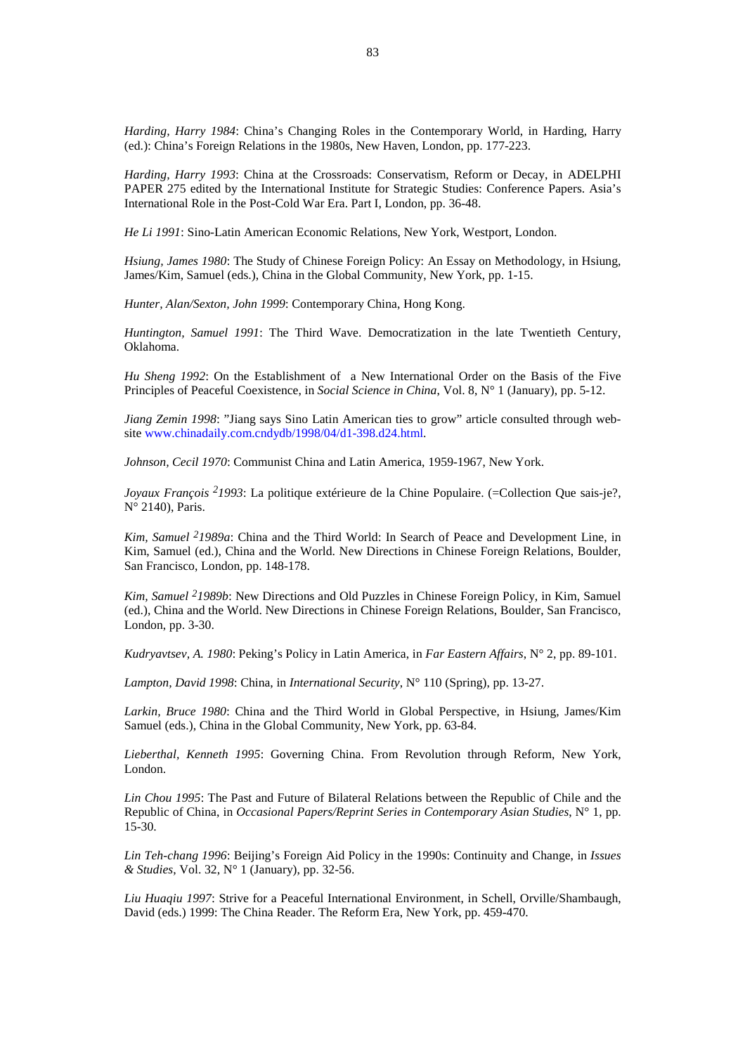*Harding, Harry 1984*: China's Changing Roles in the Contemporary World, in Harding, Harry (ed.): China's Foreign Relations in the 1980s, New Haven, London, pp. 177-223.

*Harding, Harry 1993*: China at the Crossroads: Conservatism, Reform or Decay, in ADELPHI PAPER 275 edited by the International Institute for Strategic Studies: Conference Papers. Asia's International Role in the Post-Cold War Era. Part I, London, pp. 36-48.

*He Li 1991*: Sino-Latin American Economic Relations, New York, Westport, London.

*Hsiung, James 1980*: The Study of Chinese Foreign Policy: An Essay on Methodology, in Hsiung, James/Kim, Samuel (eds.), China in the Global Community, New York, pp. 1-15.

*Hunter, Alan/Sexton, John 1999*: Contemporary China, Hong Kong.

*Huntington, Samuel 1991*: The Third Wave. Democratization in the late Twentieth Century, Oklahoma.

*Hu Sheng 1992*: On the Establishment of a New International Order on the Basis of the Five Principles of Peaceful Coexistence, in *Social Science in China*, Vol. 8, N° 1 (January), pp. 5-12.

*Jiang Zemin 1998*: "Jiang says Sino Latin American ties to grow" article consulted through web-site www.chinadaily.com.cndydb/1998/04/d1-398.d24.html.

*Johnson, Cecil 1970*: Communist China and Latin America, 1959-1967, New York.

*Joyaux François [2]1993*: La politique extérieure de la Chine Populaire. (=Collection Que sais-je?, N° 2140), Paris.

*Kim, Samuel [2]1989a*: China and the Third World: In Search of Peace and Development Line, in Kim, Samuel (ed.), China and the World. New Directions in Chinese Foreign Relations, Boulder, San Francisco, London, pp. 148-178.

*Kim, Samuel [2]1989b*: New Directions and Old Puzzles in Chinese Foreign Policy, in Kim, Samuel (ed.), China and the World. New Directions in Chinese Foreign Relations, Boulder, San Francisco, London, pp. 3-30.

*Kudryavtsev, A. 1980*: Peking's Policy in Latin America, in *Far Eastern Affairs*, N° 2, pp. 89-101.

*Lampton, David 1998*: China, in *International Security*, N° 110 (Spring), pp. 13-27.

*Larkin, Bruce 1980*: China and the Third World in Global Perspective, in Hsiung, James/Kim Samuel (eds.), China in the Global Community, New York, pp. 63-84.

*Lieberthal, Kenneth 1995*: Governing China. From Revolution through Reform, New York, London.

*Lin Chou 1995*: The Past and Future of Bilateral Relations between the Republic of Chile and the Republic of China, in *Occasional Papers/Reprint Series in Contemporary Asian Studies*, N° 1, pp. 15-30.

*Lin Teh-chang 1996*: Beijing's Foreign Aid Policy in the 1990s: Continuity and Change, in *Issues & Studies*, Vol. 32, N° 1 (January), pp. 32-56.

*Liu Huaqiu 1997*: Strive for a Peaceful International Environment, in Schell, Orville/Shambaugh, David (eds.) 1999: The China Reader. The Reform Era, New York, pp. 459-470.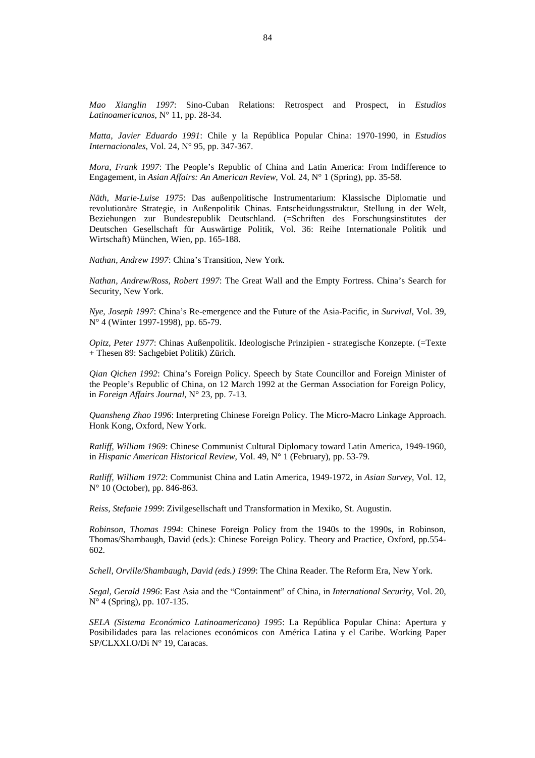*Mao Xianglin 1997*: Sino-Cuban Relations: Retrospect and Prospect, in *Estudios Latinoamericanos*, N° 11, pp. 28-34.

*Matta, Javier Eduardo 1991*: Chile y la República Popular China: 1970-1990, in *Estudios Internacionales*, Vol. 24, N° 95, pp. 347-367.

*Mora, Frank 1997*: The People's Republic of China and Latin America: From Indifference to Engagement, in *Asian Affairs: An American Review*, Vol. 24, N° 1 (Spring), pp. 35-58.

*Näth, Marie-Luise 1975*: Das außenpolitische Instrumentarium: Klassische Diplomatie und revolutionäre Strategie, in Außenpolitik Chinas. Entscheidungsstruktur, Stellung in der Welt, Beziehungen zur Bundesrepublik Deutschland. (=Schriften des Forschungsinstitutes der Deutschen Gesellschaft für Auswärtige Politik, Vol. 36: Reihe Internationale Politik und Wirtschaft) München, Wien, pp. 165-188.

*Nathan, Andrew 1997*: China's Transition, New York.

*Nathan, Andrew/Ross, Robert 1997*: The Great Wall and the Empty Fortress. China's Search for Security, New York.

*Nye, Joseph 1997*: China's Re-emergence and the Future of the Asia-Pacific, in *Survival*, Vol. 39, N° 4 (Winter 1997-1998), pp. 65-79.

*Opitz, Peter 1977*: Chinas Außenpolitik. Ideologische Prinzipien - strategische Konzepte. (=Texte + Thesen 89: Sachgebiet Politik) Zürich.

*Qian Qichen 1992*: China's Foreign Policy. Speech by State Councillor and Foreign Minister of the People's Republic of China, on 12 March 1992 at the German Association for Foreign Policy, in *Foreign Affairs Journal*, N° 23, pp. 7-13.

*Quansheng Zhao 1996*: Interpreting Chinese Foreign Policy. The Micro-Macro Linkage Approach. Honk Kong, Oxford, New York.

*Ratliff, William 1969*: Chinese Communist Cultural Diplomacy toward Latin America, 1949-1960, in *Hispanic American Historical Review*, Vol. 49, N° 1 (February), pp. 53-79.

*Ratliff, William 1972*: Communist China and Latin America, 1949-1972, in *Asian Survey*, Vol. 12, N° 10 (October), pp. 846-863.

*Reiss, Stefanie 1999*: Zivilgesellschaft und Transformation in Mexiko, St. Augustin.

*Robinson, Thomas 1994*: Chinese Foreign Policy from the 1940s to the 1990s, in Robinson, Thomas/Shambaugh, David (eds.): Chinese Foreign Policy. Theory and Practice, Oxford, pp.554-602.

*Schell, Orville/Shambaugh, David (eds.) 1999*: The China Reader. The Reform Era, New York.

*Segal, Gerald 1996*: East Asia and the "Containment" of China, in *International Security*, Vol. 20, N° 4 (Spring), pp. 107-135.

*SELA (Sistema Económico Latinoamericano) 1995*: La República Popular China: Apertura y Posibilidades para las relaciones económicos con América Latina y el Caribe. Working Paper SP/CLXXI.O/Di N° 19, Caracas.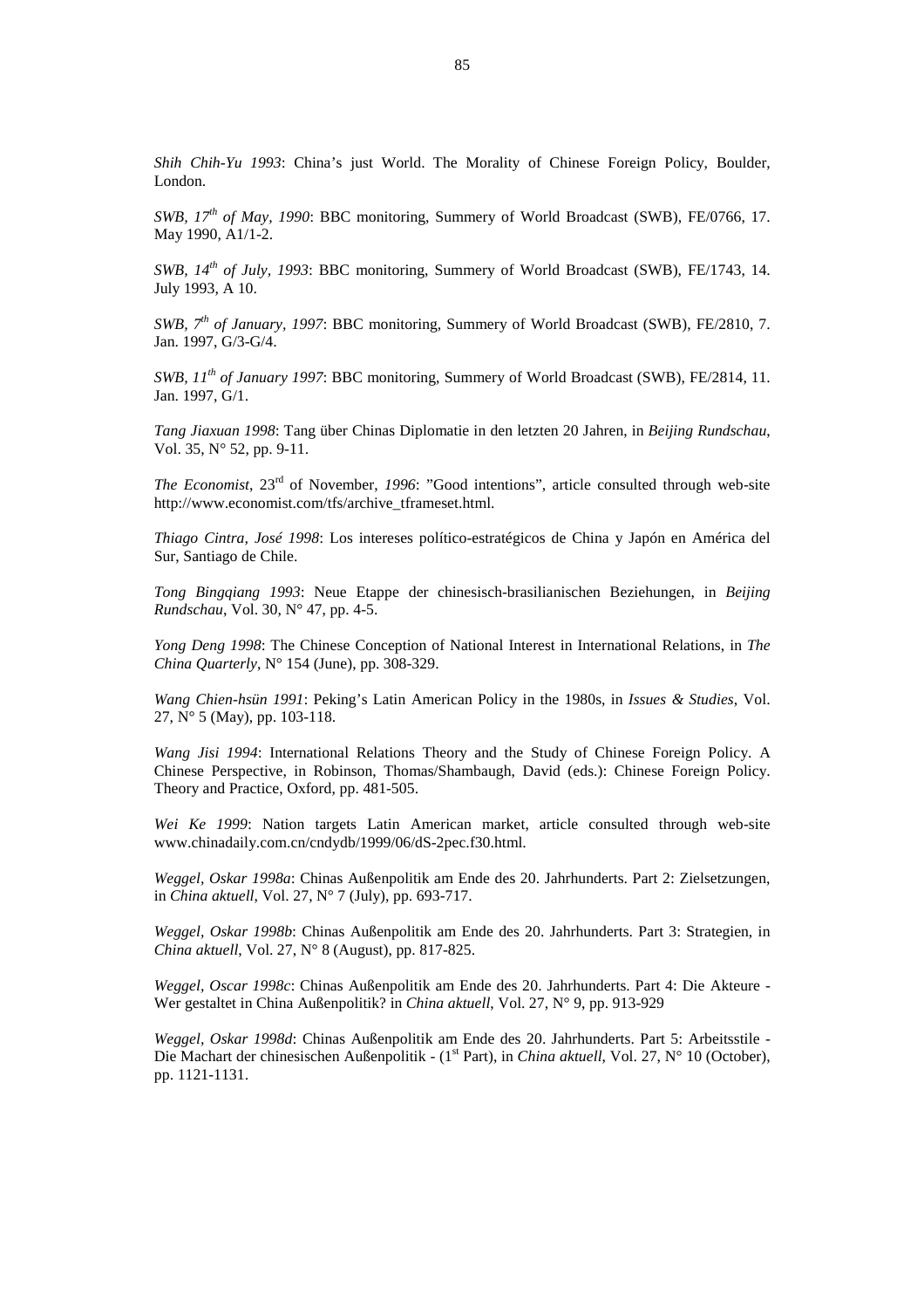*Shih Chih-Yu 1993*: China's just World. The Morality of Chinese Foreign Policy, Boulder, London.

*SWB, 17th of May, 1990*: BBC monitoring, Summery of World Broadcast (SWB), FE/0766, 17. May 1990, A1/1-2.

*SWB, 14th of July, 1993*: BBC monitoring, Summery of World Broadcast (SWB), FE/1743, 14. July 1993, A 10.

*SWB, 7th of January, 1997*: BBC monitoring, Summery of World Broadcast (SWB), FE/2810, 7. Jan. 1997, G/3-G/4.

*SWB, 11th of January 1997*: BBC monitoring, Summery of World Broadcast (SWB), FE/2814, 11. Jan. 1997, G/1.

*Tang Jiaxuan 1998*: Tang über Chinas Diplomatie in den letzten 20 Jahren, in *Beijing Rundschau*, Vol. 35, N° 52, pp. 9-11.

*The Economist*, 23rd of November, *1996*: "Good intentions", article consulted through web-site http://www.economist.com/tfs/archive_tframeset.html.

*Thiago Cintra, José 1998*: Los intereses político-estratégicos de China y Japón en América del Sur, Santiago de Chile.

*Tong Bingqiang 1993*: Neue Etappe der chinesisch-brasilianischen Beziehungen, in *Beijing Rundschau*, Vol. 30, N° 47, pp. 4-5.

*Yong Deng 1998*: The Chinese Conception of National Interest in International Relations, in *The China Quarterly*, N° 154 (June), pp. 308-329.

*Wang Chien-hsün 1991*: Peking's Latin American Policy in the 1980s, in *Issues & Studies*, Vol. 27, N° 5 (May), pp. 103-118.

*Wang Jisi 1994*: International Relations Theory and the Study of Chinese Foreign Policy. A Chinese Perspective, in Robinson, Thomas/Shambaugh, David (eds.): Chinese Foreign Policy. Theory and Practice, Oxford, pp. 481-505.

*Wei Ke 1999*: Nation targets Latin American market, article consulted through web-site www.chinadaily.com.cn/cndydb/1999/06/dS-2pec.f30.html.

*Weggel, Oskar 1998a*: Chinas Außenpolitik am Ende des 20. Jahrhunderts. Part 2: Zielsetzungen, in *China aktuell*, Vol. 27, N° 7 (July), pp. 693-717.

*Weggel, Oskar 1998b*: Chinas Außenpolitik am Ende des 20. Jahrhunderts. Part 3: Strategien, in *China aktuell*, Vol. 27, N° 8 (August), pp. 817-825.

*Weggel, Oscar 1998c*: Chinas Außenpolitik am Ende des 20. Jahrhunderts. Part 4: Die Akteure - Wer gestaltet in China Außenpolitik? in *China aktuell*, Vol. 27, N° 9, pp. 913-929

*Weggel, Oskar 1998d*: Chinas Außenpolitik am Ende des 20. Jahrhunderts. Part 5: Arbeitsstile - Die Machart der chinesischen Außenpolitik - (1st Part), in *China aktuell*, Vol. 27, N° 10 (October), pp. 1121-1131.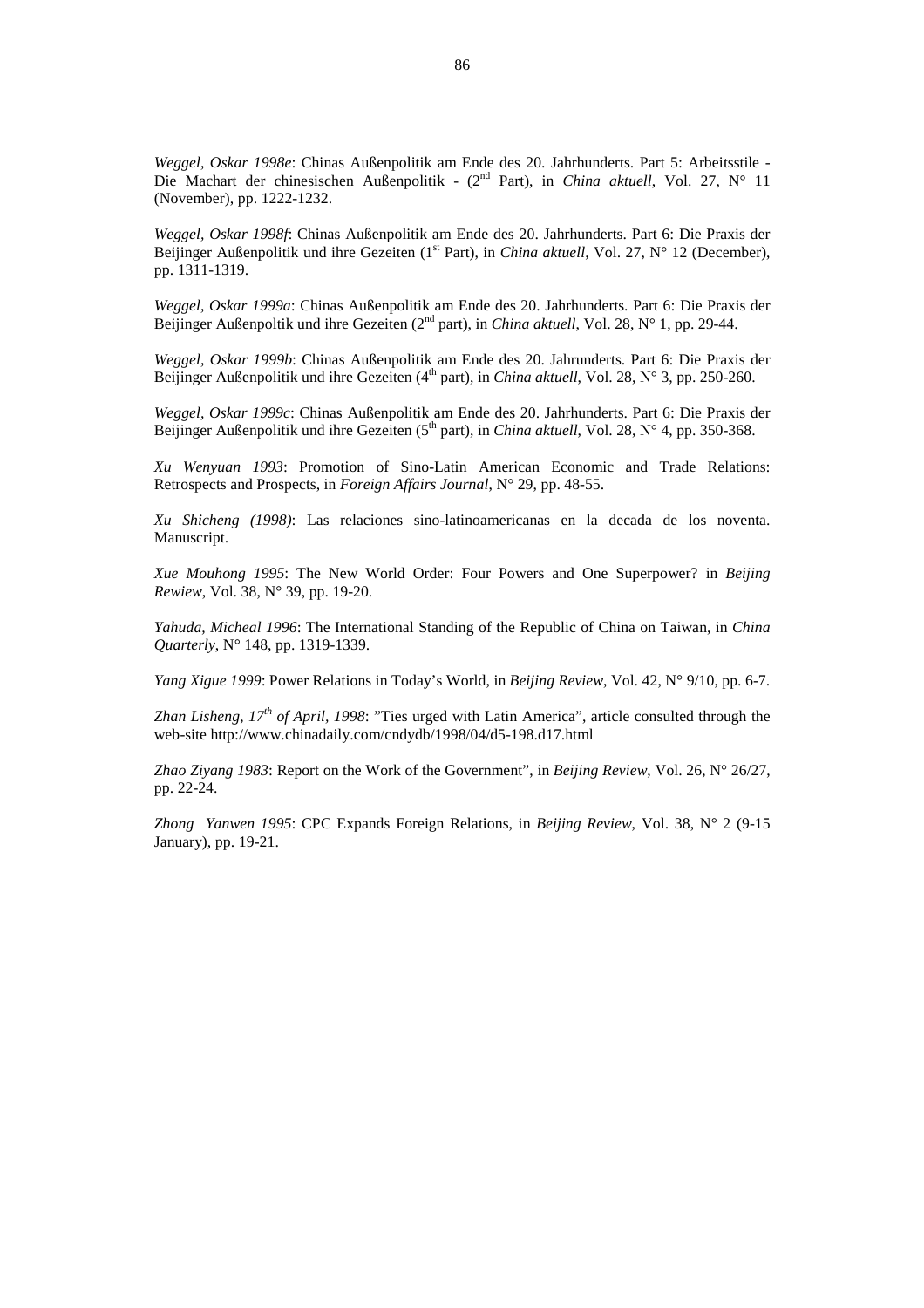*Weggel, Oskar 1998e*: Chinas Außenpolitik am Ende des 20. Jahrhunderts. Part 5: Arbeitsstile - Die Machart der chinesischen Außenpolitik - (2nd Part), in *China aktuell*, Vol. 27, N° 11 (November), pp. 1222-1232.

*Weggel, Oskar 1998f*: Chinas Außenpolitik am Ende des 20. Jahrhunderts. Part 6: Die Praxis der Beijinger Außenpolitik und ihre Gezeiten (1st Part), in *China aktuell*, Vol. 27, N° 12 (December), pp. 1311-1319.

*Weggel, Oskar 1999a*: Chinas Außenpolitik am Ende des 20. Jahrhunderts. Part 6: Die Praxis der Beijinger Außenpoltik und ihre Gezeiten (2nd part), in *China aktuell*, Vol. 28, N° 1, pp. 29-44.

*Weggel, Oskar 1999b*: Chinas Außenpolitik am Ende des 20. Jahrunderts. Part 6: Die Praxis der Beijinger Außenpolitik und ihre Gezeiten (4th part), in *China aktuell*, Vol. 28, N° 3, pp. 250-260.

*Weggel, Oskar 1999c*: Chinas Außenpolitik am Ende des 20. Jahrhunderts. Part 6: Die Praxis der Beijinger Außenpolitik und ihre Gezeiten (5th part), in *China aktuell*, Vol. 28, N° 4, pp. 350-368.

*Xu Wenyuan 1993*: Promotion of Sino-Latin American Economic and Trade Relations: Retrospects and Prospects, in *Foreign Affairs Journal*, N° 29, pp. 48-55.

*Xu Shicheng (1998)*: Las relaciones sino-latinoamericanas en la decada de los noventa. Manuscript.

*Xue Mouhong 1995*: The New World Order: Four Powers and One Superpower? in *Beijing Rewiew*, Vol. 38, N° 39, pp. 19-20.

*Yahuda, Micheal 1996*: The International Standing of the Republic of China on Taiwan, in *China Quarterly*, N° 148, pp. 1319-1339.

*Yang Xigue 1999*: Power Relations in Today's World, in *Beijing Review*, Vol. 42, N° 9/10, pp. 6-7.

*Zhan Lisheng, 17th of April, 1998*: "Ties urged with Latin America", article consulted through the web-site http://www.chinadaily.com/cndydb/1998/04/d5-198.d17.html

*Zhao Ziyang 1983*: Report on the Work of the Government", in *Beijing Review*, Vol. 26, N° 26/27, pp. 22-24.

*Zhong Yanwen 1995*: CPC Expands Foreign Relations, in *Beijing Review*, Vol. 38, N° 2 (9-15 January), pp. 19-21.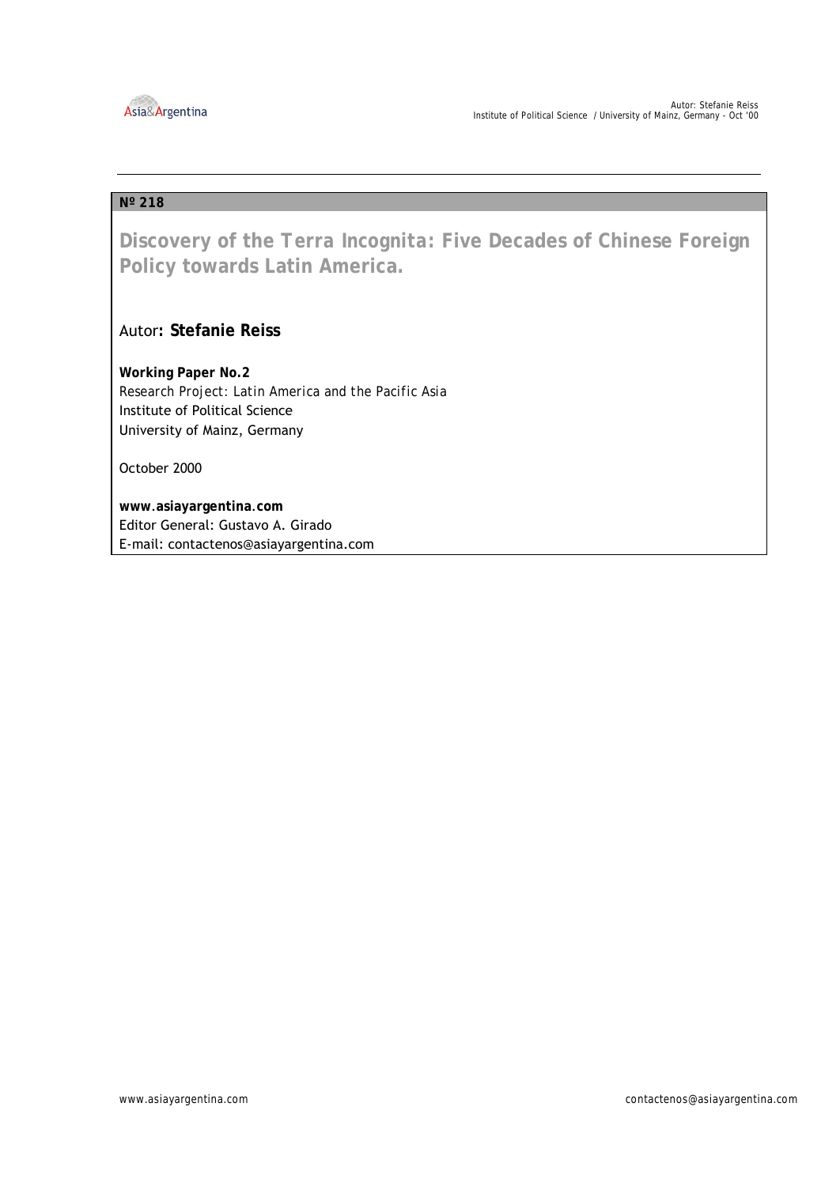**Nº 218**

# Discovery of the Terra Incognita: Five Decades of Chinese Foreign Policy towards Latin America.

Autor**: Stefanie Reiss**

**Working Paper No.2**
Research Project: Latin America and the Pacific Asia
Institute of Political Science
University of Mainz, Germany

October 2000

**www.asiayargentina.com**
Editor General: Gustavo A. Girado
E-mail: contactenos@asiayargentina.com